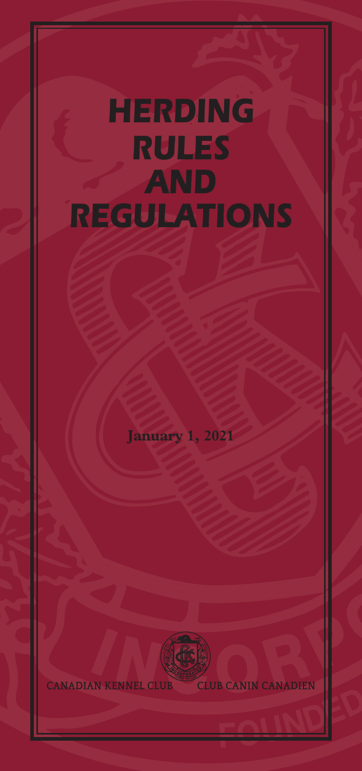# HERDING RULES AND REGULATIONS

**January 1, 2021**

CANADIAN KENNEL CLUB CLUB CANIN CANADIEN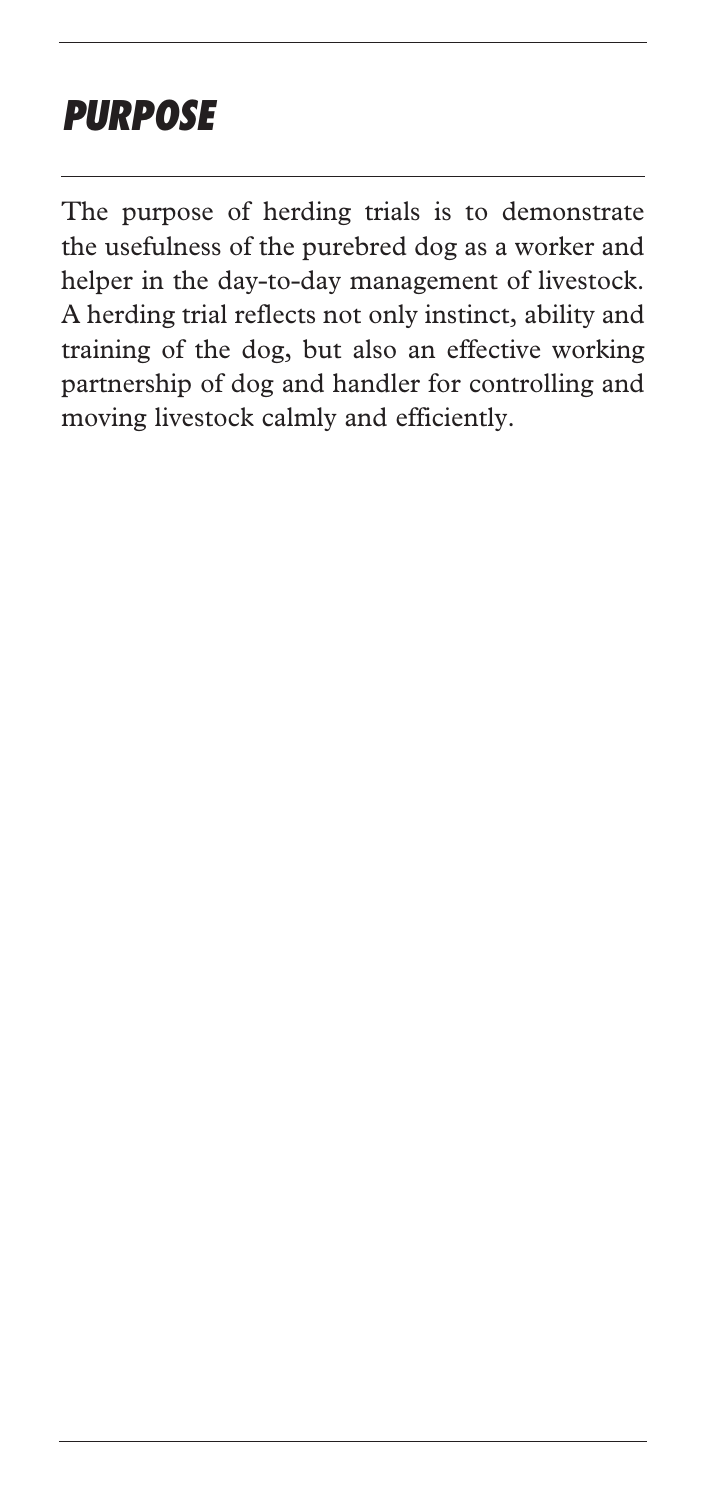# *PURPOSE*

The purpose of herding trials is to demonstrate the usefulness of the purebred dog as a worker and helper in the day-to-day management of livestock. A herding trial reflects not only instinct, ability and training of the dog, but also an effective working partnership of dog and handler for controlling and moving livestock calmly and efficiently.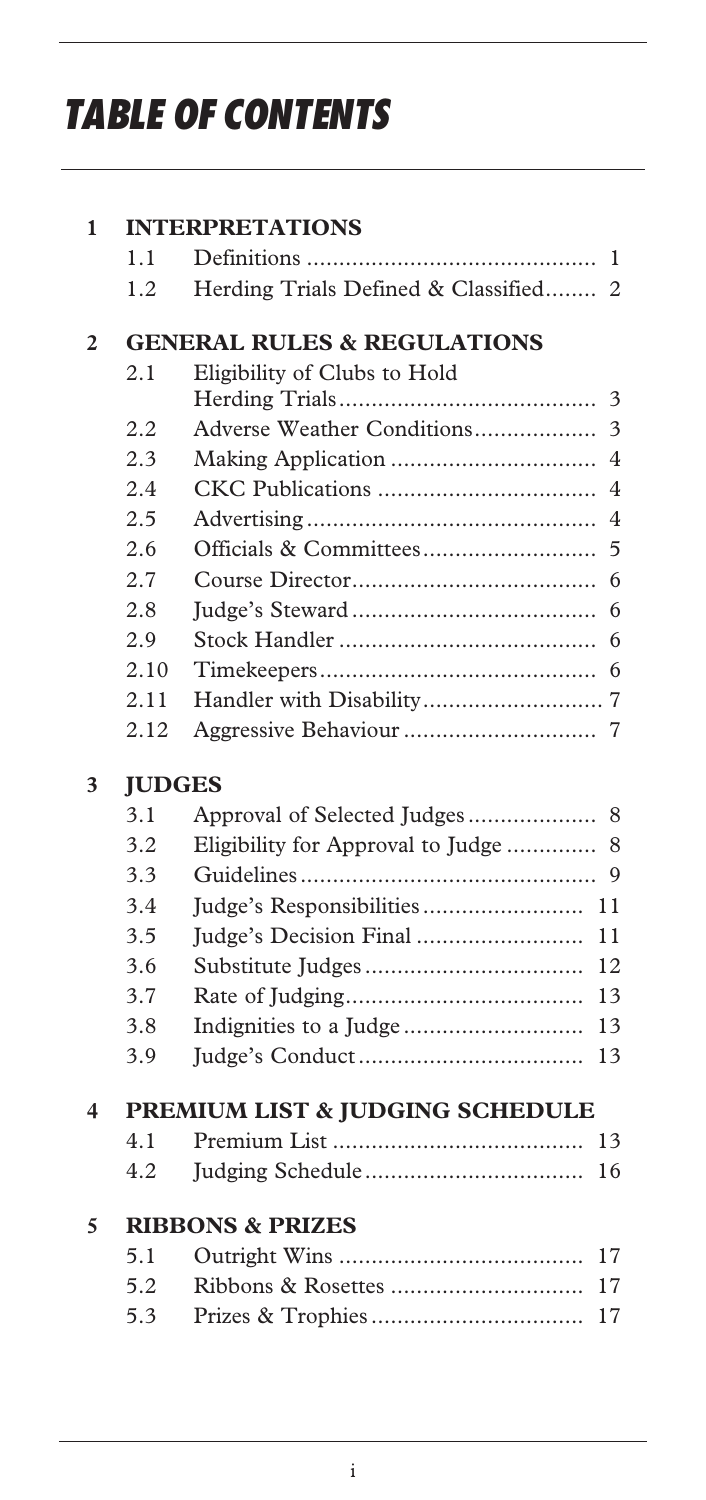# TABLE OF CONTENTS

| | | | |
|---|---|---|---|
| **1** | **INTERPRETATIONS** | | |
| | 1.1 | Definitions | 1 |
| | 1.2 | Herding Trials Defined & Classified | 2 |
| **2** | **GENERAL RULES & REGULATIONS** | | |
| | 2.1 | Eligibility of Clubs to Hold Herding Trials | 3 |
| | 2.2 | Adverse Weather Conditions | 3 |
| | 2.3 | Making Application | 4 |
| | 2.4 | CKC Publications | 4 |
| | 2.5 | Advertising | 4 |
| | 2.6 | Officials & Committees | 5 |
| | 2.7 | Course Director | 6 |
| | 2.8 | Judge's Steward | 6 |
| | 2.9 | Stock Handler | 6 |
| | 2.10 | Timekeepers | 6 |
| | 2.11 | Handler with Disability | 7 |
| | 2.12 | Aggressive Behaviour | 7 |
| **3** | **JUDGES** | | |
| | 3.1 | Approval of Selected Judges | 8 |
| | 3.2 | Eligibility for Approval to Judge | 8 |
| | 3.3 | Guidelines | 9 |
| | 3.4 | Judge's Responsibilities | 11 |
| | 3.5 | Judge's Decision Final | 11 |
| | 3.6 | Substitute Judges | 12 |
| | 3.7 | Rate of Judging | 13 |
| | 3.8 | Indignities to a Judge | 13 |
| | 3.9 | Judge's Conduct | 13 |
| **4** | **PREMIUM LIST & JUDGING SCHEDULE** | | |
| | 4.1 | Premium List | 13 |
| | 4.2 | Judging Schedule | 16 |
| **5** | **RIBBONS & PRIZES** | | |
| | 5.1 | Outright Wins | 17 |
| | 5.2 | Ribbons & Rosettes | 17 |
| | 5.3 | Prizes & Trophies | 17 |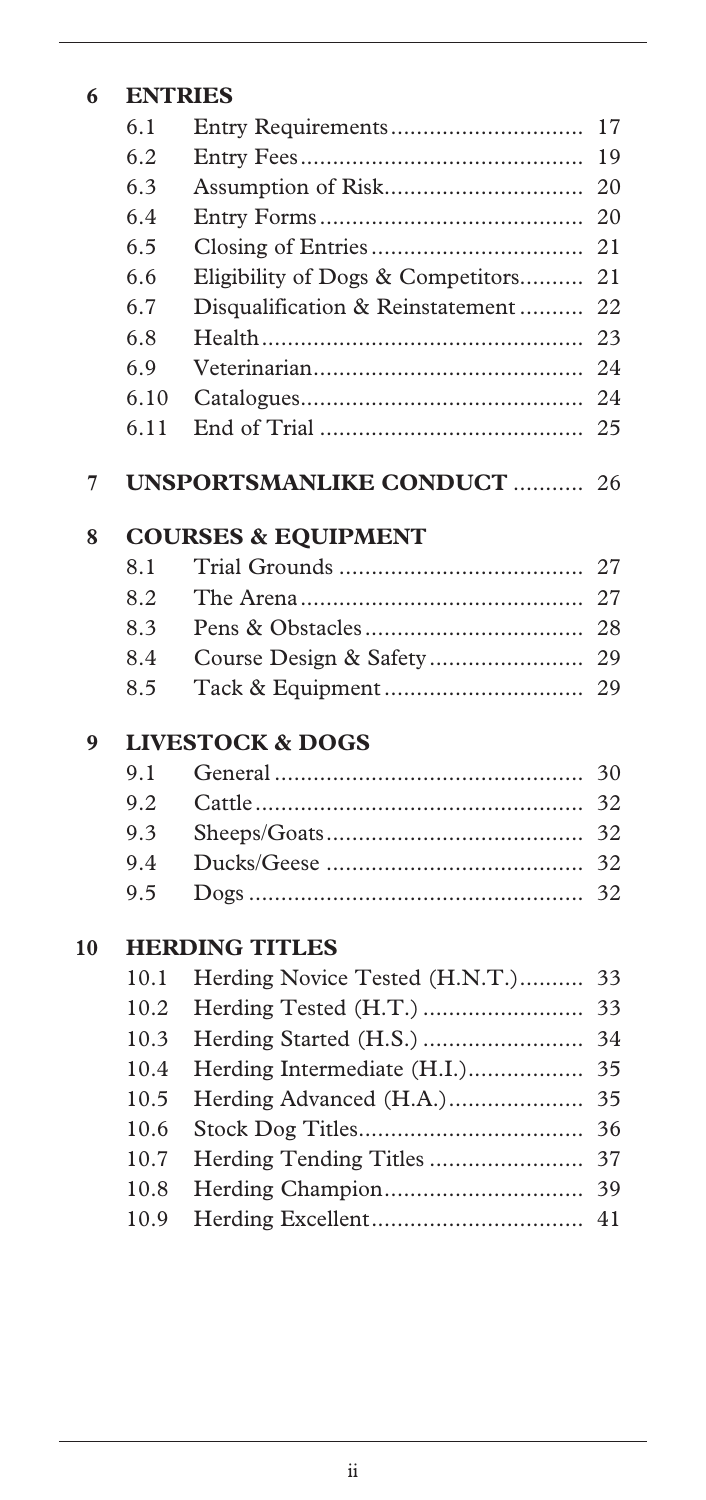**6 ENTRIES**

| | | |
|---|---|---|
| 6.1 | Entry Requirements | 17 |
| 6.2 | Entry Fees | 19 |
| 6.3 | Assumption of Risk | 20 |
| 6.4 | Entry Forms | 20 |
| 6.5 | Closing of Entries | 21 |
| 6.6 | Eligibility of Dogs & Competitors | 21 |
| 6.7 | Disqualification & Reinstatement | 22 |
| 6.8 | Health | 23 |
| 6.9 | Veterinarian | 24 |
| 6.10 | Catalogues | 24 |
| 6.11 | End of Trial | 25 |

**7 UNSPORTSMANLIKE CONDUCT** .......... 26

**8 COURSES & EQUIPMENT**

| | | |
|---|---|---|
| 8.1 | Trial Grounds | 27 |
| 8.2 | The Arena | 27 |
| 8.3 | Pens & Obstacles | 28 |
| 8.4 | Course Design & Safety | 29 |
| 8.5 | Tack & Equipment | 29 |

**9 LIVESTOCK & DOGS**

| | | |
|---|---|---|
| 9.1 | General | 30 |
| 9.2 | Cattle | 32 |
| 9.3 | Sheeps/Goats | 32 |
| 9.4 | Ducks/Geese | 32 |
| 9.5 | Dogs | 32 |

**10 HERDING TITLES**

| | | |
|---|---|---|
| 10.1 | Herding Novice Tested (H.N.T.) | 33 |
| 10.2 | Herding Tested (H.T.) | 33 |
| 10.3 | Herding Started (H.S.) | 34 |
| 10.4 | Herding Intermediate (H.I.) | 35 |
| 10.5 | Herding Advanced (H.A.) | 35 |
| 10.6 | Stock Dog Titles | 36 |
| 10.7 | Herding Tending Titles | 37 |
| 10.8 | Herding Champion | 39 |
| 10.9 | Herding Excellent | 41 |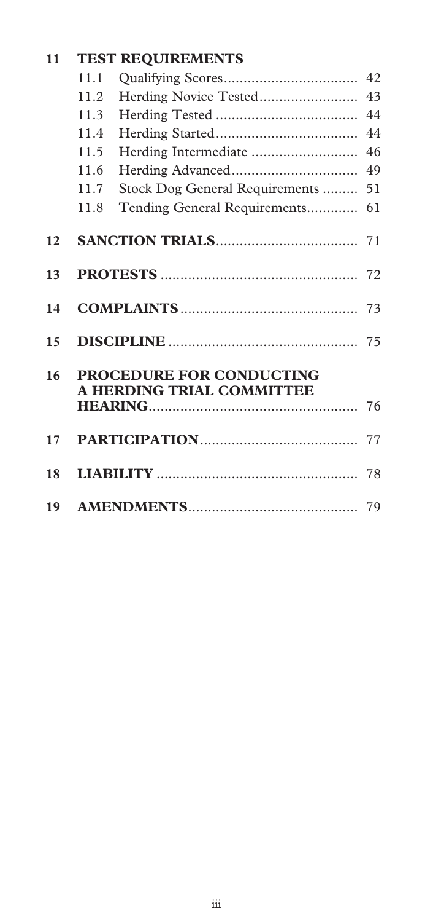| | | | |
|---|---|---|---|
| **11** | **TEST REQUIREMENTS** | | |
| | 11.1 | Qualifying Scores | 42 |
| | 11.2 | Herding Novice Tested | 43 |
| | 11.3 | Herding Tested | 44 |
| | 11.4 | Herding Started | 44 |
| | 11.5 | Herding Intermediate | 46 |
| | 11.6 | Herding Advanced | 49 |
| | 11.7 | Stock Dog General Requirements | 51 |
| | 11.8 | Tending General Requirements | 61 |
| **12** | **SANCTION TRIALS** | | 71 |
| **13** | **PROTESTS** | | 72 |
| **14** | **COMPLAINTS** | | 73 |
| **15** | **DISCIPLINE** | | 75 |
| **16** | **PROCEDURE FOR CONDUCTING A HERDING TRIAL COMMITTEE HEARING** | | 76 |
| **17** | **PARTICIPATION** | | 77 |
| **18** | **LIABILITY** | | 78 |
| **19** | **AMENDMENTS** | | 79 |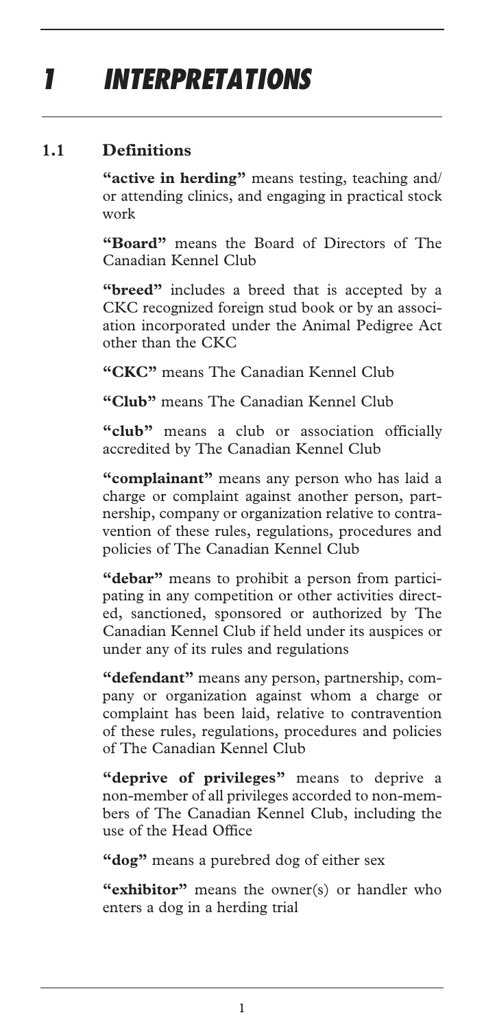# 1 INTERPRETATIONS

## 1.1 Definitions

**"active in herding"** means testing, teaching and/or attending clinics, and engaging in practical stock work

**"Board"** means the Board of Directors of The Canadian Kennel Club

**"breed"** includes a breed that is accepted by a CKC recognized foreign stud book or by an association incorporated under the Animal Pedigree Act other than the CKC

**"CKC"** means The Canadian Kennel Club

**"Club"** means The Canadian Kennel Club

**"club"** means a club or association officially accredited by The Canadian Kennel Club

**"complainant"** means any person who has laid a charge or complaint against another person, partnership, company or organization relative to contravention of these rules, regulations, procedures and policies of The Canadian Kennel Club

**"debar"** means to prohibit a person from participating in any competition or other activities directed, sanctioned, sponsored or authorized by The Canadian Kennel Club if held under its auspices or under any of its rules and regulations

**"defendant"** means any person, partnership, company or organization against whom a charge or complaint has been laid, relative to contravention of these rules, regulations, procedures and policies of The Canadian Kennel Club

**"deprive of privileges"** means to deprive a non-member of all privileges accorded to non-members of The Canadian Kennel Club, including the use of the Head Office

**"dog"** means a purebred dog of either sex

**"exhibitor"** means the owner(s) or handler who enters a dog in a herding trial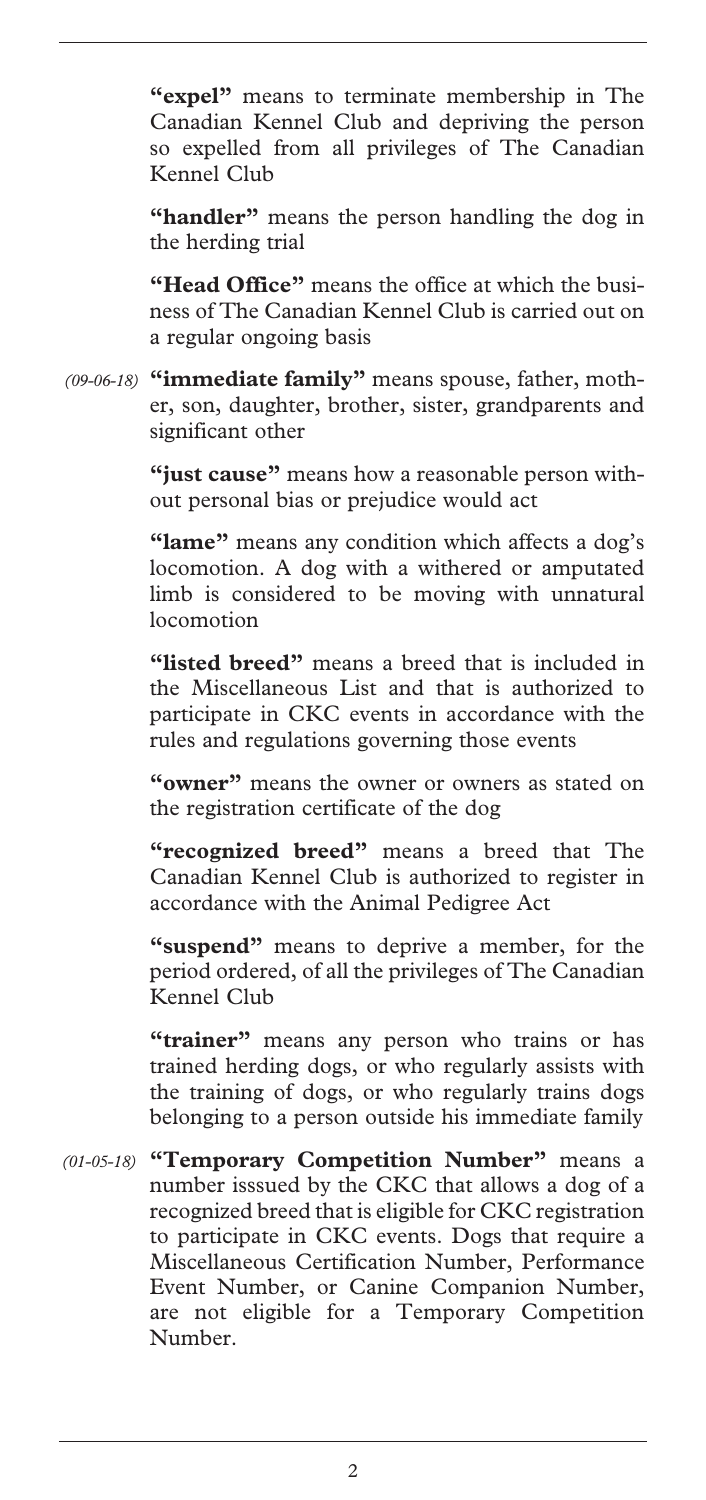**"expel"** means to terminate membership in The Canadian Kennel Club and depriving the person so expelled from all privileges of The Canadian Kennel Club

**"handler"** means the person handling the dog in the herding trial

**"Head Office"** means the office at which the business of The Canadian Kennel Club is carried out on a regular ongoing basis

*(09-06-18)* **"immediate family"** means spouse, father, mother, son, daughter, brother, sister, grandparents and significant other

**"just cause"** means how a reasonable person without personal bias or prejudice would act

**"lame"** means any condition which affects a dog's locomotion. A dog with a withered or amputated limb is considered to be moving with unnatural locomotion

**"listed breed"** means a breed that is included in the Miscellaneous List and that is authorized to participate in CKC events in accordance with the rules and regulations governing those events

**"owner"** means the owner or owners as stated on the registration certificate of the dog

**"recognized breed"** means a breed that The Canadian Kennel Club is authorized to register in accordance with the Animal Pedigree Act

**"suspend"** means to deprive a member, for the period ordered, of all the privileges of The Canadian Kennel Club

**"trainer"** means any person who trains or has trained herding dogs, or who regularly assists with the training of dogs, or who regularly trains dogs belonging to a person outside his immediate family

*(01-05-18)* **"Temporary Competition Number"** means a number isssued by the CKC that allows a dog of a recognized breed that is eligible for CKC registration to participate in CKC events. Dogs that require a Miscellaneous Certification Number, Performance Event Number, or Canine Companion Number, are not eligible for a Temporary Competition Number.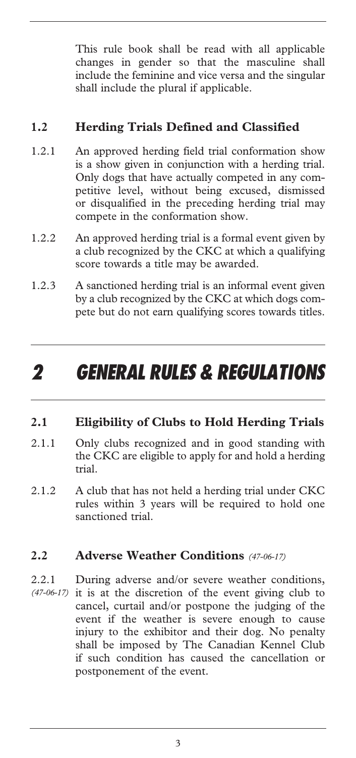This rule book shall be read with all applicable changes in gender so that the masculine shall include the feminine and vice versa and the singular shall include the plural if applicable.

### 1.2 Herding Trials Defined and Classified

1.2.1 An approved herding field trial conformation show is a show given in conjunction with a herding trial. Only dogs that have actually competed in any competitive level, without being excused, dismissed or disqualified in the preceding herding trial may compete in the conformation show.

1.2.2 An approved herding trial is a formal event given by a club recognized by the CKC at which a qualifying score towards a title may be awarded.

1.2.3 A sanctioned herding trial is an informal event given by a club recognized by the CKC at which dogs compete but do not earn qualifying scores towards titles.

# 2 GENERAL RULES & REGULATIONS

### 2.1 Eligibility of Clubs to Hold Herding Trials

2.1.1 Only clubs recognized and in good standing with the CKC are eligible to apply for and hold a herding trial.

2.1.2 A club that has not held a herding trial under CKC rules within 3 years will be required to hold one sanctioned trial.

### 2.2 Adverse Weather Conditions *(47-06-17)*

2.2.1 *(47-06-17)* During adverse and/or severe weather conditions, it is at the discretion of the event giving club to cancel, curtail and/or postpone the judging of the event if the weather is severe enough to cause injury to the exhibitor and their dog. No penalty shall be imposed by The Canadian Kennel Club if such condition has caused the cancellation or postponement of the event.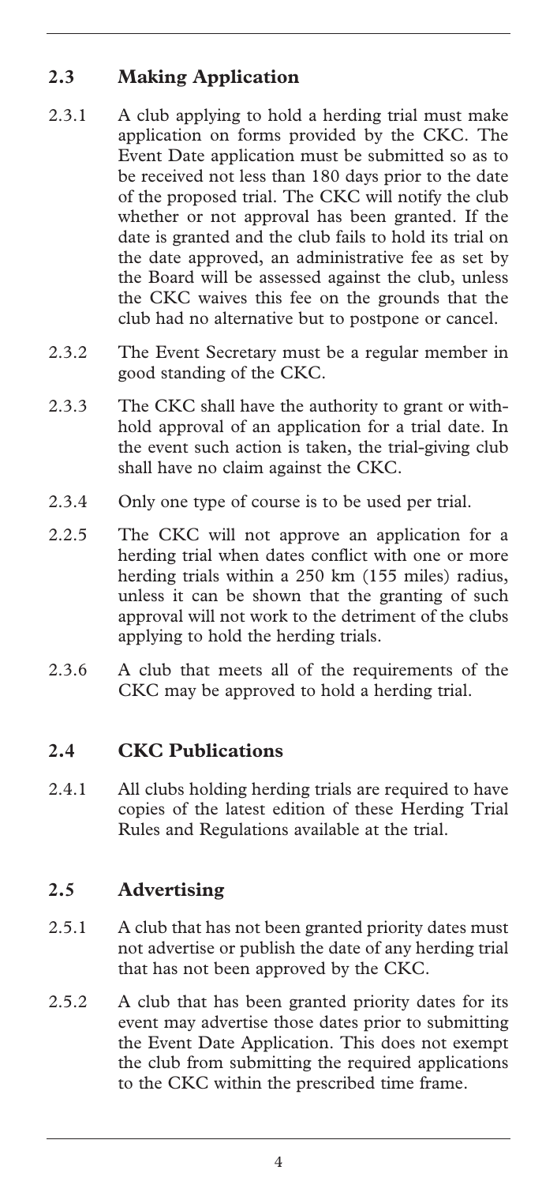## 2.3 Making Application

2.3.1 A club applying to hold a herding trial must make application on forms provided by the CKC. The Event Date application must be submitted so as to be received not less than 180 days prior to the date of the proposed trial. The CKC will notify the club whether or not approval has been granted. If the date is granted and the club fails to hold its trial on the date approved, an administrative fee as set by the Board will be assessed against the club, unless the CKC waives this fee on the grounds that the club had no alternative but to postpone or cancel.

2.3.2 The Event Secretary must be a regular member in good standing of the CKC.

2.3.3 The CKC shall have the authority to grant or withhold approval of an application for a trial date. In the event such action is taken, the trial-giving club shall have no claim against the CKC.

2.3.4 Only one type of course is to be used per trial.

2.2.5 The CKC will not approve an application for a herding trial when dates conflict with one or more herding trials within a 250 km (155 miles) radius, unless it can be shown that the granting of such approval will not work to the detriment of the clubs applying to hold the herding trials.

2.3.6 A club that meets all of the requirements of the CKC may be approved to hold a herding trial.

## 2.4 CKC Publications

2.4.1 All clubs holding herding trials are required to have copies of the latest edition of these Herding Trial Rules and Regulations available at the trial.

## 2.5 Advertising

2.5.1 A club that has not been granted priority dates must not advertise or publish the date of any herding trial that has not been approved by the CKC.

2.5.2 A club that has been granted priority dates for its event may advertise those dates prior to submitting the Event Date Application. This does not exempt the club from submitting the required applications to the CKC within the prescribed time frame.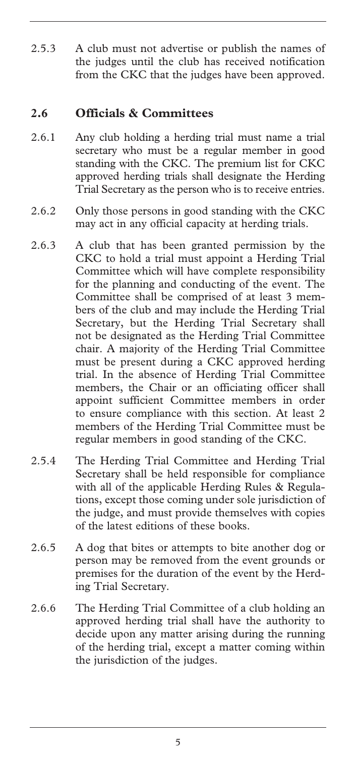2.5.3 A club must not advertise or publish the names of the judges until the club has received notification from the CKC that the judges have been approved.

## 2.6 Officials & Committees

2.6.1 Any club holding a herding trial must name a trial secretary who must be a regular member in good standing with the CKC. The premium list for CKC approved herding trials shall designate the Herding Trial Secretary as the person who is to receive entries.

2.6.2 Only those persons in good standing with the CKC may act in any official capacity at herding trials.

2.6.3 A club that has been granted permission by the CKC to hold a trial must appoint a Herding Trial Committee which will have complete responsibility for the planning and conducting of the event. The Committee shall be comprised of at least 3 members of the club and may include the Herding Trial Secretary, but the Herding Trial Secretary shall not be designated as the Herding Trial Committee chair. A majority of the Herding Trial Committee must be present during a CKC approved herding trial. In the absence of Herding Trial Committee members, the Chair or an officiating officer shall appoint sufficient Committee members in order to ensure compliance with this section. At least 2 members of the Herding Trial Committee must be regular members in good standing of the CKC.

2.5.4 The Herding Trial Committee and Herding Trial Secretary shall be held responsible for compliance with all of the applicable Herding Rules & Regulations, except those coming under sole jurisdiction of the judge, and must provide themselves with copies of the latest editions of these books.

2.6.5 A dog that bites or attempts to bite another dog or person may be removed from the event grounds or premises for the duration of the event by the Herding Trial Secretary.

2.6.6 The Herding Trial Committee of a club holding an approved herding trial shall have the authority to decide upon any matter arising during the running of the herding trial, except a matter coming within the jurisdiction of the judges.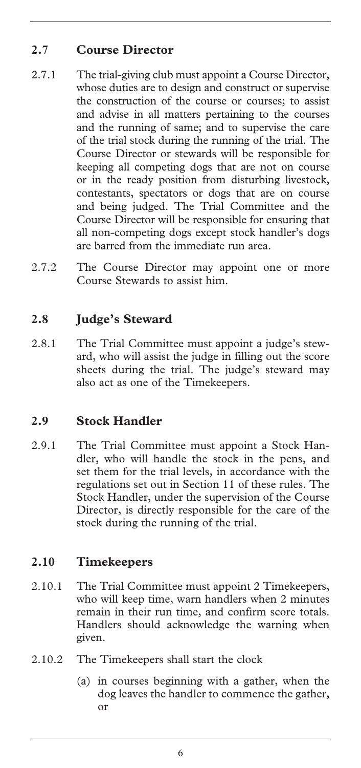## 2.7 Course Director

2.7.1 The trial-giving club must appoint a Course Director, whose duties are to design and construct or supervise the construction of the course or courses; to assist and advise in all matters pertaining to the courses and the running of same; and to supervise the care of the trial stock during the running of the trial. The Course Director or stewards will be responsible for keeping all competing dogs that are not on course or in the ready position from disturbing livestock, contestants, spectators or dogs that are on course and being judged. The Trial Committee and the Course Director will be responsible for ensuring that all non-competing dogs except stock handler's dogs are barred from the immediate run area.

2.7.2 The Course Director may appoint one or more Course Stewards to assist him.

## 2.8 Judge's Steward

2.8.1 The Trial Committee must appoint a judge's steward, who will assist the judge in filling out the score sheets during the trial. The judge's steward may also act as one of the Timekeepers.

## 2.9 Stock Handler

2.9.1 The Trial Committee must appoint a Stock Handler, who will handle the stock in the pens, and set them for the trial levels, in accordance with the regulations set out in Section 11 of these rules. The Stock Handler, under the supervision of the Course Director, is directly responsible for the care of the stock during the running of the trial.

## 2.10 Timekeepers

2.10.1 The Trial Committee must appoint 2 Timekeepers, who will keep time, warn handlers when 2 minutes remain in their run time, and confirm score totals. Handlers should acknowledge the warning when given.

2.10.2 The Timekeepers shall start the clock

(a) in courses beginning with a gather, when the dog leaves the handler to commence the gather, or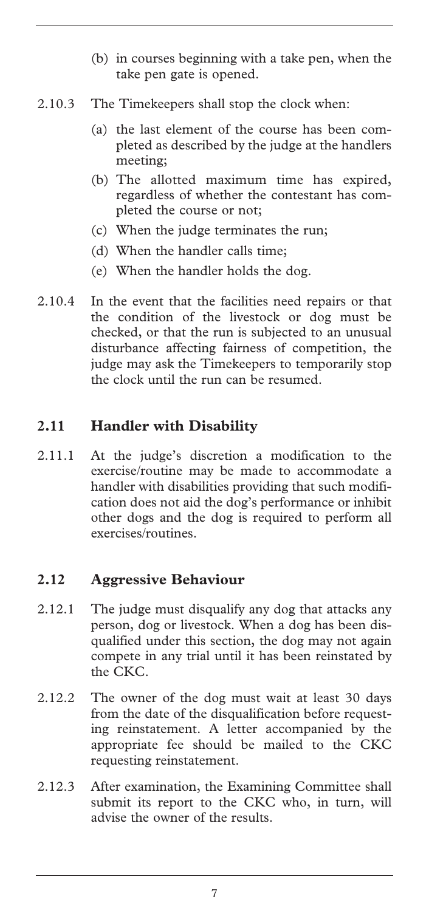(b) in courses beginning with a take pen, when the take pen gate is opened.

2.10.3 The Timekeepers shall stop the clock when:

(a) the last element of the course has been completed as described by the judge at the handlers meeting;

(b) The allotted maximum time has expired, regardless of whether the contestant has completed the course or not;

(c) When the judge terminates the run;

(d) When the handler calls time;

(e) When the handler holds the dog.

2.10.4 In the event that the facilities need repairs or that the condition of the livestock or dog must be checked, or that the run is subjected to an unusual disturbance affecting fairness of competition, the judge may ask the Timekeepers to temporarily stop the clock until the run can be resumed.

## 2.11 Handler with Disability

2.11.1 At the judge's discretion a modification to the exercise/routine may be made to accommodate a handler with disabilities providing that such modification does not aid the dog's performance or inhibit other dogs and the dog is required to perform all exercises/routines.

## 2.12 Aggressive Behaviour

2.12.1 The judge must disqualify any dog that attacks any person, dog or livestock. When a dog has been disqualified under this section, the dog may not again compete in any trial until it has been reinstated by the CKC.

2.12.2 The owner of the dog must wait at least 30 days from the date of the disqualification before requesting reinstatement. A letter accompanied by the appropriate fee should be mailed to the CKC requesting reinstatement.

2.12.3 After examination, the Examining Committee shall submit its report to the CKC who, in turn, will advise the owner of the results.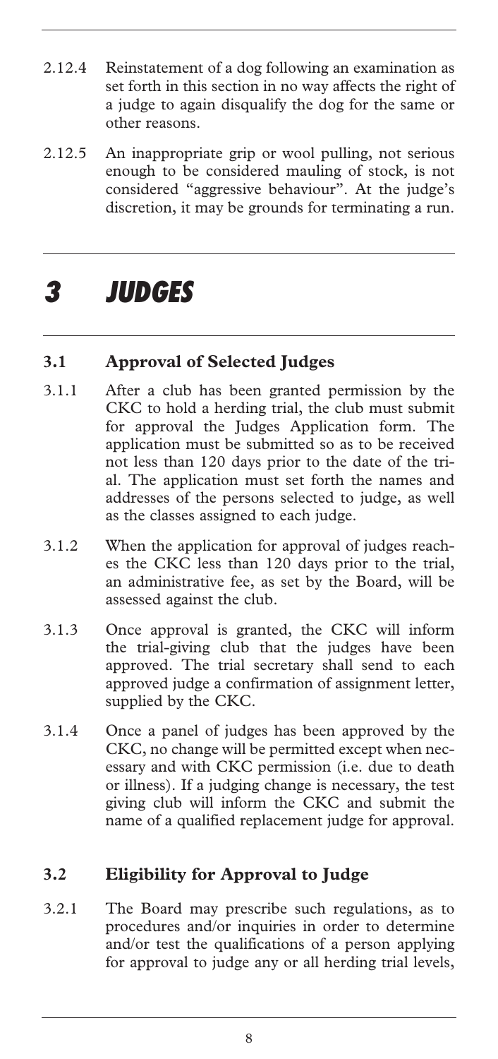2.12.4 Reinstatement of a dog following an examination as set forth in this section in no way affects the right of a judge to again disqualify the dog for the same or other reasons.

2.12.5 An inappropriate grip or wool pulling, not serious enough to be considered mauling of stock, is not considered "aggressive behaviour". At the judge's discretion, it may be grounds for terminating a run.

# *3 JUDGES*

## 3.1 Approval of Selected Judges

3.1.1 After a club has been granted permission by the CKC to hold a herding trial, the club must submit for approval the Judges Application form. The application must be submitted so as to be received not less than 120 days prior to the date of the trial. The application must set forth the names and addresses of the persons selected to judge, as well as the classes assigned to each judge.

3.1.2 When the application for approval of judges reaches the CKC less than 120 days prior to the trial, an administrative fee, as set by the Board, will be assessed against the club.

3.1.3 Once approval is granted, the CKC will inform the trial-giving club that the judges have been approved. The trial secretary shall send to each approved judge a confirmation of assignment letter, supplied by the CKC.

3.1.4 Once a panel of judges has been approved by the CKC, no change will be permitted except when necessary and with CKC permission (i.e. due to death or illness). If a judging change is necessary, the test giving club will inform the CKC and submit the name of a qualified replacement judge for approval.

## 3.2 Eligibility for Approval to Judge

3.2.1 The Board may prescribe such regulations, as to procedures and/or inquiries in order to determine and/or test the qualifications of a person applying for approval to judge any or all herding trial levels,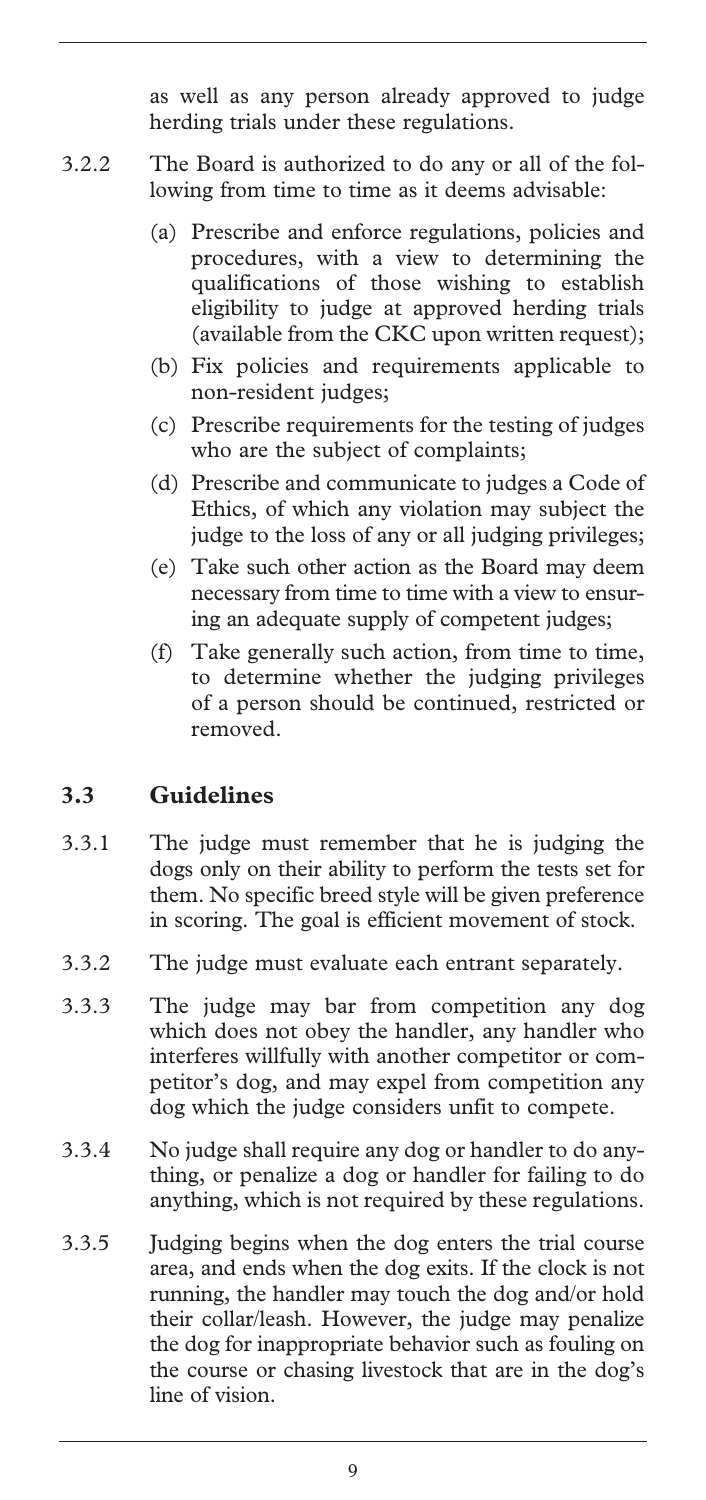as well as any person already approved to judge herding trials under these regulations.

3.2.2 The Board is authorized to do any or all of the following from time to time as it deems advisable:

(a) Prescribe and enforce regulations, policies and procedures, with a view to determining the qualifications of those wishing to establish eligibility to judge at approved herding trials (available from the CKC upon written request);

(b) Fix policies and requirements applicable to non-resident judges;

(c) Prescribe requirements for the testing of judges who are the subject of complaints;

(d) Prescribe and communicate to judges a Code of Ethics, of which any violation may subject the judge to the loss of any or all judging privileges;

(e) Take such other action as the Board may deem necessary from time to time with a view to ensuring an adequate supply of competent judges;

(f) Take generally such action, from time to time, to determine whether the judging privileges of a person should be continued, restricted or removed.

## 3.3 Guidelines

3.3.1 The judge must remember that he is judging the dogs only on their ability to perform the tests set for them. No specific breed style will be given preference in scoring. The goal is efficient movement of stock.

3.3.2 The judge must evaluate each entrant separately.

3.3.3 The judge may bar from competition any dog which does not obey the handler, any handler who interferes willfully with another competitor or competitor's dog, and may expel from competition any dog which the judge considers unfit to compete.

3.3.4 No judge shall require any dog or handler to do anything, or penalize a dog or handler for failing to do anything, which is not required by these regulations.

3.3.5 Judging begins when the dog enters the trial course area, and ends when the dog exits. If the clock is not running, the handler may touch the dog and/or hold their collar/leash. However, the judge may penalize the dog for inappropriate behavior such as fouling on the course or chasing livestock that are in the dog's line of vision.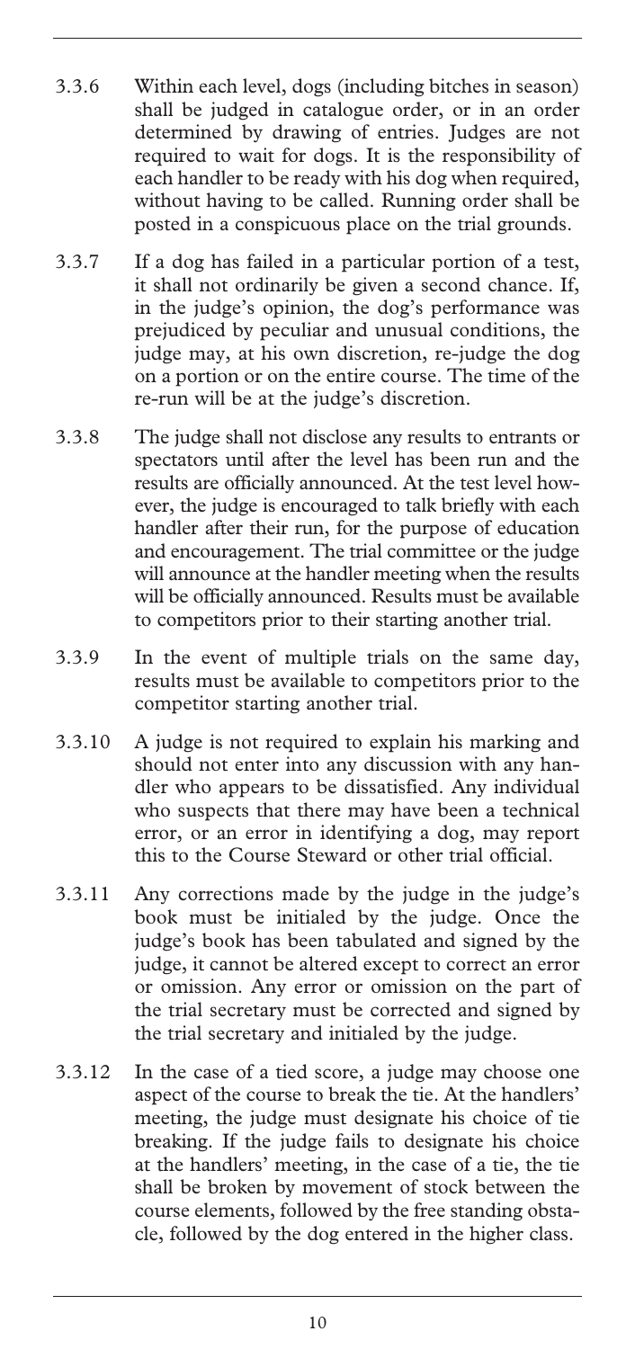3.3.6 Within each level, dogs (including bitches in season) shall be judged in catalogue order, or in an order determined by drawing of entries. Judges are not required to wait for dogs. It is the responsibility of each handler to be ready with his dog when required, without having to be called. Running order shall be posted in a conspicuous place on the trial grounds.

3.3.7 If a dog has failed in a particular portion of a test, it shall not ordinarily be given a second chance. If, in the judge's opinion, the dog's performance was prejudiced by peculiar and unusual conditions, the judge may, at his own discretion, re-judge the dog on a portion or on the entire course. The time of the re-run will be at the judge's discretion.

3.3.8 The judge shall not disclose any results to entrants or spectators until after the level has been run and the results are officially announced. At the test level however, the judge is encouraged to talk briefly with each handler after their run, for the purpose of education and encouragement. The trial committee or the judge will announce at the handler meeting when the results will be officially announced. Results must be available to competitors prior to their starting another trial.

3.3.9 In the event of multiple trials on the same day, results must be available to competitors prior to the competitor starting another trial.

3.3.10 A judge is not required to explain his marking and should not enter into any discussion with any handler who appears to be dissatisfied. Any individual who suspects that there may have been a technical error, or an error in identifying a dog, may report this to the Course Steward or other trial official.

3.3.11 Any corrections made by the judge in the judge's book must be initialed by the judge. Once the judge's book has been tabulated and signed by the judge, it cannot be altered except to correct an error or omission. Any error or omission on the part of the trial secretary must be corrected and signed by the trial secretary and initialed by the judge.

3.3.12 In the case of a tied score, a judge may choose one aspect of the course to break the tie. At the handlers' meeting, the judge must designate his choice of tie breaking. If the judge fails to designate his choice at the handlers' meeting, in the case of a tie, the tie shall be broken by movement of stock between the course elements, followed by the free standing obstacle, followed by the dog entered in the higher class.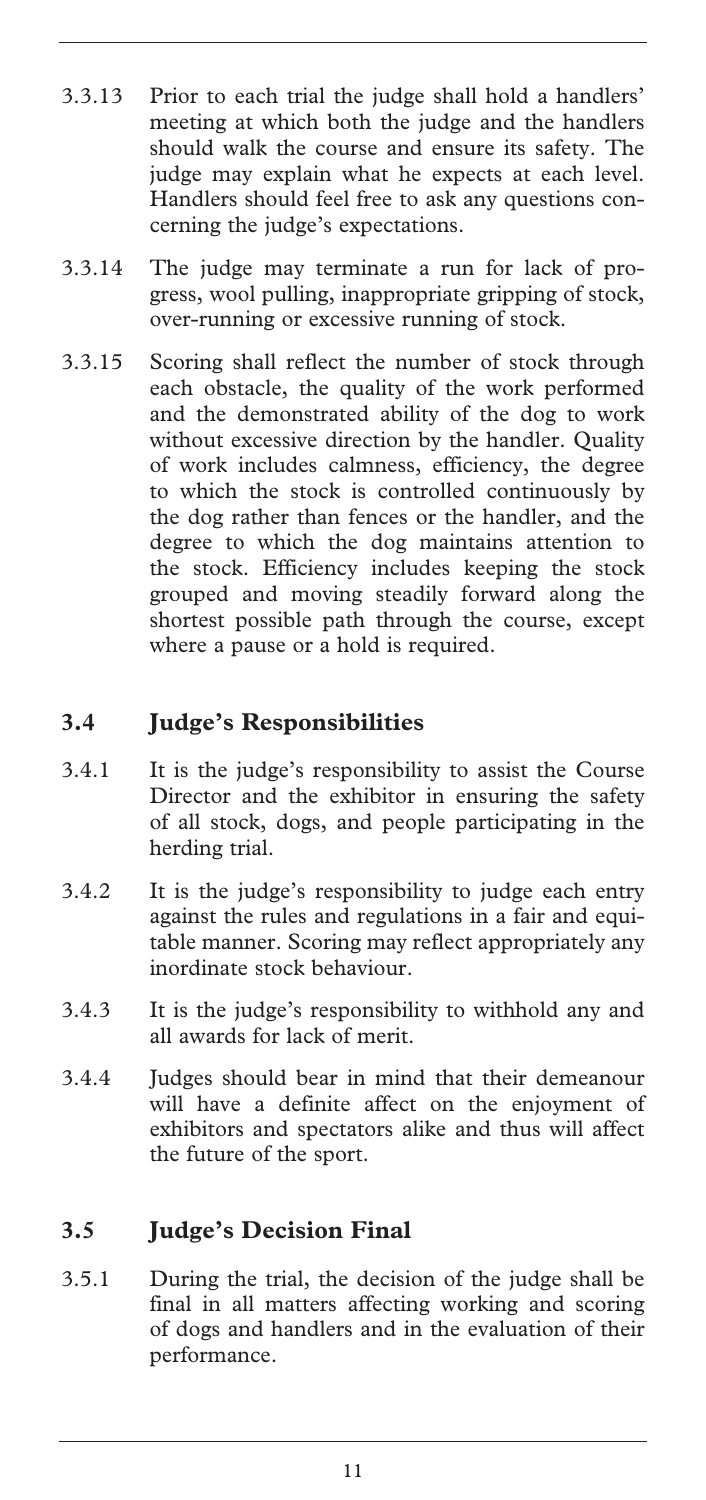3.3.13 Prior to each trial the judge shall hold a handlers' meeting at which both the judge and the handlers should walk the course and ensure its safety. The judge may explain what he expects at each level. Handlers should feel free to ask any questions concerning the judge's expectations.

3.3.14 The judge may terminate a run for lack of progress, wool pulling, inappropriate gripping of stock, over-running or excessive running of stock.

3.3.15 Scoring shall reflect the number of stock through each obstacle, the quality of the work performed and the demonstrated ability of the dog to work without excessive direction by the handler. Quality of work includes calmness, efficiency, the degree to which the stock is controlled continuously by the dog rather than fences or the handler, and the degree to which the dog maintains attention to the stock. Efficiency includes keeping the stock grouped and moving steadily forward along the shortest possible path through the course, except where a pause or a hold is required.

## 3.4 Judge's Responsibilities

3.4.1 It is the judge's responsibility to assist the Course Director and the exhibitor in ensuring the safety of all stock, dogs, and people participating in the herding trial.

3.4.2 It is the judge's responsibility to judge each entry against the rules and regulations in a fair and equitable manner. Scoring may reflect appropriately any inordinate stock behaviour.

3.4.3 It is the judge's responsibility to withhold any and all awards for lack of merit.

3.4.4 Judges should bear in mind that their demeanour will have a definite affect on the enjoyment of exhibitors and spectators alike and thus will affect the future of the sport.

## 3.5 Judge's Decision Final

3.5.1 During the trial, the decision of the judge shall be final in all matters affecting working and scoring of dogs and handlers and in the evaluation of their performance.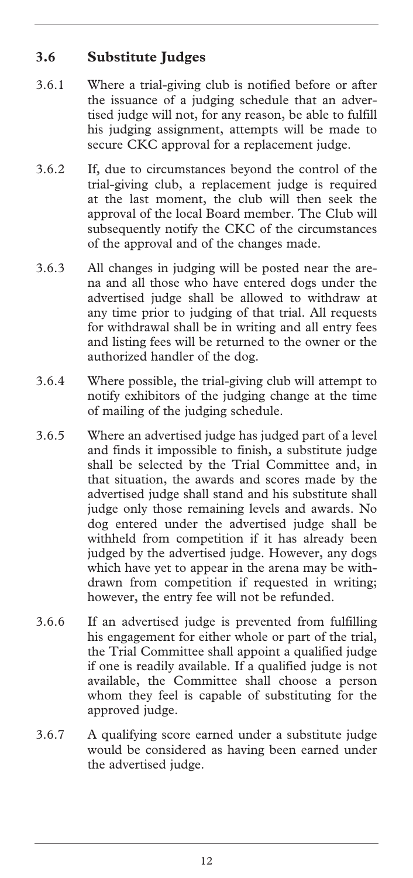### 3.6 Substitute Judges

3.6.1 Where a trial-giving club is notified before or after the issuance of a judging schedule that an advertised judge will not, for any reason, be able to fulfill his judging assignment, attempts will be made to secure CKC approval for a replacement judge.

3.6.2 If, due to circumstances beyond the control of the trial-giving club, a replacement judge is required at the last moment, the club will then seek the approval of the local Board member. The Club will subsequently notify the CKC of the circumstances of the approval and of the changes made.

3.6.3 All changes in judging will be posted near the arena and all those who have entered dogs under the advertised judge shall be allowed to withdraw at any time prior to judging of that trial. All requests for withdrawal shall be in writing and all entry fees and listing fees will be returned to the owner or the authorized handler of the dog.

3.6.4 Where possible, the trial-giving club will attempt to notify exhibitors of the judging change at the time of mailing of the judging schedule.

3.6.5 Where an advertised judge has judged part of a level and finds it impossible to finish, a substitute judge shall be selected by the Trial Committee and, in that situation, the awards and scores made by the advertised judge shall stand and his substitute shall judge only those remaining levels and awards. No dog entered under the advertised judge shall be withheld from competition if it has already been judged by the advertised judge. However, any dogs which have yet to appear in the arena may be withdrawn from competition if requested in writing; however, the entry fee will not be refunded.

3.6.6 If an advertised judge is prevented from fulfilling his engagement for either whole or part of the trial, the Trial Committee shall appoint a qualified judge if one is readily available. If a qualified judge is not available, the Committee shall choose a person whom they feel is capable of substituting for the approved judge.

3.6.7 A qualifying score earned under a substitute judge would be considered as having been earned under the advertised judge.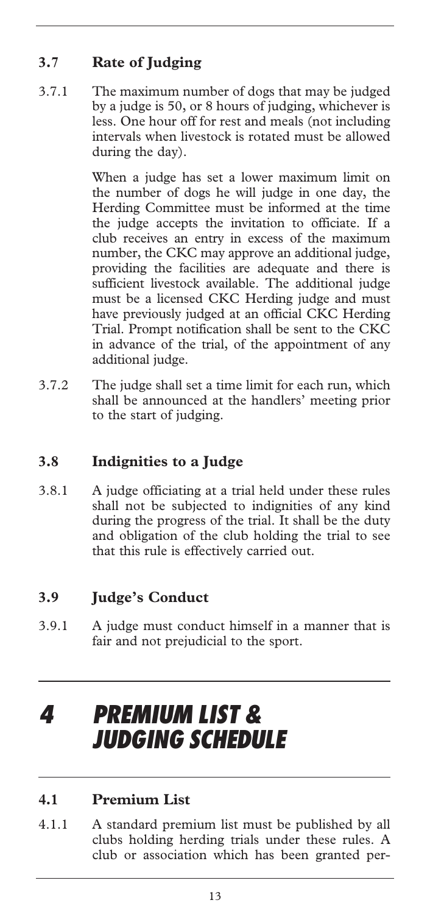### 3.7 Rate of Judging

3.7.1 The maximum number of dogs that may be judged by a judge is 50, or 8 hours of judging, whichever is less. One hour off for rest and meals (not including intervals when livestock is rotated must be allowed during the day).

When a judge has set a lower maximum limit on the number of dogs he will judge in one day, the Herding Committee must be informed at the time the judge accepts the invitation to officiate. If a club receives an entry in excess of the maximum number, the CKC may approve an additional judge, providing the facilities are adequate and there is sufficient livestock available. The additional judge must be a licensed CKC Herding judge and must have previously judged at an official CKC Herding Trial. Prompt notification shall be sent to the CKC in advance of the trial, of the appointment of any additional judge.

3.7.2 The judge shall set a time limit for each run, which shall be announced at the handlers' meeting prior to the start of judging.

### 3.8 Indignities to a Judge

3.8.1 A judge officiating at a trial held under these rules shall not be subjected to indignities of any kind during the progress of the trial. It shall be the duty and obligation of the club holding the trial to see that this rule is effectively carried out.

### 3.9 Judge's Conduct

3.9.1 A judge must conduct himself in a manner that is fair and not prejudicial to the sport.

# 4 PREMIUM LIST & JUDGING SCHEDULE

### 4.1 Premium List

4.1.1 A standard premium list must be published by all clubs holding herding trials under these rules. A club or association which has been granted per-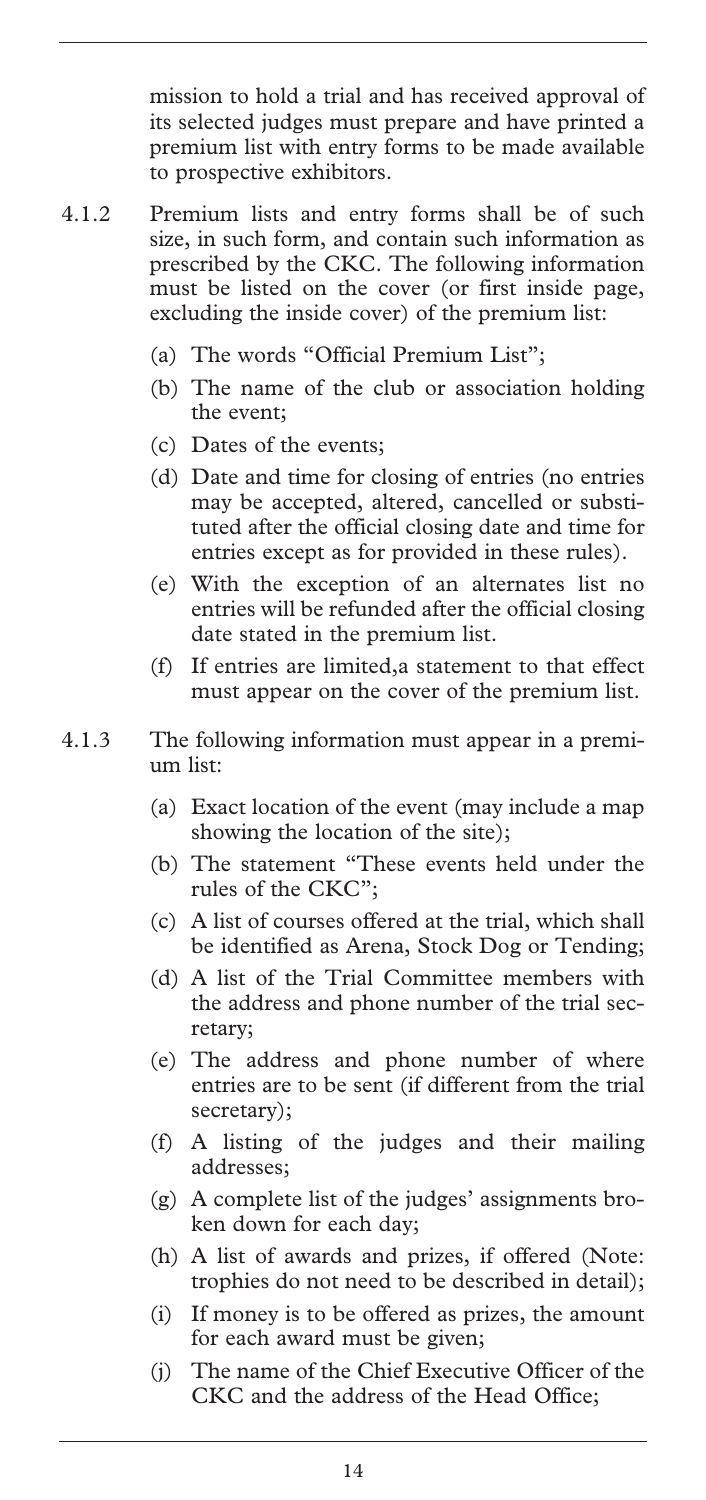mission to hold a trial and has received approval of its selected judges must prepare and have printed a premium list with entry forms to be made available to prospective exhibitors.

4.1.2 Premium lists and entry forms shall be of such size, in such form, and contain such information as prescribed by the CKC. The following information must be listed on the cover (or first inside page, excluding the inside cover) of the premium list:

(a) The words "Official Premium List";

(b) The name of the club or association holding the event;

(c) Dates of the events;

(d) Date and time for closing of entries (no entries may be accepted, altered, cancelled or substituted after the official closing date and time for entries except as for provided in these rules).

(e) With the exception of an alternates list no entries will be refunded after the official closing date stated in the premium list.

(f) If entries are limited,a statement to that effect must appear on the cover of the premium list.

4.1.3 The following information must appear in a premium list:

(a) Exact location of the event (may include a map showing the location of the site);

(b) The statement "These events held under the rules of the CKC";

(c) A list of courses offered at the trial, which shall be identified as Arena, Stock Dog or Tending;

(d) A list of the Trial Committee members with the address and phone number of the trial secretary;

(e) The address and phone number of where entries are to be sent (if different from the trial secretary);

(f) A listing of the judges and their mailing addresses;

(g) A complete list of the judges' assignments broken down for each day;

(h) A list of awards and prizes, if offered (Note: trophies do not need to be described in detail);

(i) If money is to be offered as prizes, the amount for each award must be given;

(j) The name of the Chief Executive Officer of the CKC and the address of the Head Office;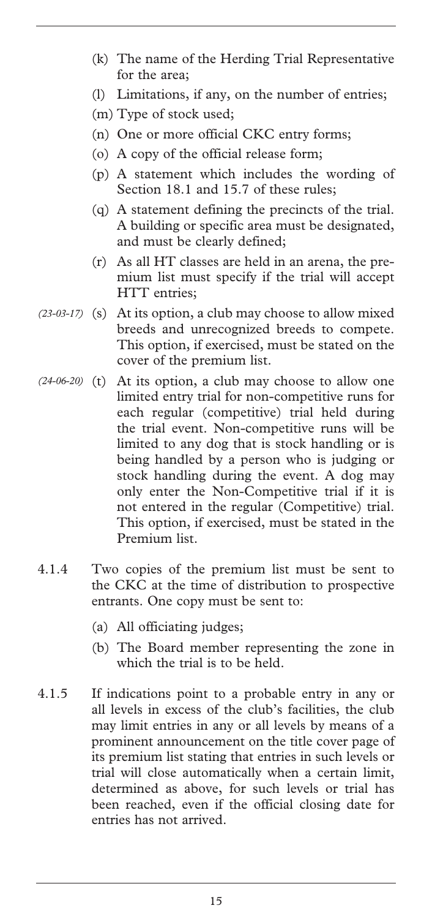(k) The name of the Herding Trial Representative for the area;

(l) Limitations, if any, on the number of entries;

(m) Type of stock used;

(n) One or more official CKC entry forms;

(o) A copy of the official release form;

(p) A statement which includes the wording of Section 18.1 and 15.7 of these rules;

(q) A statement defining the precincts of the trial. A building or specific area must be designated, and must be clearly defined;

(r) As all HT classes are held in an arena, the premium list must specify if the trial will accept HTT entries;

*(23-03-17)* (s) At its option, a club may choose to allow mixed breeds and unrecognized breeds to compete. This option, if exercised, must be stated on the cover of the premium list.

*(24-06-20)* (t) At its option, a club may choose to allow one limited entry trial for non-competitive runs for each regular (competitive) trial held during the trial event. Non-competitive runs will be limited to any dog that is stock handling or is being handled by a person who is judging or stock handling during the event. A dog may only enter the Non-Competitive trial if it is not entered in the regular (Competitive) trial. This option, if exercised, must be stated in the Premium list.

4.1.4 Two copies of the premium list must be sent to the CKC at the time of distribution to prospective entrants. One copy must be sent to:

(a) All officiating judges;

(b) The Board member representing the zone in which the trial is to be held.

4.1.5 If indications point to a probable entry in any or all levels in excess of the club's facilities, the club may limit entries in any or all levels by means of a prominent announcement on the title cover page of its premium list stating that entries in such levels or trial will close automatically when a certain limit, determined as above, for such levels or trial has been reached, even if the official closing date for entries has not arrived.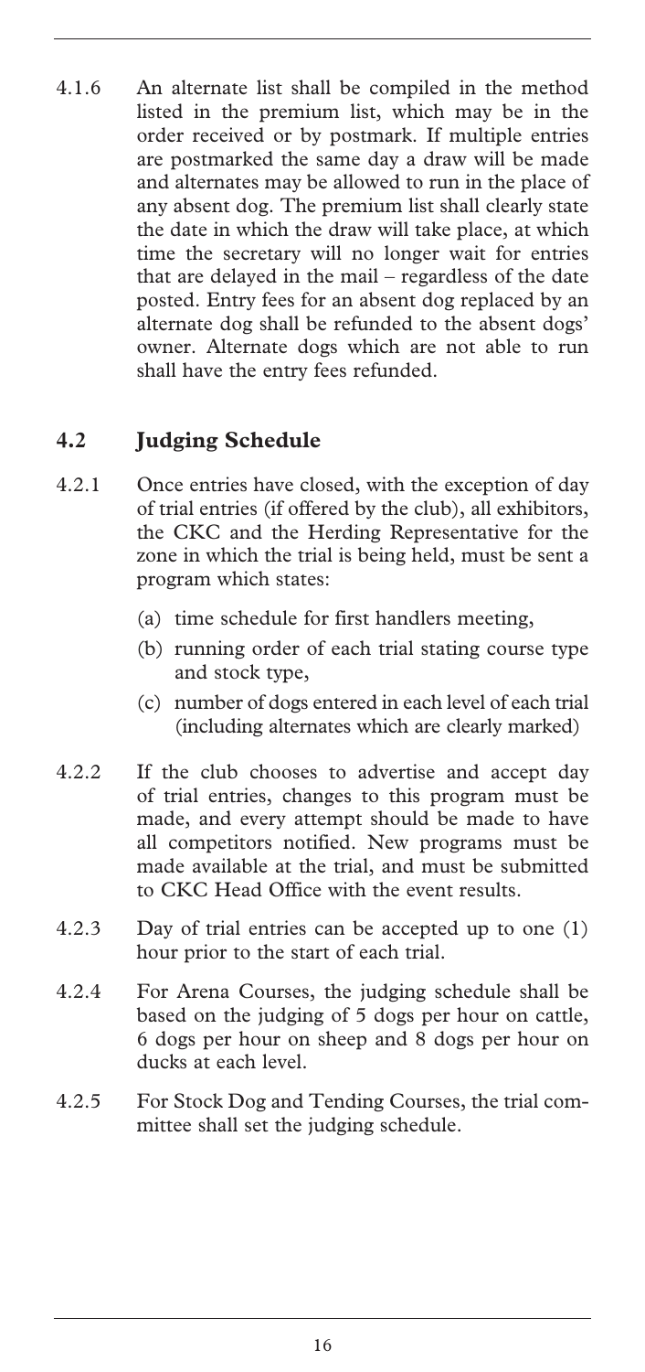4.1.6 An alternate list shall be compiled in the method listed in the premium list, which may be in the order received or by postmark. If multiple entries are postmarked the same day a draw will be made and alternates may be allowed to run in the place of any absent dog. The premium list shall clearly state the date in which the draw will take place, at which time the secretary will no longer wait for entries that are delayed in the mail – regardless of the date posted. Entry fees for an absent dog replaced by an alternate dog shall be refunded to the absent dogs' owner. Alternate dogs which are not able to run shall have the entry fees refunded.

## 4.2 Judging Schedule

4.2.1 Once entries have closed, with the exception of day of trial entries (if offered by the club), all exhibitors, the CKC and the Herding Representative for the zone in which the trial is being held, must be sent a program which states:

(a) time schedule for first handlers meeting,

(b) running order of each trial stating course type and stock type,

(c) number of dogs entered in each level of each trial (including alternates which are clearly marked)

4.2.2 If the club chooses to advertise and accept day of trial entries, changes to this program must be made, and every attempt should be made to have all competitors notified. New programs must be made available at the trial, and must be submitted to CKC Head Office with the event results.

4.2.3 Day of trial entries can be accepted up to one (1) hour prior to the start of each trial.

4.2.4 For Arena Courses, the judging schedule shall be based on the judging of 5 dogs per hour on cattle, 6 dogs per hour on sheep and 8 dogs per hour on ducks at each level.

4.2.5 For Stock Dog and Tending Courses, the trial committee shall set the judging schedule.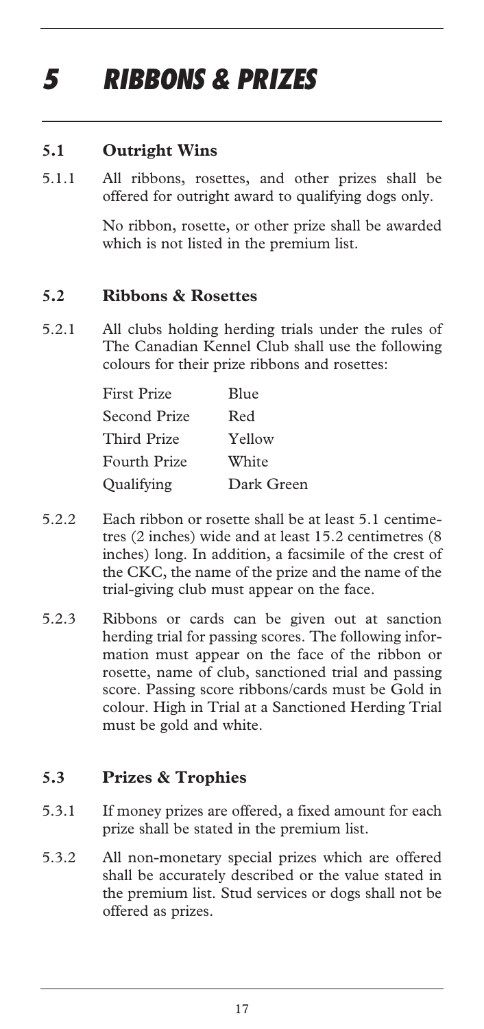# 5 RIBBONS & PRIZES

## 5.1 Outright Wins

5.1.1 All ribbons, rosettes, and other prizes shall be offered for outright award to qualifying dogs only.

No ribbon, rosette, or other prize shall be awarded which is not listed in the premium list.

## 5.2 Ribbons & Rosettes

5.2.1 All clubs holding herding trials under the rules of The Canadian Kennel Club shall use the following colours for their prize ribbons and rosettes:

| | |
|---|---|
| First Prize | Blue |
| Second Prize | Red |
| Third Prize | Yellow |
| Fourth Prize | White |
| Qualifying | Dark Green |

5.2.2 Each ribbon or rosette shall be at least 5.1 centimetres (2 inches) wide and at least 15.2 centimetres (8 inches) long. In addition, a facsimile of the crest of the CKC, the name of the prize and the name of the trial-giving club must appear on the face.

5.2.3 Ribbons or cards can be given out at sanction herding trial for passing scores. The following information must appear on the face of the ribbon or rosette, name of club, sanctioned trial and passing score. Passing score ribbons/cards must be Gold in colour. High in Trial at a Sanctioned Herding Trial must be gold and white.

## 5.3 Prizes & Trophies

5.3.1 If money prizes are offered, a fixed amount for each prize shall be stated in the premium list.

5.3.2 All non-monetary special prizes which are offered shall be accurately described or the value stated in the premium list. Stud services or dogs shall not be offered as prizes.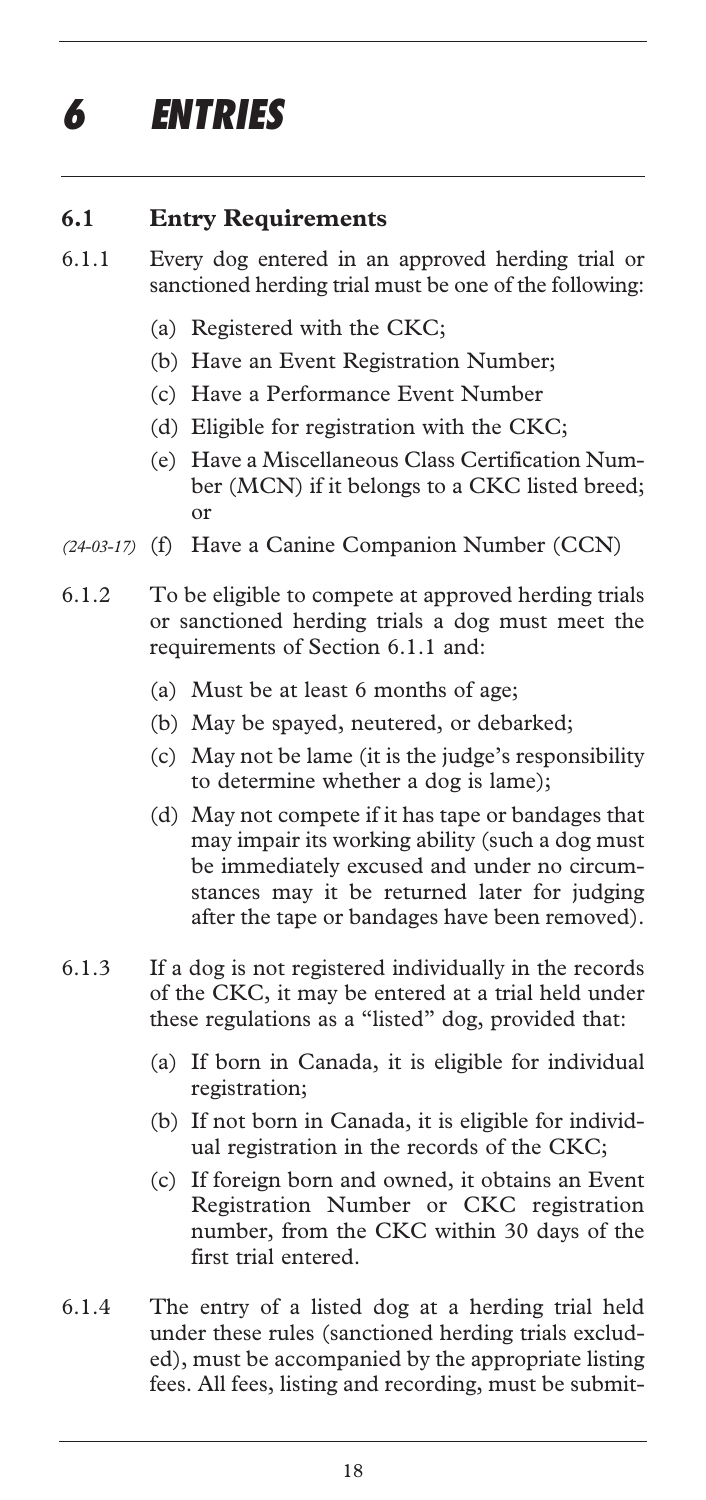# 6 ENTRIES

## 6.1 Entry Requirements

6.1.1 Every dog entered in an approved herding trial or sanctioned herding trial must be one of the following:

- (a) Registered with the CKC;
- (b) Have an Event Registration Number;
- (c) Have a Performance Event Number
- (d) Eligible for registration with the CKC;
- (e) Have a Miscellaneous Class Certification Number (MCN) if it belongs to a CKC listed breed; or
- *(24-03-17)* (f) Have a Canine Companion Number (CCN)

6.1.2 To be eligible to compete at approved herding trials or sanctioned herding trials a dog must meet the requirements of Section 6.1.1 and:

- (a) Must be at least 6 months of age;
- (b) May be spayed, neutered, or debarked;
- (c) May not be lame (it is the judge's responsibility to determine whether a dog is lame);
- (d) May not compete if it has tape or bandages that may impair its working ability (such a dog must be immediately excused and under no circumstances may it be returned later for judging after the tape or bandages have been removed).

6.1.3 If a dog is not registered individually in the records of the CKC, it may be entered at a trial held under these regulations as a "listed" dog, provided that:

- (a) If born in Canada, it is eligible for individual registration;
- (b) If not born in Canada, it is eligible for individual registration in the records of the CKC;
- (c) If foreign born and owned, it obtains an Event Registration Number or CKC registration number, from the CKC within 30 days of the first trial entered.

6.1.4 The entry of a listed dog at a herding trial held under these rules (sanctioned herding trials excluded), must be accompanied by the appropriate listing fees. All fees, listing and recording, must be submit-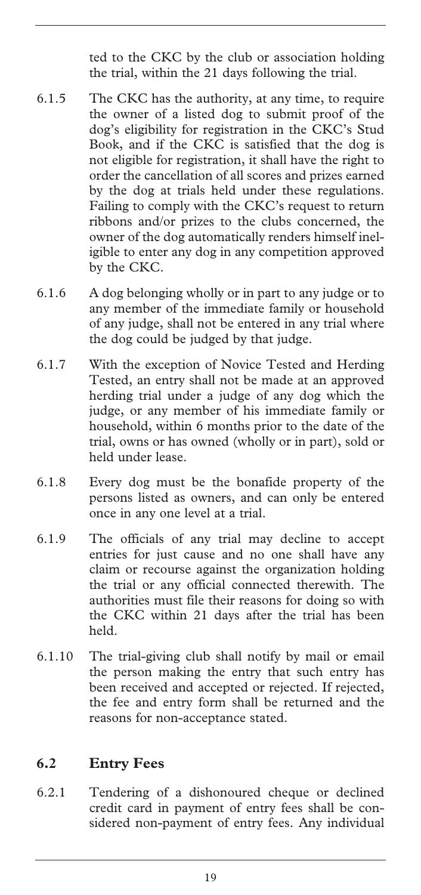ted to the CKC by the club or association holding the trial, within the 21 days following the trial.

6.1.5 The CKC has the authority, at any time, to require the owner of a listed dog to submit proof of the dog's eligibility for registration in the CKC's Stud Book, and if the CKC is satisfied that the dog is not eligible for registration, it shall have the right to order the cancellation of all scores and prizes earned by the dog at trials held under these regulations. Failing to comply with the CKC's request to return ribbons and/or prizes to the clubs concerned, the owner of the dog automatically renders himself ineligible to enter any dog in any competition approved by the CKC.

6.1.6 A dog belonging wholly or in part to any judge or to any member of the immediate family or household of any judge, shall not be entered in any trial where the dog could be judged by that judge.

6.1.7 With the exception of Novice Tested and Herding Tested, an entry shall not be made at an approved herding trial under a judge of any dog which the judge, or any member of his immediate family or household, within 6 months prior to the date of the trial, owns or has owned (wholly or in part), sold or held under lease.

6.1.8 Every dog must be the bonafide property of the persons listed as owners, and can only be entered once in any one level at a trial.

6.1.9 The officials of any trial may decline to accept entries for just cause and no one shall have any claim or recourse against the organization holding the trial or any official connected therewith. The authorities must file their reasons for doing so with the CKC within 21 days after the trial has been held.

6.1.10 The trial-giving club shall notify by mail or email the person making the entry that such entry has been received and accepted or rejected. If rejected, the fee and entry form shall be returned and the reasons for non-acceptance stated.

## 6.2 Entry Fees

6.2.1 Tendering of a dishonoured cheque or declined credit card in payment of entry fees shall be considered non-payment of entry fees. Any individual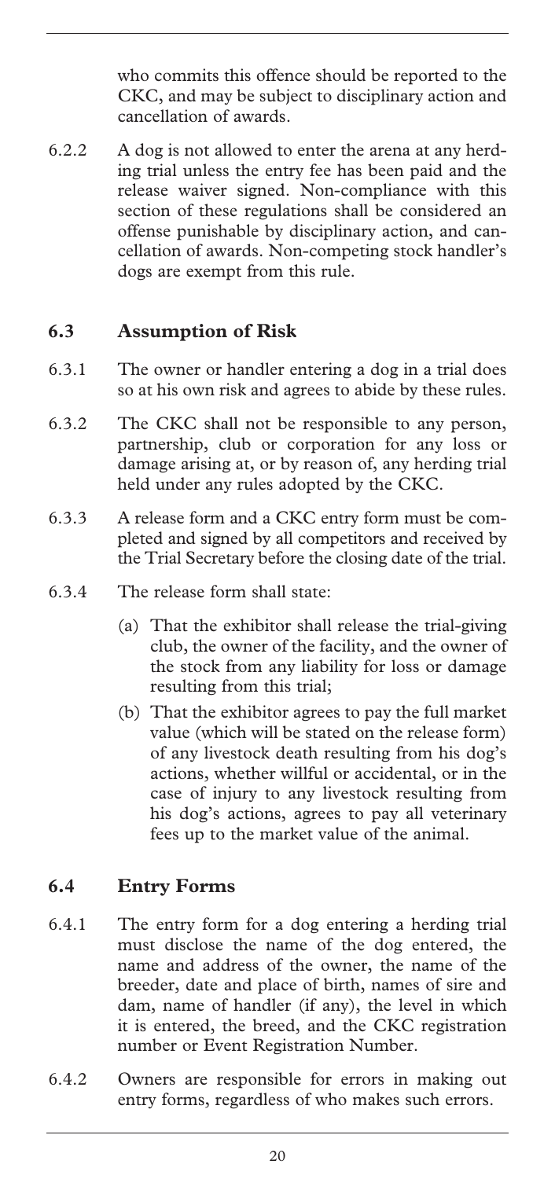who commits this offence should be reported to the CKC, and may be subject to disciplinary action and cancellation of awards.

6.2.2 A dog is not allowed to enter the arena at any herding trial unless the entry fee has been paid and the release waiver signed. Non-compliance with this section of these regulations shall be considered an offense punishable by disciplinary action, and cancellation of awards. Non-competing stock handler's dogs are exempt from this rule.

## 6.3 Assumption of Risk

6.3.1 The owner or handler entering a dog in a trial does so at his own risk and agrees to abide by these rules.

6.3.2 The CKC shall not be responsible to any person, partnership, club or corporation for any loss or damage arising at, or by reason of, any herding trial held under any rules adopted by the CKC.

6.3.3 A release form and a CKC entry form must be completed and signed by all competitors and received by the Trial Secretary before the closing date of the trial.

6.3.4 The release form shall state:

(a) That the exhibitor shall release the trial-giving club, the owner of the facility, and the owner of the stock from any liability for loss or damage resulting from this trial;

(b) That the exhibitor agrees to pay the full market value (which will be stated on the release form) of any livestock death resulting from his dog's actions, whether willful or accidental, or in the case of injury to any livestock resulting from his dog's actions, agrees to pay all veterinary fees up to the market value of the animal.

## 6.4 Entry Forms

6.4.1 The entry form for a dog entering a herding trial must disclose the name of the dog entered, the name and address of the owner, the name of the breeder, date and place of birth, names of sire and dam, name of handler (if any), the level in which it is entered, the breed, and the CKC registration number or Event Registration Number.

6.4.2 Owners are responsible for errors in making out entry forms, regardless of who makes such errors.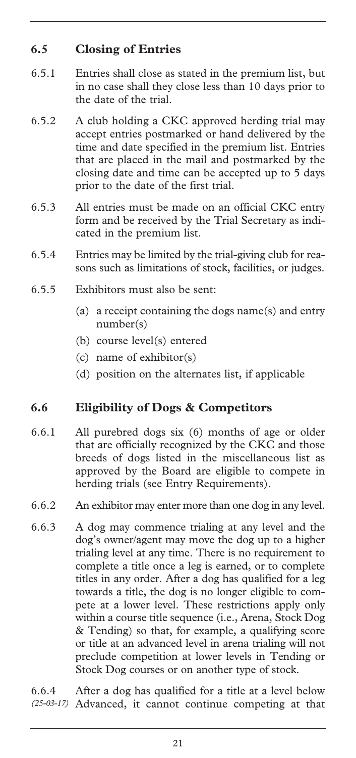## 6.5 Closing of Entries

6.5.1 Entries shall close as stated in the premium list, but in no case shall they close less than 10 days prior to the date of the trial.

6.5.2 A club holding a CKC approved herding trial may accept entries postmarked or hand delivered by the time and date specified in the premium list. Entries that are placed in the mail and postmarked by the closing date and time can be accepted up to 5 days prior to the date of the first trial.

6.5.3 All entries must be made on an official CKC entry form and be received by the Trial Secretary as indicated in the premium list.

6.5.4 Entries may be limited by the trial-giving club for reasons such as limitations of stock, facilities, or judges.

6.5.5 Exhibitors must also be sent:

(a) a receipt containing the dogs name(s) and entry number(s)

(b) course level(s) entered

(c) name of exhibitor(s)

(d) position on the alternates list, if applicable

## 6.6 Eligibility of Dogs & Competitors

6.6.1 All purebred dogs six (6) months of age or older that are officially recognized by the CKC and those breeds of dogs listed in the miscellaneous list as approved by the Board are eligible to compete in herding trials (see Entry Requirements).

6.6.2 An exhibitor may enter more than one dog in any level.

6.6.3 A dog may commence trialing at any level and the dog's owner/agent may move the dog up to a higher trialing level at any time. There is no requirement to complete a title once a leg is earned, or to complete titles in any order. After a dog has qualified for a leg towards a title, the dog is no longer eligible to compete at a lower level. These restrictions apply only within a course title sequence (i.e., Arena, Stock Dog & Tending) so that, for example, a qualifying score or title at an advanced level in arena trialing will not preclude competition at lower levels in Tending or Stock Dog courses or on another type of stock.

6.6.4 *(25-03-17)* After a dog has qualified for a title at a level below Advanced, it cannot continue competing at that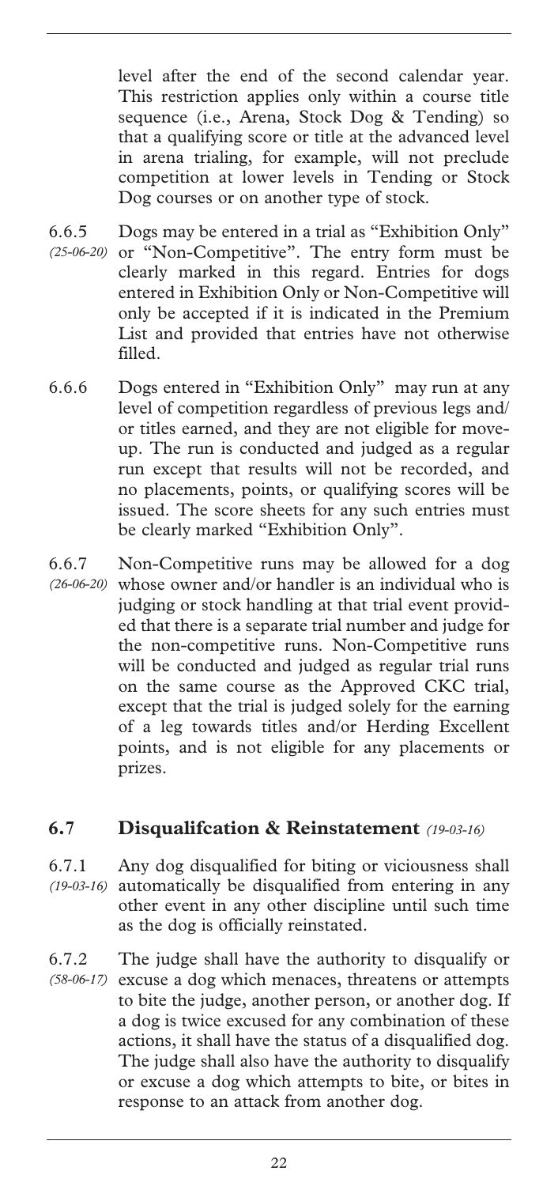level after the end of the second calendar year. This restriction applies only within a course title sequence (i.e., Arena, Stock Dog & Tending) so that a qualifying score or title at the advanced level in arena trialing, for example, will not preclude competition at lower levels in Tending or Stock Dog courses or on another type of stock.

6.6.5 *(25-06-20)* Dogs may be entered in a trial as "Exhibition Only" or "Non-Competitive". The entry form must be clearly marked in this regard. Entries for dogs entered in Exhibition Only or Non-Competitive will only be accepted if it is indicated in the Premium List and provided that entries have not otherwise filled.

6.6.6 Dogs entered in "Exhibition Only" may run at any level of competition regardless of previous legs and/or titles earned, and they are not eligible for move-up. The run is conducted and judged as a regular run except that results will not be recorded, and no placements, points, or qualifying scores will be issued. The score sheets for any such entries must be clearly marked "Exhibition Only".

6.6.7 *(26-06-20)* Non-Competitive runs may be allowed for a dog whose owner and/or handler is an individual who is judging or stock handling at that trial event provided that there is a separate trial number and judge for the non-competitive runs. Non-Competitive runs will be conducted and judged as regular trial runs on the same course as the Approved CKC trial, except that the trial is judged solely for the earning of a leg towards titles and/or Herding Excellent points, and is not eligible for any placements or prizes.

## 6.7 Disqualifcation & Reinstatement *(19-03-16)*

6.7.1 *(19-03-16)* Any dog disqualified for biting or viciousness shall automatically be disqualified from entering in any other event in any other discipline until such time as the dog is officially reinstated.

6.7.2 *(58-06-17)* The judge shall have the authority to disqualify or excuse a dog which menaces, threatens or attempts to bite the judge, another person, or another dog. If a dog is twice excused for any combination of these actions, it shall have the status of a disqualified dog. The judge shall also have the authority to disqualify or excuse a dog which attempts to bite, or bites in response to an attack from another dog.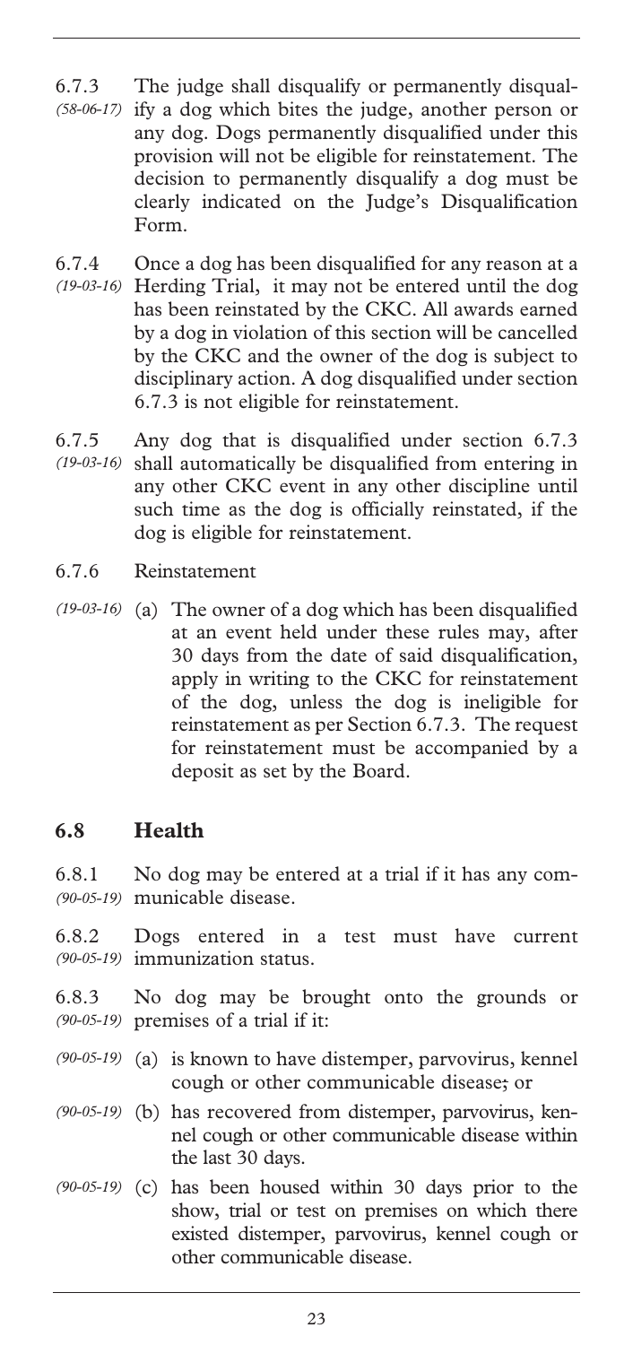6.7.3 *(58-06-17)* The judge shall disqualify or permanently disqualify a dog which bites the judge, another person or any dog. Dogs permanently disqualified under this provision will not be eligible for reinstatement. The decision to permanently disqualify a dog must be clearly indicated on the Judge's Disqualification Form.

6.7.4 *(19-03-16)* Once a dog has been disqualified for any reason at a Herding Trial, it may not be entered until the dog has been reinstated by the CKC. All awards earned by a dog in violation of this section will be cancelled by the CKC and the owner of the dog is subject to disciplinary action. A dog disqualified under section 6.7.3 is not eligible for reinstatement.

6.7.5 *(19-03-16)* Any dog that is disqualified under section 6.7.3 shall automatically be disqualified from entering in any other CKC event in any other discipline until such time as the dog is officially reinstated, if the dog is eligible for reinstatement.

6.7.6 Reinstatement

*(19-03-16)* (a) The owner of a dog which has been disqualified at an event held under these rules may, after 30 days from the date of said disqualification, apply in writing to the CKC for reinstatement of the dog, unless the dog is ineligible for reinstatement as per Section 6.7.3. The request for reinstatement must be accompanied by a deposit as set by the Board.

## 6.8 Health

6.8.1 *(90-05-19)* No dog may be entered at a trial if it has any communicable disease.

6.8.2 *(90-05-19)* Dogs entered in a test must have current immunization status.

6.8.3 *(90-05-19)* No dog may be brought onto the grounds or premises of a trial if it:

*(90-05-19)* (a) is known to have distemper, parvovirus, kennel cough or other communicable disease; or

*(90-05-19)* (b) has recovered from distemper, parvovirus, kennel cough or other communicable disease within the last 30 days.

*(90-05-19)* (c) has been housed within 30 days prior to the show, trial or test on premises on which there existed distemper, parvovirus, kennel cough or other communicable disease.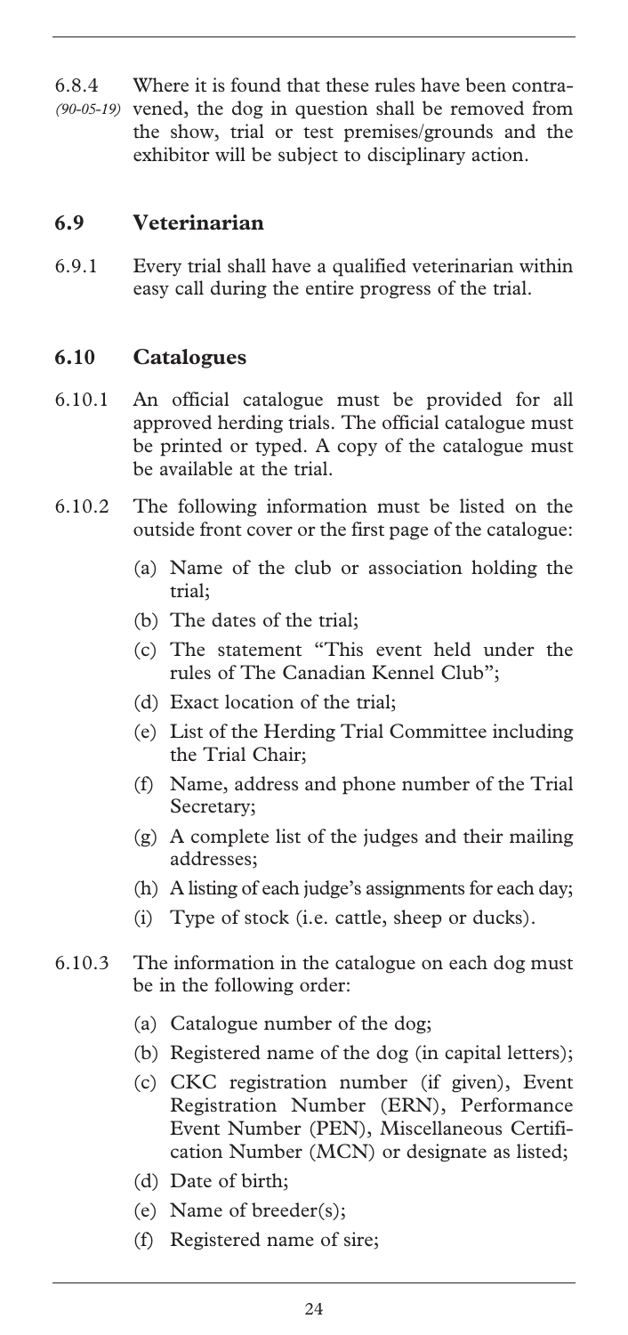6.8.4 *(90-05-19)* Where it is found that these rules have been contravened, the dog in question shall be removed from the show, trial or test premises/grounds and the exhibitor will be subject to disciplinary action.

## 6.9 Veterinarian

6.9.1 Every trial shall have a qualified veterinarian within easy call during the entire progress of the trial.

## 6.10 Catalogues

6.10.1 An official catalogue must be provided for all approved herding trials. The official catalogue must be printed or typed. A copy of the catalogue must be available at the trial.

6.10.2 The following information must be listed on the outside front cover or the first page of the catalogue:

- (a) Name of the club or association holding the trial;
- (b) The dates of the trial;
- (c) The statement "This event held under the rules of The Canadian Kennel Club";
- (d) Exact location of the trial;
- (e) List of the Herding Trial Committee including the Trial Chair;
- (f) Name, address and phone number of the Trial Secretary;
- (g) A complete list of the judges and their mailing addresses;
- (h) A listing of each judge's assignments for each day;
- (i) Type of stock (i.e. cattle, sheep or ducks).

6.10.3 The information in the catalogue on each dog must be in the following order:

- (a) Catalogue number of the dog;
- (b) Registered name of the dog (in capital letters);
- (c) CKC registration number (if given), Event Registration Number (ERN), Performance Event Number (PEN), Miscellaneous Certification Number (MCN) or designate as listed;
- (d) Date of birth;
- (e) Name of breeder(s);
- (f) Registered name of sire;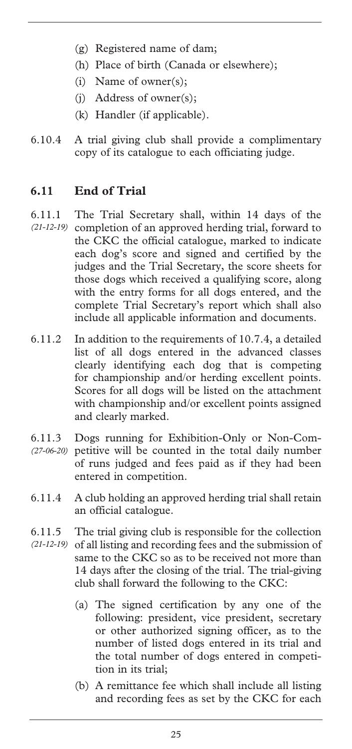(g) Registered name of dam;

(h) Place of birth (Canada or elsewhere);

(i) Name of owner(s);

(j) Address of owner(s);

(k) Handler (if applicable).

6.10.4 A trial giving club shall provide a complimentary copy of its catalogue to each officiating judge.

## 6.11 End of Trial

6.11.1 *(21-12-19)* The Trial Secretary shall, within 14 days of the completion of an approved herding trial, forward to the CKC the official catalogue, marked to indicate each dog's score and signed and certified by the judges and the Trial Secretary, the score sheets for those dogs which received a qualifying score, along with the entry forms for all dogs entered, and the complete Trial Secretary's report which shall also include all applicable information and documents.

6.11.2 In addition to the requirements of 10.7.4, a detailed list of all dogs entered in the advanced classes clearly identifying each dog that is competing for championship and/or herding excellent points. Scores for all dogs will be listed on the attachment with championship and/or excellent points assigned and clearly marked.

6.11.3 *(27-06-20)* Dogs running for Exhibition-Only or Non-Competitive will be counted in the total daily number of runs judged and fees paid as if they had been entered in competition.

6.11.4 A club holding an approved herding trial shall retain an official catalogue.

6.11.5 *(21-12-19)* The trial giving club is responsible for the collection of all listing and recording fees and the submission of same to the CKC so as to be received not more than 14 days after the closing of the trial. The trial-giving club shall forward the following to the CKC:

(a) The signed certification by any one of the following: president, vice president, secretary or other authorized signing officer, as to the number of listed dogs entered in its trial and the total number of dogs entered in competition in its trial;

(b) A remittance fee which shall include all listing and recording fees as set by the CKC for each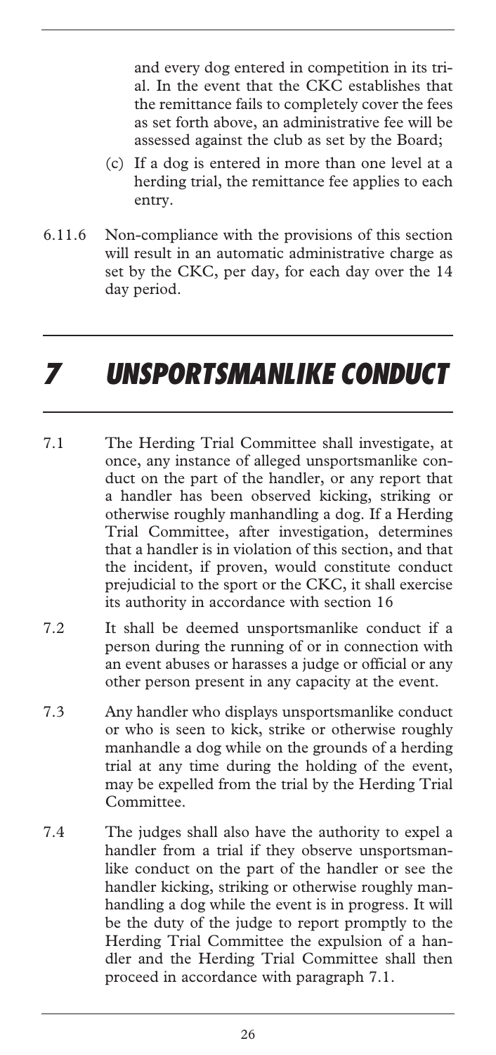and every dog entered in competition in its trial. In the event that the CKC establishes that the remittance fails to completely cover the fees as set forth above, an administrative fee will be assessed against the club as set by the Board;

(c) If a dog is entered in more than one level at a herding trial, the remittance fee applies to each entry.

6.11.6 Non-compliance with the provisions of this section will result in an automatic administrative charge as set by the CKC, per day, for each day over the 14 day period.

# 7 UNSPORTSMANLIKE CONDUCT

7.1 The Herding Trial Committee shall investigate, at once, any instance of alleged unsportsmanlike conduct on the part of the handler, or any report that a handler has been observed kicking, striking or otherwise roughly manhandling a dog. If a Herding Trial Committee, after investigation, determines that a handler is in violation of this section, and that the incident, if proven, would constitute conduct prejudicial to the sport or the CKC, it shall exercise its authority in accordance with section 16

7.2 It shall be deemed unsportsmanlike conduct if a person during the running of or in connection with an event abuses or harasses a judge or official or any other person present in any capacity at the event.

7.3 Any handler who displays unsportsmanlike conduct or who is seen to kick, strike or otherwise roughly manhandle a dog while on the grounds of a herding trial at any time during the holding of the event, may be expelled from the trial by the Herding Trial Committee.

7.4 The judges shall also have the authority to expel a handler from a trial if they observe unsportsmanlike conduct on the part of the handler or see the handler kicking, striking or otherwise roughly manhandling a dog while the event is in progress. It will be the duty of the judge to report promptly to the Herding Trial Committee the expulsion of a handler and the Herding Trial Committee shall then proceed in accordance with paragraph 7.1.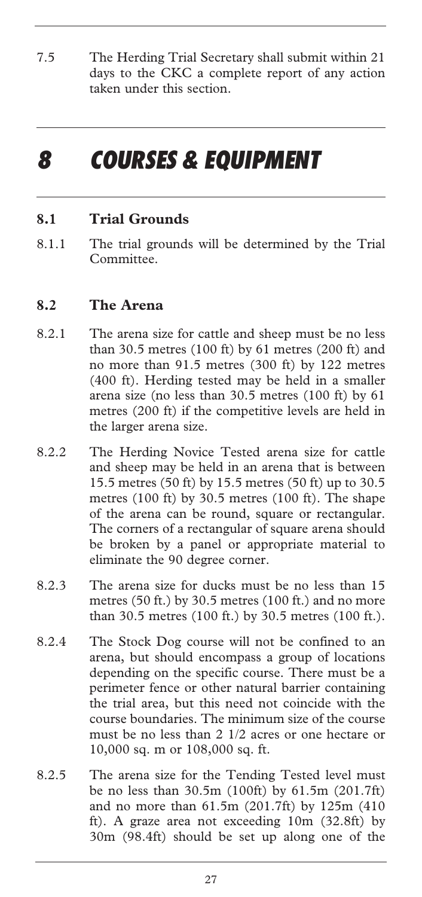7.5 The Herding Trial Secretary shall submit within 21 days to the CKC a complete report of any action taken under this section.

# 8 COURSES & EQUIPMENT

## 8.1 Trial Grounds

8.1.1 The trial grounds will be determined by the Trial Committee.

## 8.2 The Arena

8.2.1 The arena size for cattle and sheep must be no less than 30.5 metres (100 ft) by 61 metres (200 ft) and no more than 91.5 metres (300 ft) by 122 metres (400 ft). Herding tested may be held in a smaller arena size (no less than 30.5 metres (100 ft) by 61 metres (200 ft) if the competitive levels are held in the larger arena size.

8.2.2 The Herding Novice Tested arena size for cattle and sheep may be held in an arena that is between 15.5 metres (50 ft) by 15.5 metres (50 ft) up to 30.5 metres (100 ft) by 30.5 metres (100 ft). The shape of the arena can be round, square or rectangular. The corners of a rectangular of square arena should be broken by a panel or appropriate material to eliminate the 90 degree corner.

8.2.3 The arena size for ducks must be no less than 15 metres (50 ft.) by 30.5 metres (100 ft.) and no more than 30.5 metres (100 ft.) by 30.5 metres (100 ft.).

8.2.4 The Stock Dog course will not be confined to an arena, but should encompass a group of locations depending on the specific course. There must be a perimeter fence or other natural barrier containing the trial area, but this need not coincide with the course boundaries. The minimum size of the course must be no less than 2 1/2 acres or one hectare or 10,000 sq. m or 108,000 sq. ft.

8.2.5 The arena size for the Tending Tested level must be no less than 30.5m (100ft) by 61.5m (201.7ft) and no more than 61.5m (201.7ft) by 125m (410 ft). A graze area not exceeding 10m (32.8ft) by 30m (98.4ft) should be set up along one of the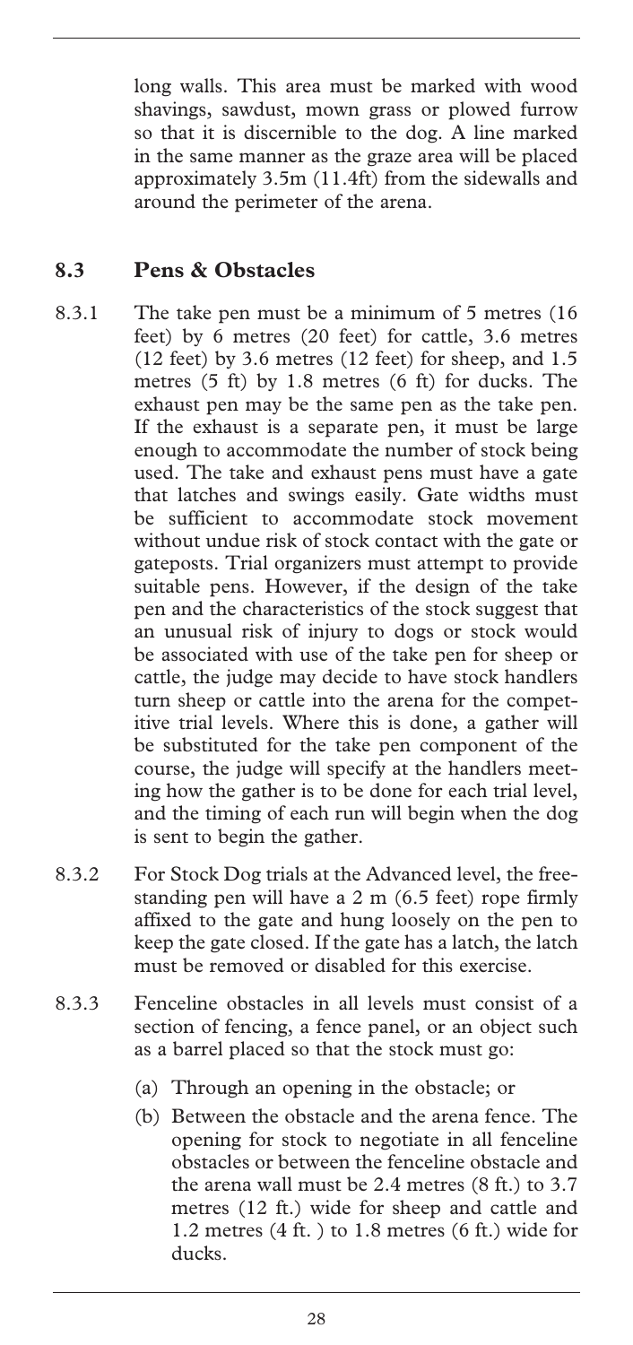long walls. This area must be marked with wood shavings, sawdust, mown grass or plowed furrow so that it is discernible to the dog. A line marked in the same manner as the graze area will be placed approximately 3.5m (11.4ft) from the sidewalls and around the perimeter of the arena.

## 8.3 Pens & Obstacles

8.3.1 The take pen must be a minimum of 5 metres (16 feet) by 6 metres (20 feet) for cattle, 3.6 metres (12 feet) by 3.6 metres (12 feet) for sheep, and 1.5 metres (5 ft) by 1.8 metres (6 ft) for ducks. The exhaust pen may be the same pen as the take pen. If the exhaust is a separate pen, it must be large enough to accommodate the number of stock being used. The take and exhaust pens must have a gate that latches and swings easily. Gate widths must be sufficient to accommodate stock movement without undue risk of stock contact with the gate or gateposts. Trial organizers must attempt to provide suitable pens. However, if the design of the take pen and the characteristics of the stock suggest that an unusual risk of injury to dogs or stock would be associated with use of the take pen for sheep or cattle, the judge may decide to have stock handlers turn sheep or cattle into the arena for the competitive trial levels. Where this is done, a gather will be substituted for the take pen component of the course, the judge will specify at the handlers meeting how the gather is to be done for each trial level, and the timing of each run will begin when the dog is sent to begin the gather.

8.3.2 For Stock Dog trials at the Advanced level, the free-standing pen will have a 2 m (6.5 feet) rope firmly affixed to the gate and hung loosely on the pen to keep the gate closed. If the gate has a latch, the latch must be removed or disabled for this exercise.

8.3.3 Fenceline obstacles in all levels must consist of a section of fencing, a fence panel, or an object such as a barrel placed so that the stock must go:

(a) Through an opening in the obstacle; or

(b) Between the obstacle and the arena fence. The opening for stock to negotiate in all fenceline obstacles or between the fenceline obstacle and the arena wall must be 2.4 metres (8 ft.) to 3.7 metres (12 ft.) wide for sheep and cattle and 1.2 metres (4 ft. ) to 1.8 metres (6 ft.) wide for ducks.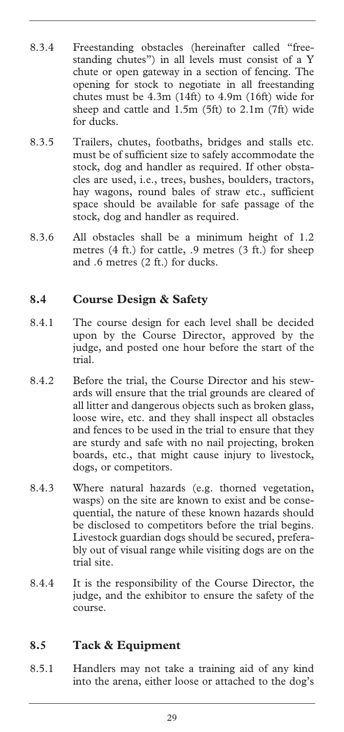8.3.4 Freestanding obstacles (hereinafter called "freestanding chutes") in all levels must consist of a Y chute or open gateway in a section of fencing. The opening for stock to negotiate in all freestanding chutes must be 4.3m (14ft) to 4.9m (16ft) wide for sheep and cattle and 1.5m (5ft) to 2.1m (7ft) wide for ducks.

8.3.5 Trailers, chutes, footbaths, bridges and stalls etc. must be of sufficient size to safely accommodate the stock, dog and handler as required. If other obstacles are used, i.e., trees, bushes, boulders, tractors, hay wagons, round bales of straw etc., sufficient space should be available for safe passage of the stock, dog and handler as required.

8.3.6 All obstacles shall be a minimum height of 1.2 metres (4 ft.) for cattle, .9 metres (3 ft.) for sheep and .6 metres (2 ft.) for ducks.

## 8.4 Course Design & Safety

8.4.1 The course design for each level shall be decided upon by the Course Director, approved by the judge, and posted one hour before the start of the trial.

8.4.2 Before the trial, the Course Director and his stewards will ensure that the trial grounds are cleared of all litter and dangerous objects such as broken glass, loose wire, etc. and they shall inspect all obstacles and fences to be used in the trial to ensure that they are sturdy and safe with no nail projecting, broken boards, etc., that might cause injury to livestock, dogs, or competitors.

8.4.3 Where natural hazards (e.g. thorned vegetation, wasps) on the site are known to exist and be consequential, the nature of these known hazards should be disclosed to competitors before the trial begins. Livestock guardian dogs should be secured, preferably out of visual range while visiting dogs are on the trial site.

8.4.4 It is the responsibility of the Course Director, the judge, and the exhibitor to ensure the safety of the course.

## 8.5 Tack & Equipment

8.5.1 Handlers may not take a training aid of any kind into the arena, either loose or attached to the dog's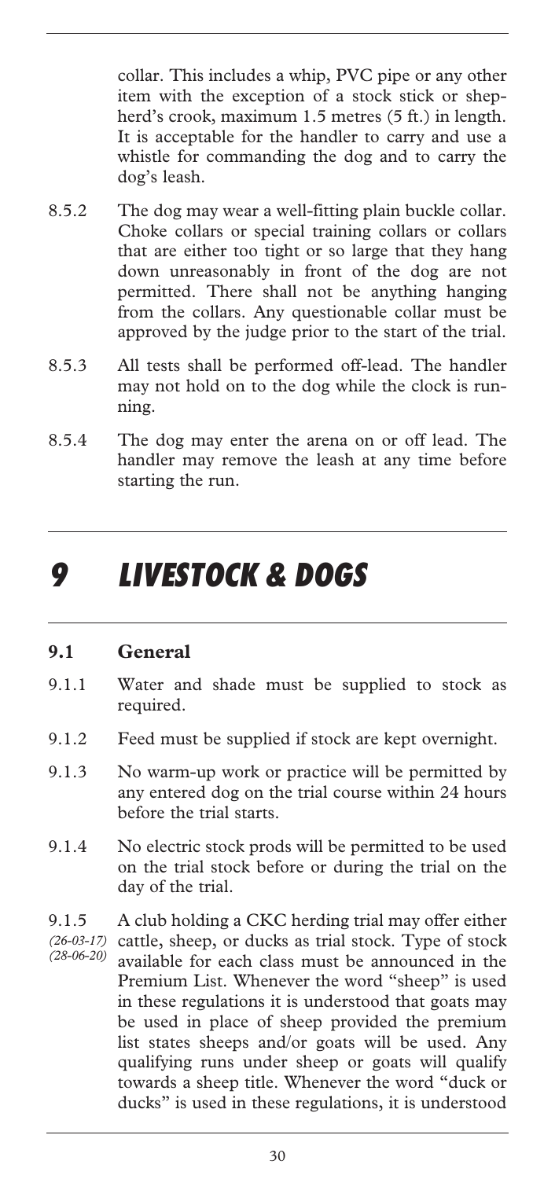collar. This includes a whip, PVC pipe or any other item with the exception of a stock stick or shepherd's crook, maximum 1.5 metres (5 ft.) in length. It is acceptable for the handler to carry and use a whistle for commanding the dog and to carry the dog's leash.

8.5.2 The dog may wear a well-fitting plain buckle collar. Choke collars or special training collars or collars that are either too tight or so large that they hang down unreasonably in front of the dog are not permitted. There shall not be anything hanging from the collars. Any questionable collar must be approved by the judge prior to the start of the trial.

8.5.3 All tests shall be performed off-lead. The handler may not hold on to the dog while the clock is running.

8.5.4 The dog may enter the arena on or off lead. The handler may remove the leash at any time before starting the run.

# 9 LIVESTOCK & DOGS

## 9.1 General

9.1.1 Water and shade must be supplied to stock as required.

9.1.2 Feed must be supplied if stock are kept overnight.

9.1.3 No warm-up work or practice will be permitted by any entered dog on the trial course within 24 hours before the trial starts.

9.1.4 No electric stock prods will be permitted to be used on the trial stock before or during the trial on the day of the trial.

9.1.5 *(26-03-17) (28-06-20)* A club holding a CKC herding trial may offer either cattle, sheep, or ducks as trial stock. Type of stock available for each class must be announced in the Premium List. Whenever the word "sheep" is used in these regulations it is understood that goats may be used in place of sheep provided the premium list states sheeps and/or goats will be used. Any qualifying runs under sheep or goats will qualify towards a sheep title. Whenever the word "duck or ducks" is used in these regulations, it is understood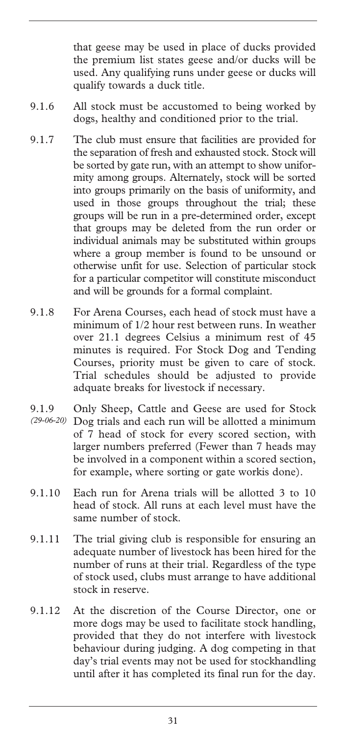that geese may be used in place of ducks provided the premium list states geese and/or ducks will be used. Any qualifying runs under geese or ducks will qualify towards a duck title.

9.1.6 All stock must be accustomed to being worked by dogs, healthy and conditioned prior to the trial.

9.1.7 The club must ensure that facilities are provided for the separation of fresh and exhausted stock. Stock will be sorted by gate run, with an attempt to show uniformity among groups. Alternately, stock will be sorted into groups primarily on the basis of uniformity, and used in those groups throughout the trial; these groups will be run in a pre-determined order, except that groups may be deleted from the run order or individual animals may be substituted within groups where a group member is found to be unsound or otherwise unfit for use. Selection of particular stock for a particular competitor will constitute misconduct and will be grounds for a formal complaint.

9.1.8 For Arena Courses, each head of stock must have a minimum of 1/2 hour rest between runs. In weather over 21.1 degrees Celsius a minimum rest of 45 minutes is required. For Stock Dog and Tending Courses, priority must be given to care of stock. Trial schedules should be adjusted to provide adquate breaks for livestock if necessary.

9.1.9 *(29-06-20)* Only Sheep, Cattle and Geese are used for Stock Dog trials and each run will be allotted a minimum of 7 head of stock for every scored section, with larger numbers preferred (Fewer than 7 heads may be involved in a component within a scored section, for example, where sorting or gate workis done).

9.1.10 Each run for Arena trials will be allotted 3 to 10 head of stock. All runs at each level must have the same number of stock.

9.1.11 The trial giving club is responsible for ensuring an adequate number of livestock has been hired for the number of runs at their trial. Regardless of the type of stock used, clubs must arrange to have additional stock in reserve.

9.1.12 At the discretion of the Course Director, one or more dogs may be used to facilitate stock handling, provided that they do not interfere with livestock behaviour during judging. A dog competing in that day's trial events may not be used for stockhandling until after it has completed its final run for the day.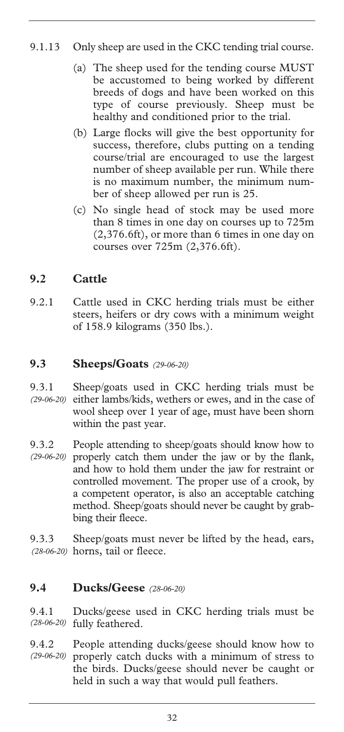9.1.13 Only sheep are used in the CKC tending trial course.

(a) The sheep used for the tending course MUST be accustomed to being worked by different breeds of dogs and have been worked on this type of course previously. Sheep must be healthy and conditioned prior to the trial.

(b) Large flocks will give the best opportunity for success, therefore, clubs putting on a tending course/trial are encouraged to use the largest number of sheep available per run. While there is no maximum number, the minimum number of sheep allowed per run is 25.

(c) No single head of stock may be used more than 8 times in one day on courses up to 725m (2,376.6ft), or more than 6 times in one day on courses over 725m (2,376.6ft).

## 9.2 Cattle

9.2.1 Cattle used in CKC herding trials must be either steers, heifers or dry cows with a minimum weight of 158.9 kilograms (350 lbs.).

## 9.3 Sheeps/Goats *(29-06-20)*

9.3.1 *(29-06-20)* Sheep/goats used in CKC herding trials must be either lambs/kids, wethers or ewes, and in the case of wool sheep over 1 year of age, must have been shorn within the past year.

9.3.2 *(29-06-20)* People attending to sheep/goats should know how to properly catch them under the jaw or by the flank, and how to hold them under the jaw for restraint or controlled movement. The proper use of a crook, by a competent operator, is also an acceptable catching method. Sheep/goats should never be caught by grabbing their fleece.

9.3.3 *(28-06-20)* Sheep/goats must never be lifted by the head, ears, horns, tail or fleece.

## 9.4 Ducks/Geese *(28-06-20)*

9.4.1 *(28-06-20)* Ducks/geese used in CKC herding trials must be fully feathered.

9.4.2 *(29-06-20)* People attending ducks/geese should know how to properly catch ducks with a minimum of stress to the birds. Ducks/geese should never be caught or held in such a way that would pull feathers.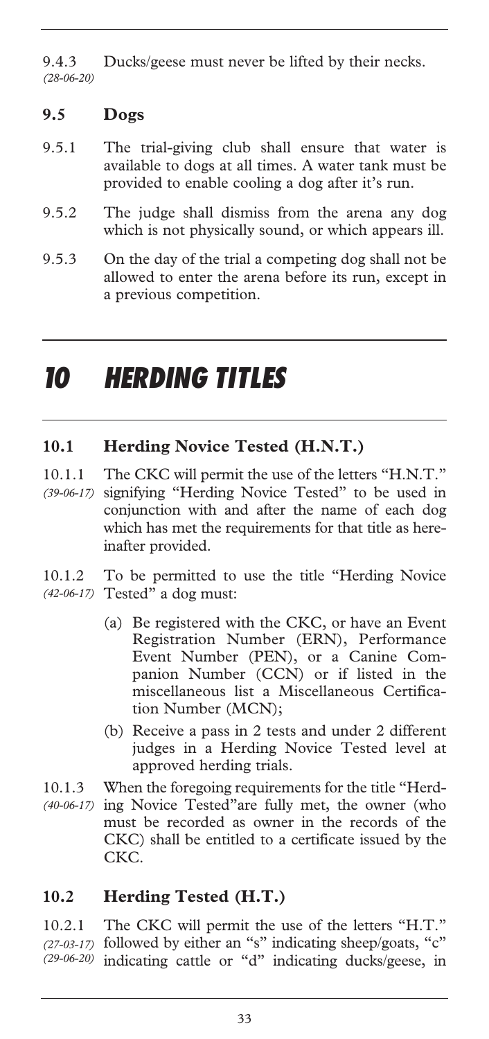9.4.3 Ducks/geese must never be lifted by their necks.
*(28-06-20)*

### 9.5 Dogs

9.5.1 The trial-giving club shall ensure that water is available to dogs at all times. A water tank must be provided to enable cooling a dog after it's run.

9.5.2 The judge shall dismiss from the arena any dog which is not physically sound, or which appears ill.

9.5.3 On the day of the trial a competing dog shall not be allowed to enter the arena before its run, except in a previous competition.

# 10 HERDING TITLES

### 10.1 Herding Novice Tested (H.N.T.)

10.1.1 *(39-06-17)* The CKC will permit the use of the letters "H.N.T." signifying "Herding Novice Tested" to be used in conjunction with and after the name of each dog which has met the requirements for that title as hereinafter provided.

10.1.2 *(42-06-17)* To be permitted to use the title "Herding Novice Tested" a dog must:

(a) Be registered with the CKC, or have an Event Registration Number (ERN), Performance Event Number (PEN), or a Canine Companion Number (CCN) or if listed in the miscellaneous list a Miscellaneous Certification Number (MCN);

(b) Receive a pass in 2 tests and under 2 different judges in a Herding Novice Tested level at approved herding trials.

10.1.3 *(40-06-17)* When the foregoing requirements for the title "Herding Novice Tested"are fully met, the owner (who must be recorded as owner in the records of the CKC) shall be entitled to a certificate issued by the CKC.

### 10.2 Herding Tested (H.T.)

10.2.1 *(27-03-17)* *(29-06-20)* The CKC will permit the use of the letters "H.T." followed by either an "s" indicating sheep/goats, "c" indicating cattle or "d" indicating ducks/geese, in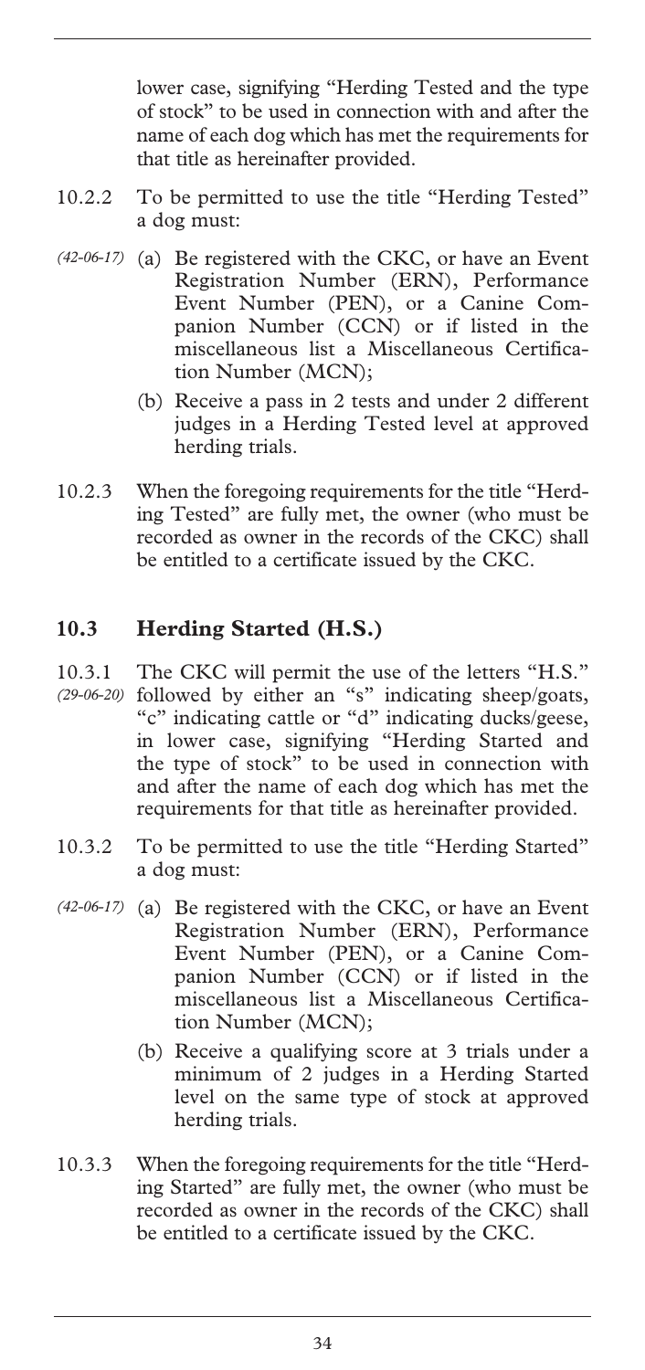lower case, signifying "Herding Tested and the type of stock" to be used in connection with and after the name of each dog which has met the requirements for that title as hereinafter provided.

10.2.2 To be permitted to use the title "Herding Tested" a dog must:

*(42-06-17)* (a) Be registered with the CKC, or have an Event Registration Number (ERN), Performance Event Number (PEN), or a Canine Companion Number (CCN) or if listed in the miscellaneous list a Miscellaneous Certification Number (MCN);

(b) Receive a pass in 2 tests and under 2 different judges in a Herding Tested level at approved herding trials.

10.2.3 When the foregoing requirements for the title "Herding Tested" are fully met, the owner (who must be recorded as owner in the records of the CKC) shall be entitled to a certificate issued by the CKC.

## 10.3 Herding Started (H.S.)

10.3.1 *(29-06-20)* The CKC will permit the use of the letters "H.S." followed by either an "s" indicating sheep/goats, "c" indicating cattle or "d" indicating ducks/geese, in lower case, signifying "Herding Started and the type of stock" to be used in connection with and after the name of each dog which has met the requirements for that title as hereinafter provided.

10.3.2 To be permitted to use the title "Herding Started" a dog must:

*(42-06-17)* (a) Be registered with the CKC, or have an Event Registration Number (ERN), Performance Event Number (PEN), or a Canine Companion Number (CCN) or if listed in the miscellaneous list a Miscellaneous Certification Number (MCN);

(b) Receive a qualifying score at 3 trials under a minimum of 2 judges in a Herding Started level on the same type of stock at approved herding trials.

10.3.3 When the foregoing requirements for the title "Herding Started" are fully met, the owner (who must be recorded as owner in the records of the CKC) shall be entitled to a certificate issued by the CKC.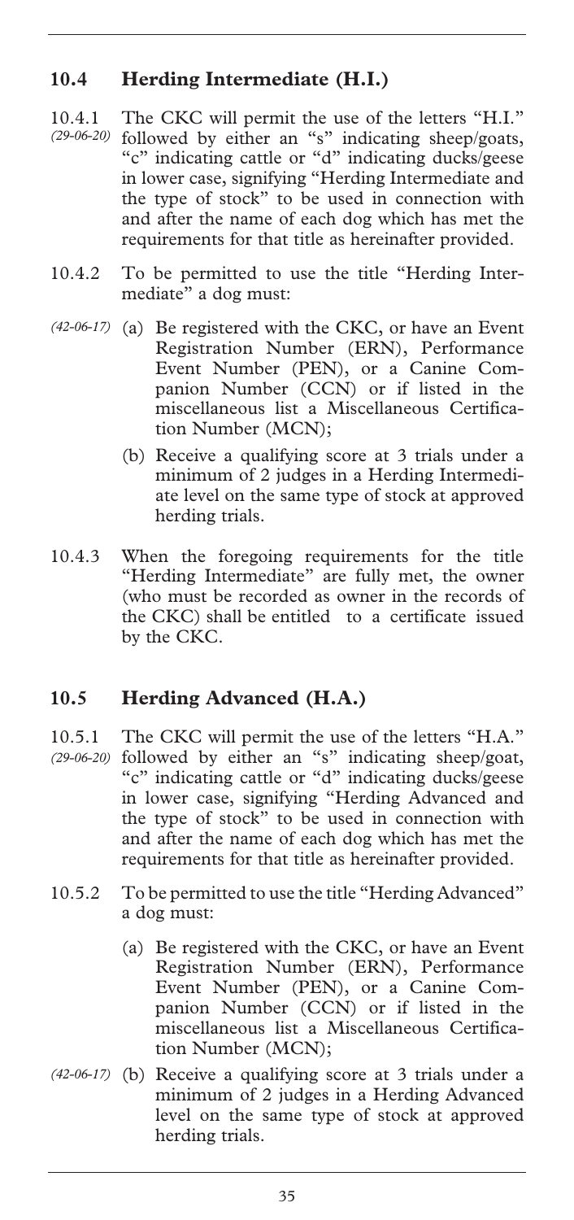## 10.4 Herding Intermediate (H.I.)

10.4.1 *(29-06-20)* The CKC will permit the use of the letters "H.I." followed by either an "s" indicating sheep/goats, "c" indicating cattle or "d" indicating ducks/geese in lower case, signifying "Herding Intermediate and the type of stock" to be used in connection with and after the name of each dog which has met the requirements for that title as hereinafter provided.

10.4.2 To be permitted to use the title "Herding Intermediate" a dog must:

*(42-06-17)* (a) Be registered with the CKC, or have an Event Registration Number (ERN), Performance Event Number (PEN), or a Canine Companion Number (CCN) or if listed in the miscellaneous list a Miscellaneous Certification Number (MCN);

(b) Receive a qualifying score at 3 trials under a minimum of 2 judges in a Herding Intermediate level on the same type of stock at approved herding trials.

10.4.3 When the foregoing requirements for the title "Herding Intermediate" are fully met, the owner (who must be recorded as owner in the records of the CKC) shall be entitled to a certificate issued by the CKC.

## 10.5 Herding Advanced (H.A.)

10.5.1 *(29-06-20)* The CKC will permit the use of the letters "H.A." followed by either an "s" indicating sheep/goat, "c" indicating cattle or "d" indicating ducks/geese in lower case, signifying "Herding Advanced and the type of stock" to be used in connection with and after the name of each dog which has met the requirements for that title as hereinafter provided.

10.5.2 To be permitted to use the title "Herding Advanced" a dog must:

(a) Be registered with the CKC, or have an Event Registration Number (ERN), Performance Event Number (PEN), or a Canine Companion Number (CCN) or if listed in the miscellaneous list a Miscellaneous Certification Number (MCN);

*(42-06-17)* (b) Receive a qualifying score at 3 trials under a minimum of 2 judges in a Herding Advanced level on the same type of stock at approved herding trials.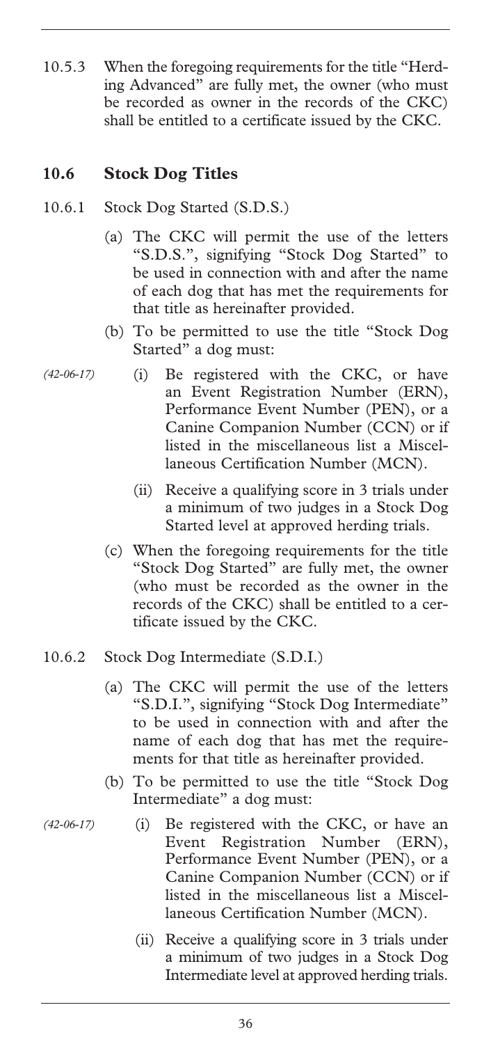10.5.3 When the foregoing requirements for the title "Herding Advanced" are fully met, the owner (who must be recorded as owner in the records of the CKC) shall be entitled to a certificate issued by the CKC.

## 10.6 Stock Dog Titles

10.6.1 Stock Dog Started (S.D.S.)

(a) The CKC will permit the use of the letters "S.D.S.", signifying "Stock Dog Started" to be used in connection with and after the name of each dog that has met the requirements for that title as hereinafter provided.

(b) To be permitted to use the title "Stock Dog Started" a dog must:

*(42-06-17)* (i) Be registered with the CKC, or have an Event Registration Number (ERN), Performance Event Number (PEN), or a Canine Companion Number (CCN) or if listed in the miscellaneous list a Miscellaneous Certification Number (MCN).

(ii) Receive a qualifying score in 3 trials under a minimum of two judges in a Stock Dog Started level at approved herding trials.

(c) When the foregoing requirements for the title "Stock Dog Started" are fully met, the owner (who must be recorded as the owner in the records of the CKC) shall be entitled to a certificate issued by the CKC.

10.6.2 Stock Dog Intermediate (S.D.I.)

(a) The CKC will permit the use of the letters "S.D.I.", signifying "Stock Dog Intermediate" to be used in connection with and after the name of each dog that has met the requirements for that title as hereinafter provided.

(b) To be permitted to use the title "Stock Dog Intermediate" a dog must:

*(42-06-17)* (i) Be registered with the CKC, or have an Event Registration Number (ERN), Performance Event Number (PEN), or a Canine Companion Number (CCN) or if listed in the miscellaneous list a Miscellaneous Certification Number (MCN).

(ii) Receive a qualifying score in 3 trials under a minimum of two judges in a Stock Dog Intermediate level at approved herding trials.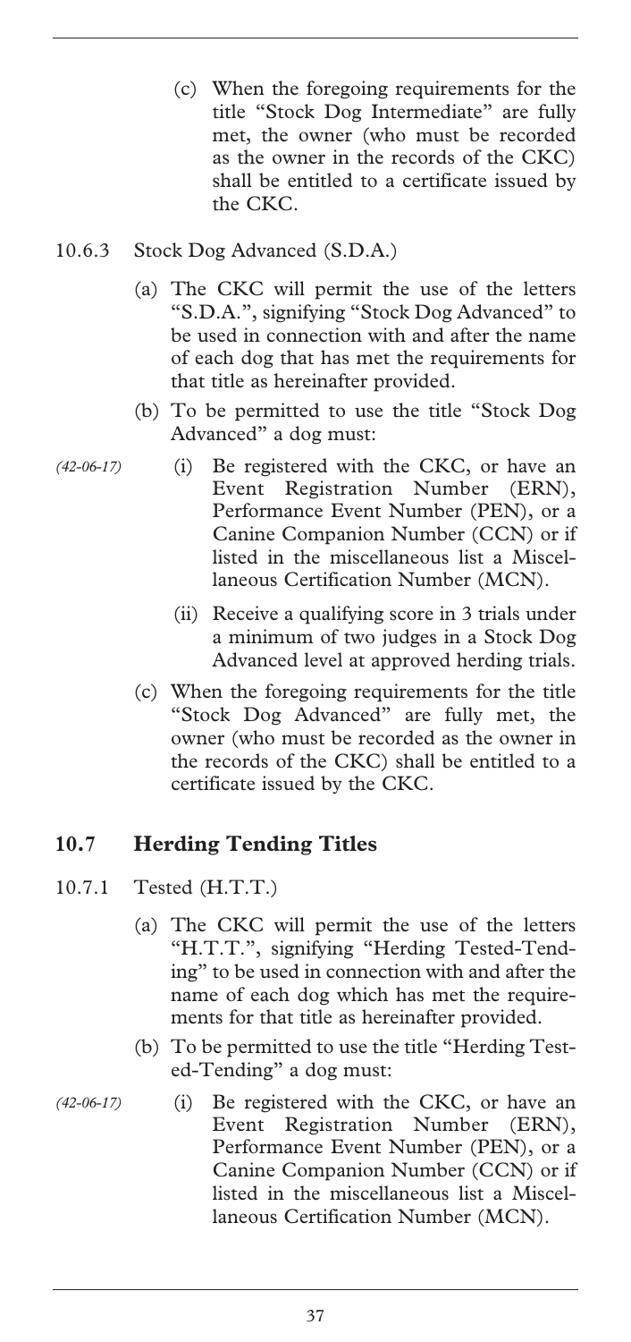(c) When the foregoing requirements for the title "Stock Dog Intermediate" are fully met, the owner (who must be recorded as the owner in the records of the CKC) shall be entitled to a certificate issued by the CKC.

10.6.3 Stock Dog Advanced (S.D.A.)

(a) The CKC will permit the use of the letters "S.D.A.", signifying "Stock Dog Advanced" to be used in connection with and after the name of each dog that has met the requirements for that title as hereinafter provided.

(b) To be permitted to use the title "Stock Dog Advanced" a dog must:

*(42-06-17)* (i) Be registered with the CKC, or have an Event Registration Number (ERN), Performance Event Number (PEN), or a Canine Companion Number (CCN) or if listed in the miscellaneous list a Miscellaneous Certification Number (MCN).

(ii) Receive a qualifying score in 3 trials under a minimum of two judges in a Stock Dog Advanced level at approved herding trials.

(c) When the foregoing requirements for the title "Stock Dog Advanced" are fully met, the owner (who must be recorded as the owner in the records of the CKC) shall be entitled to a certificate issued by the CKC.

## 10.7 Herding Tending Titles

10.7.1 Tested (H.T.T.)

(a) The CKC will permit the use of the letters "H.T.T.", signifying "Herding Tested-Tending" to be used in connection with and after the name of each dog which has met the requirements for that title as hereinafter provided.

(b) To be permitted to use the title "Herding Tested-Tending" a dog must:

*(42-06-17)* (i) Be registered with the CKC, or have an Event Registration Number (ERN), Performance Event Number (PEN), or a Canine Companion Number (CCN) or if listed in the miscellaneous list a Miscellaneous Certification Number (MCN).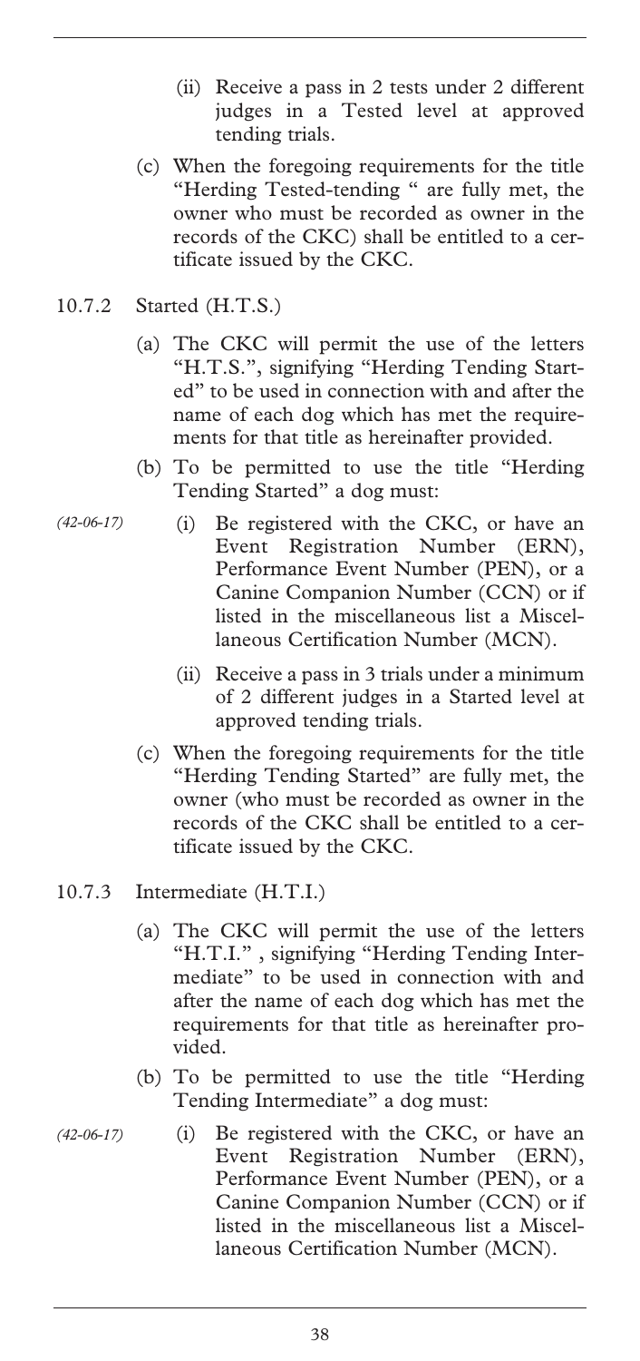(ii) Receive a pass in 2 tests under 2 different judges in a Tested level at approved tending trials.

(c) When the foregoing requirements for the title "Herding Tested-tending " are fully met, the owner who must be recorded as owner in the records of the CKC) shall be entitled to a certificate issued by the CKC.

10.7.2 Started (H.T.S.)

(a) The CKC will permit the use of the letters "H.T.S.", signifying "Herding Tending Started" to be used in connection with and after the name of each dog which has met the requirements for that title as hereinafter provided.

(b) To be permitted to use the title "Herding Tending Started" a dog must:

*(42-06-17)* (i) Be registered with the CKC, or have an Event Registration Number (ERN), Performance Event Number (PEN), or a Canine Companion Number (CCN) or if listed in the miscellaneous list a Miscellaneous Certification Number (MCN).

(ii) Receive a pass in 3 trials under a minimum of 2 different judges in a Started level at approved tending trials.

(c) When the foregoing requirements for the title "Herding Tending Started" are fully met, the owner (who must be recorded as owner in the records of the CKC shall be entitled to a certificate issued by the CKC.

10.7.3 Intermediate (H.T.I.)

(a) The CKC will permit the use of the letters "H.T.I." , signifying "Herding Tending Intermediate" to be used in connection with and after the name of each dog which has met the requirements for that title as hereinafter provided.

(b) To be permitted to use the title "Herding Tending Intermediate" a dog must:

*(42-06-17)* (i) Be registered with the CKC, or have an Event Registration Number (ERN), Performance Event Number (PEN), or a Canine Companion Number (CCN) or if listed in the miscellaneous list a Miscellaneous Certification Number (MCN).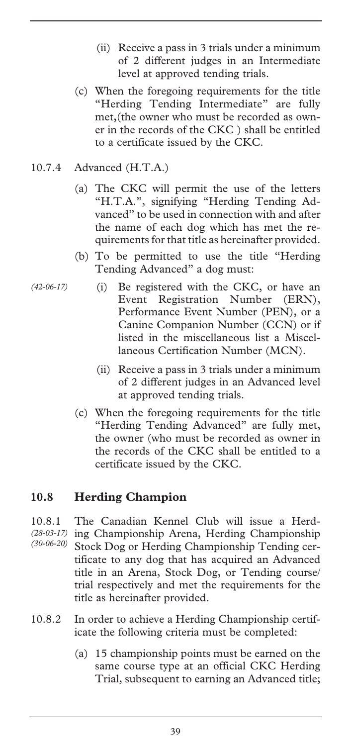- (ii) Receive a pass in 3 trials under a minimum of 2 different judges in an Intermediate level at approved tending trials.

(c) When the foregoing requirements for the title "Herding Tending Intermediate" are fully met,(the owner who must be recorded as owner in the records of the CKC ) shall be entitled to a certificate issued by the CKC.

10.7.4 Advanced (H.T.A.)

(a) The CKC will permit the use of the letters "H.T.A.", signifying "Herding Tending Advanced" to be used in connection with and after the name of each dog which has met the requirements for that title as hereinafter provided.

(b) To be permitted to use the title "Herding Tending Advanced" a dog must:

*(42-06-17)*

- (i) Be registered with the CKC, or have an Event Registration Number (ERN), Performance Event Number (PEN), or a Canine Companion Number (CCN) or if listed in the miscellaneous list a Miscellaneous Certification Number (MCN).
- (ii) Receive a pass in 3 trials under a minimum of 2 different judges in an Advanced level at approved tending trials.

(c) When the foregoing requirements for the title "Herding Tending Advanced" are fully met, the owner (who must be recorded as owner in the records of the CKC shall be entitled to a certificate issued by the CKC.

## 10.8 Herding Champion

10.8.1 *(28-03-17)* *(30-06-20)* The Canadian Kennel Club will issue a Herding Championship Arena, Herding Championship Stock Dog or Herding Championship Tending certificate to any dog that has acquired an Advanced title in an Arena, Stock Dog, or Tending course/trial respectively and met the requirements for the title as hereinafter provided.

10.8.2 In order to achieve a Herding Championship certificate the following criteria must be completed:

(a) 15 championship points must be earned on the same course type at an official CKC Herding Trial, subsequent to earning an Advanced title;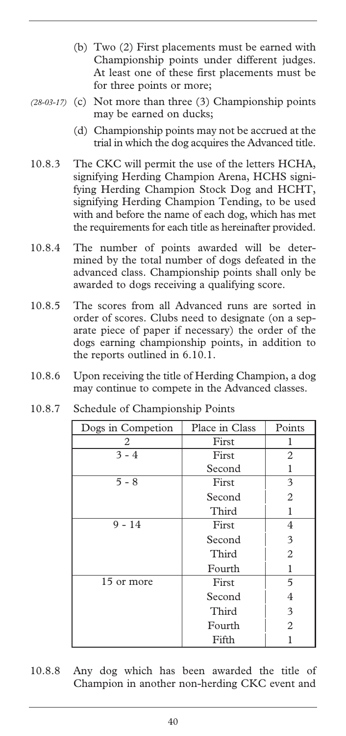(b) Two (2) First placements must be earned with Championship points under different judges. At least one of these first placements must be for three points or more;

*(28-03-17)* (c) Not more than three (3) Championship points may be earned on ducks;

(d) Championship points may not be accrued at the trial in which the dog acquires the Advanced title.

10.8.3 The CKC will permit the use of the letters HCHA, signifying Herding Champion Arena, HCHS signifying Herding Champion Stock Dog and HCHT, signifying Herding Champion Tending, to be used with and before the name of each dog, which has met the requirements for each title as hereinafter provided.

10.8.4 The number of points awarded will be determined by the total number of dogs defeated in the advanced class. Championship points shall only be awarded to dogs receiving a qualifying score.

10.8.5 The scores from all Advanced runs are sorted in order of scores. Clubs need to designate (on a separate piece of paper if necessary) the order of the dogs earning championship points, in addition to the reports outlined in 6.10.1.

10.8.6 Upon receiving the title of Herding Champion, a dog may continue to compete in the Advanced classes.

10.8.7 Schedule of Championship Points

| Dogs in Competion | Place in Class | Points |
|---|---|---|
| 2 | First | 1 |
| 3 - 4 | First | 2 |
| | Second | 1 |
| 5 - 8 | First | 3 |
| | Second | 2 |
| | Third | 1 |
| 9 - 14 | First | 4 |
| | Second | 3 |
| | Third | 2 |
| | Fourth | 1 |
| 15 or more | First | 5 |
| | Second | 4 |
| | Third | 3 |
| | Fourth | 2 |
| | Fifth | 1 |

10.8.8 Any dog which has been awarded the title of Champion in another non-herding CKC event and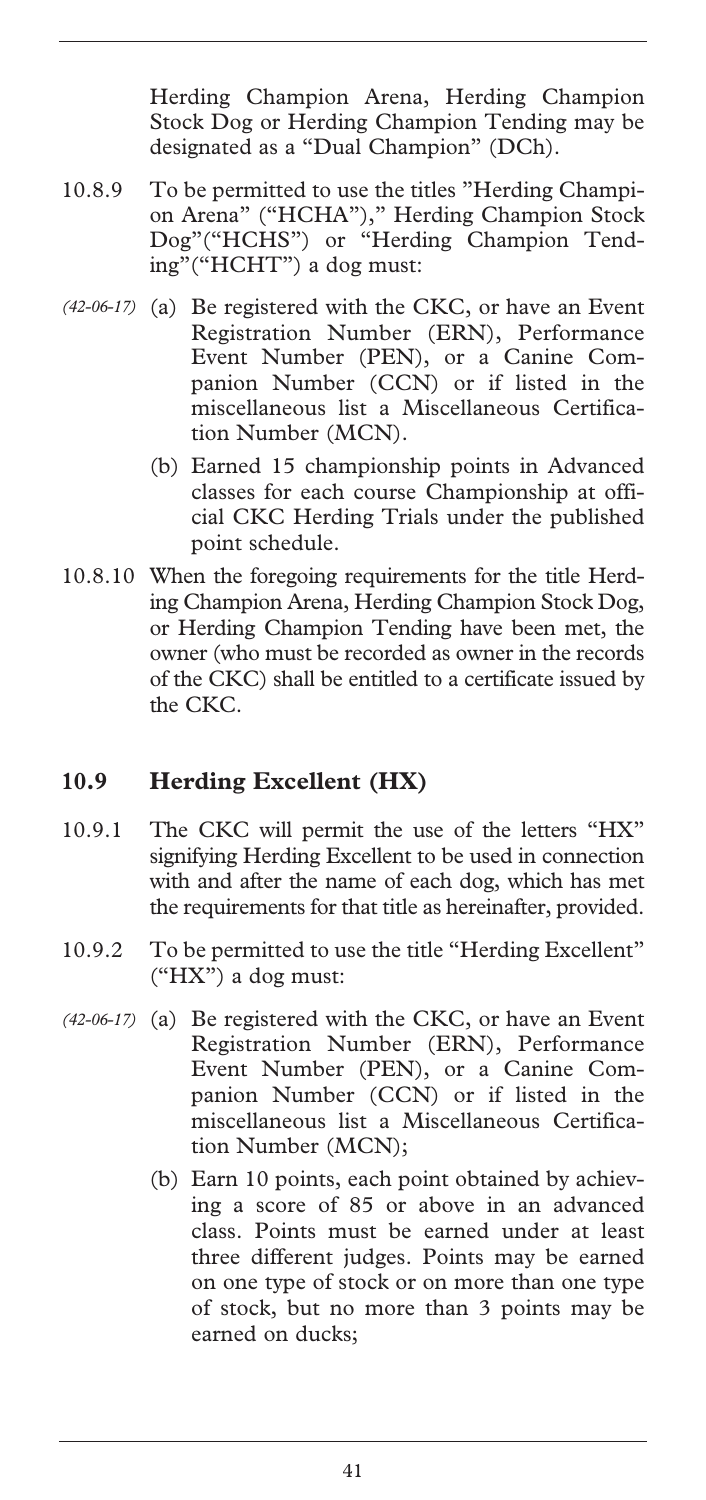Herding Champion Arena, Herding Champion Stock Dog or Herding Champion Tending may be designated as a "Dual Champion" (DCh).

10.8.9 To be permitted to use the titles "Herding Champion Arena" ("HCHA")," Herding Champion Stock Dog"("HCHS") or "Herding Champion Tending"("HCHT") a dog must:

*(42-06-17)* (a) Be registered with the CKC, or have an Event Registration Number (ERN), Performance Event Number (PEN), or a Canine Companion Number (CCN) or if listed in the miscellaneous list a Miscellaneous Certification Number (MCN).

(b) Earned 15 championship points in Advanced classes for each course Championship at official CKC Herding Trials under the published point schedule.

10.8.10 When the foregoing requirements for the title Herding Champion Arena, Herding Champion Stock Dog, or Herding Champion Tending have been met, the owner (who must be recorded as owner in the records of the CKC) shall be entitled to a certificate issued by the CKC.

## 10.9 Herding Excellent (HX)

10.9.1 The CKC will permit the use of the letters "HX" signifying Herding Excellent to be used in connection with and after the name of each dog, which has met the requirements for that title as hereinafter, provided.

10.9.2 To be permitted to use the title "Herding Excellent" ("HX") a dog must:

*(42-06-17)* (a) Be registered with the CKC, or have an Event Registration Number (ERN), Performance Event Number (PEN), or a Canine Companion Number (CCN) or if listed in the miscellaneous list a Miscellaneous Certification Number (MCN);

(b) Earn 10 points, each point obtained by achieving a score of 85 or above in an advanced class. Points must be earned under at least three different judges. Points may be earned on one type of stock or on more than one type of stock, but no more than 3 points may be earned on ducks;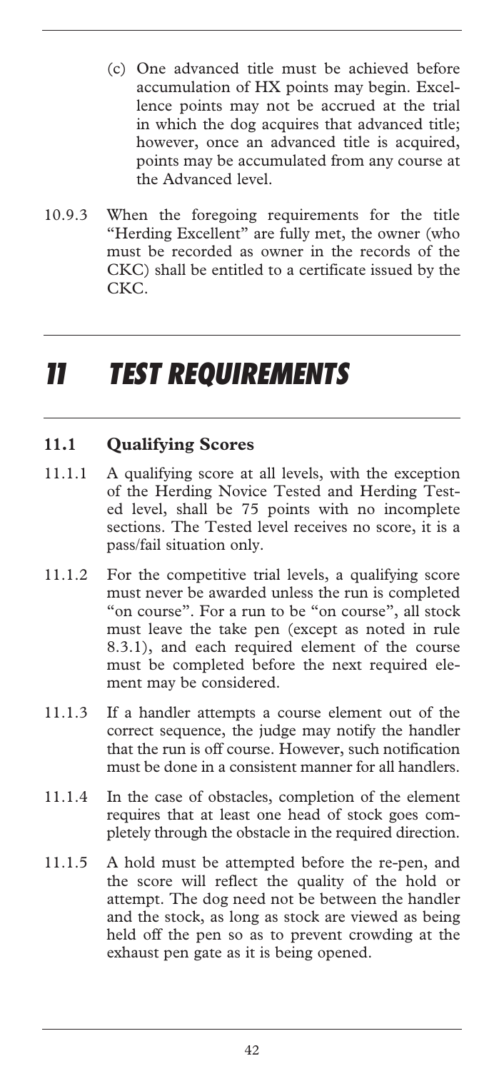(c) One advanced title must be achieved before accumulation of HX points may begin. Excellence points may not be accrued at the trial in which the dog acquires that advanced title; however, once an advanced title is acquired, points may be accumulated from any course at the Advanced level.

10.9.3 When the foregoing requirements for the title "Herding Excellent" are fully met, the owner (who must be recorded as owner in the records of the CKC) shall be entitled to a certificate issued by the CKC.

# 11 TEST REQUIREMENTS

## 11.1 Qualifying Scores

11.1.1 A qualifying score at all levels, with the exception of the Herding Novice Tested and Herding Tested level, shall be 75 points with no incomplete sections. The Tested level receives no score, it is a pass/fail situation only.

11.1.2 For the competitive trial levels, a qualifying score must never be awarded unless the run is completed "on course". For a run to be "on course", all stock must leave the take pen (except as noted in rule 8.3.1), and each required element of the course must be completed before the next required element may be considered.

11.1.3 If a handler attempts a course element out of the correct sequence, the judge may notify the handler that the run is off course. However, such notification must be done in a consistent manner for all handlers.

11.1.4 In the case of obstacles, completion of the element requires that at least one head of stock goes completely through the obstacle in the required direction.

11.1.5 A hold must be attempted before the re-pen, and the score will reflect the quality of the hold or attempt. The dog need not be between the handler and the stock, as long as stock are viewed as being held off the pen so as to prevent crowding at the exhaust pen gate as it is being opened.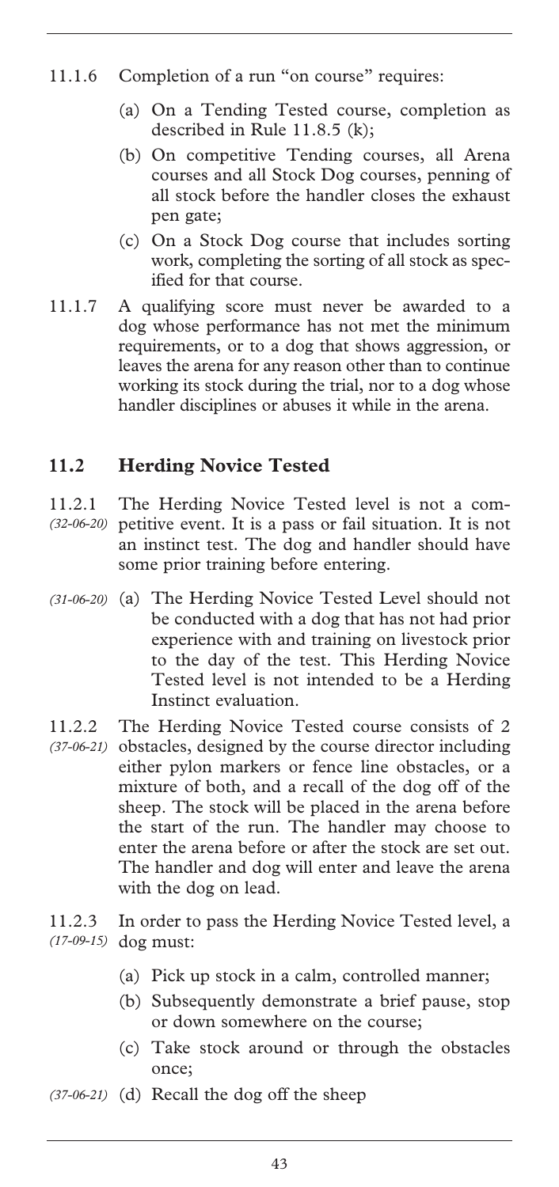11.1.6 Completion of a run "on course" requires:

(a) On a Tending Tested course, completion as described in Rule 11.8.5 (k);

(b) On competitive Tending courses, all Arena courses and all Stock Dog courses, penning of all stock before the handler closes the exhaust pen gate;

(c) On a Stock Dog course that includes sorting work, completing the sorting of all stock as specified for that course.

11.1.7 A qualifying score must never be awarded to a dog whose performance has not met the minimum requirements, or to a dog that shows aggression, or leaves the arena for any reason other than to continue working its stock during the trial, nor to a dog whose handler disciplines or abuses it while in the arena.

## 11.2 Herding Novice Tested

11.2.1 *(32-06-20)* The Herding Novice Tested level is not a competitive event. It is a pass or fail situation. It is not an instinct test. The dog and handler should have some prior training before entering.

*(31-06-20)* (a) The Herding Novice Tested Level should not be conducted with a dog that has not had prior experience with and training on livestock prior to the day of the test. This Herding Novice Tested level is not intended to be a Herding Instinct evaluation.

11.2.2 *(37-06-21)* The Herding Novice Tested course consists of 2 obstacles, designed by the course director including either pylon markers or fence line obstacles, or a mixture of both, and a recall of the dog off of the sheep. The stock will be placed in the arena before the start of the run. The handler may choose to enter the arena before or after the stock are set out. The handler and dog will enter and leave the arena with the dog on lead.

11.2.3 *(17-09-15)* In order to pass the Herding Novice Tested level, a dog must:

(a) Pick up stock in a calm, controlled manner;

(b) Subsequently demonstrate a brief pause, stop or down somewhere on the course;

(c) Take stock around or through the obstacles once;

*(37-06-21)* (d) Recall the dog off the sheep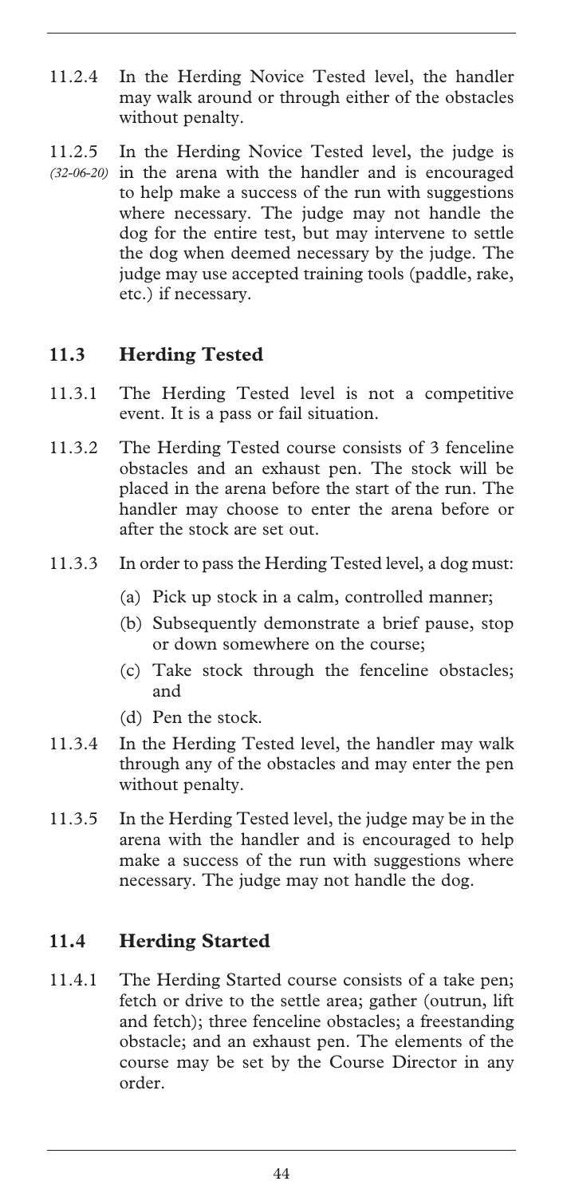11.2.4 In the Herding Novice Tested level, the handler may walk around or through either of the obstacles without penalty.

11.2.5 *(32-06-20)* In the Herding Novice Tested level, the judge is in the arena with the handler and is encouraged to help make a success of the run with suggestions where necessary. The judge may not handle the dog for the entire test, but may intervene to settle the dog when deemed necessary by the judge. The judge may use accepted training tools (paddle, rake, etc.) if necessary.

## 11.3 Herding Tested

11.3.1 The Herding Tested level is not a competitive event. It is a pass or fail situation.

11.3.2 The Herding Tested course consists of 3 fenceline obstacles and an exhaust pen. The stock will be placed in the arena before the start of the run. The handler may choose to enter the arena before or after the stock are set out.

11.3.3 In order to pass the Herding Tested level, a dog must:

(a) Pick up stock in a calm, controlled manner;

(b) Subsequently demonstrate a brief pause, stop or down somewhere on the course;

(c) Take stock through the fenceline obstacles; and

(d) Pen the stock.

11.3.4 In the Herding Tested level, the handler may walk through any of the obstacles and may enter the pen without penalty.

11.3.5 In the Herding Tested level, the judge may be in the arena with the handler and is encouraged to help make a success of the run with suggestions where necessary. The judge may not handle the dog.

## 11.4 Herding Started

11.4.1 The Herding Started course consists of a take pen; fetch or drive to the settle area; gather (outrun, lift and fetch); three fenceline obstacles; a freestanding obstacle; and an exhaust pen. The elements of the course may be set by the Course Director in any order.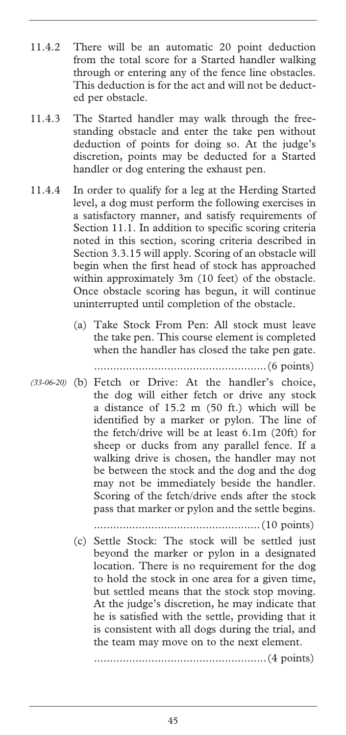11.4.2 There will be an automatic 20 point deduction from the total score for a Started handler walking through or entering any of the fence line obstacles. This deduction is for the act and will not be deducted per obstacle.

11.4.3 The Started handler may walk through the free-standing obstacle and enter the take pen without deduction of points for doing so. At the judge's discretion, points may be deducted for a Started handler or dog entering the exhaust pen.

11.4.4 In order to qualify for a leg at the Herding Started level, a dog must perform the following exercises in a satisfactory manner, and satisfy requirements of Section 11.1. In addition to specific scoring criteria noted in this section, scoring criteria described in Section 3.3.15 will apply. Scoring of an obstacle will begin when the first head of stock has approached within approximately 3m (10 feet) of the obstacle. Once obstacle scoring has begun, it will continue uninterrupted until completion of the obstacle.

(a) Take Stock From Pen: All stock must leave the take pen. This course element is completed when the handler has closed the take pen gate.

....................................................(6 points)

*(33-06-20)* (b) Fetch or Drive: At the handler's choice, the dog will either fetch or drive any stock a distance of 15.2 m (50 ft.) which will be identified by a marker or pylon. The line of the fetch/drive will be at least 6.1m (20ft) for sheep or ducks from any parallel fence. If a walking drive is chosen, the handler may not be between the stock and the dog and the dog may not be immediately beside the handler. Scoring of the fetch/drive ends after the stock pass that marker or pylon and the settle begins.

....................................................(10 points)

(c) Settle Stock: The stock will be settled just beyond the marker or pylon in a designated location. There is no requirement for the dog to hold the stock in one area for a given time, but settled means that the stock stop moving. At the judge's discretion, he may indicate that he is satisfied with the settle, providing that it is consistent with all dogs during the trial, and the team may move on to the next element.

....................................................(4 points)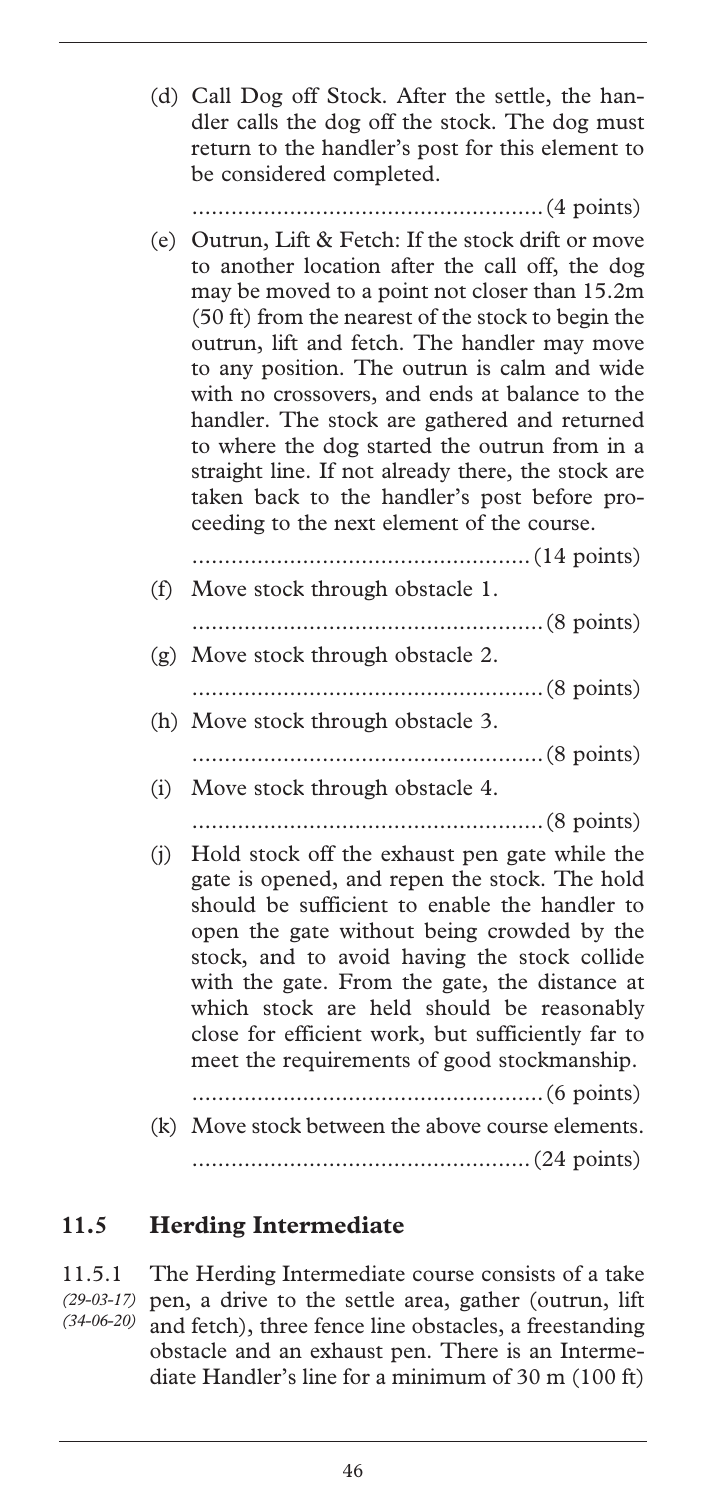(d) Call Dog off Stock. After the settle, the handler calls the dog off the stock. The dog must return to the handler's post for this element to be considered completed.

....................................................(4 points)

(e) Outrun, Lift & Fetch: If the stock drift or move to another location after the call off, the dog may be moved to a point not closer than 15.2m (50 ft) from the nearest of the stock to begin the outrun, lift and fetch. The handler may move to any position. The outrun is calm and wide with no crossovers, and ends at balance to the handler. The stock are gathered and returned to where the dog started the outrun from in a straight line. If not already there, the stock are taken back to the handler's post before proceeding to the next element of the course.

....................................................(14 points)

(f) Move stock through obstacle 1.

....................................................(8 points)

(g) Move stock through obstacle 2.

....................................................(8 points)

(h) Move stock through obstacle 3.

....................................................(8 points)

(i) Move stock through obstacle 4.

....................................................(8 points)

(j) Hold stock off the exhaust pen gate while the gate is opened, and repen the stock. The hold should be sufficient to enable the handler to open the gate without being crowded by the stock, and to avoid having the stock collide with the gate. From the gate, the distance at which stock are held should be reasonably close for efficient work, but sufficiently far to meet the requirements of good stockmanship.

....................................................(6 points)

(k) Move stock between the above course elements.

....................................................(24 points)

## 11.5 Herding Intermediate

11.5.1 *(29-03-17) (34-06-20)* The Herding Intermediate course consists of a take pen, a drive to the settle area, gather (outrun, lift and fetch), three fence line obstacles, a freestanding obstacle and an exhaust pen. There is an Intermediate Handler's line for a minimum of 30 m (100 ft)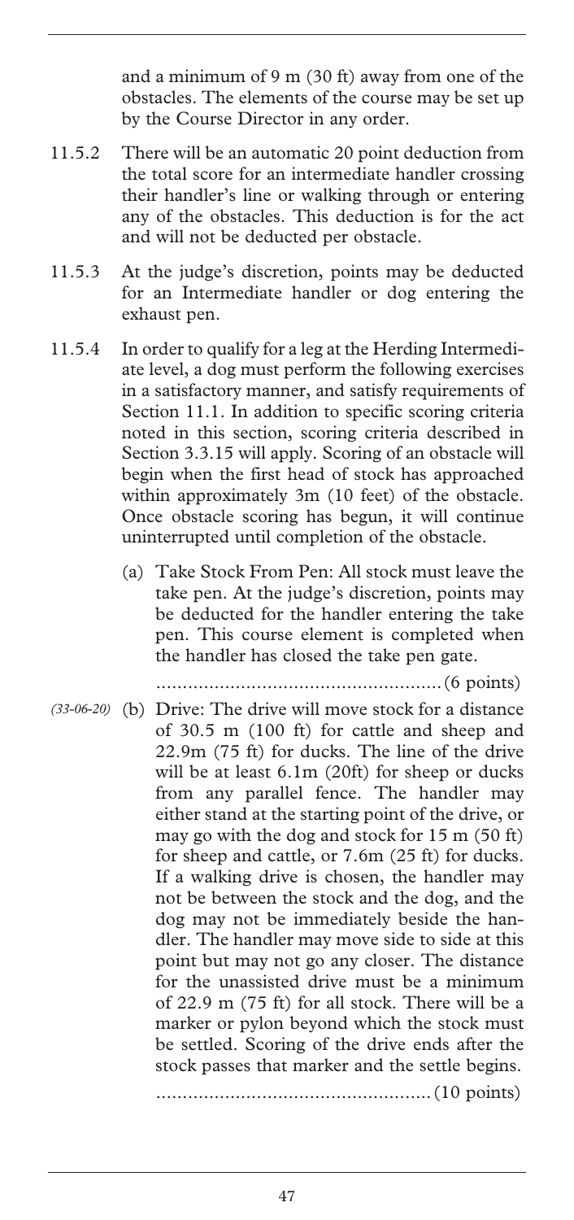and a minimum of 9 m (30 ft) away from one of the obstacles. The elements of the course may be set up by the Course Director in any order.

11.5.2 There will be an automatic 20 point deduction from the total score for an intermediate handler crossing their handler's line or walking through or entering any of the obstacles. This deduction is for the act and will not be deducted per obstacle.

11.5.3 At the judge's discretion, points may be deducted for an Intermediate handler or dog entering the exhaust pen.

11.5.4 In order to qualify for a leg at the Herding Intermediate level, a dog must perform the following exercises in a satisfactory manner, and satisfy requirements of Section 11.1. In addition to specific scoring criteria noted in this section, scoring criteria described in Section 3.3.15 will apply. Scoring of an obstacle will begin when the first head of stock has approached within approximately 3m (10 feet) of the obstacle. Once obstacle scoring has begun, it will continue uninterrupted until completion of the obstacle.

(a) Take Stock From Pen: All stock must leave the take pen. At the judge's discretion, points may be deducted for the handler entering the take pen. This course element is completed when the handler has closed the take pen gate.

......................................................(6 points)

*(33-06-20)* (b) Drive: The drive will move stock for a distance of 30.5 m (100 ft) for cattle and sheep and 22.9m (75 ft) for ducks. The line of the drive will be at least 6.1m (20ft) for sheep or ducks from any parallel fence. The handler may either stand at the starting point of the drive, or may go with the dog and stock for 15 m (50 ft) for sheep and cattle, or 7.6m (25 ft) for ducks. If a walking drive is chosen, the handler may not be between the stock and the dog, and the dog may not be immediately beside the handler. The handler may move side to side at this point but may not go any closer. The distance for the unassisted drive must be a minimum of 22.9 m (75 ft) for all stock. There will be a marker or pylon beyond which the stock must be settled. Scoring of the drive ends after the stock passes that marker and the settle begins.

....................................................(10 points)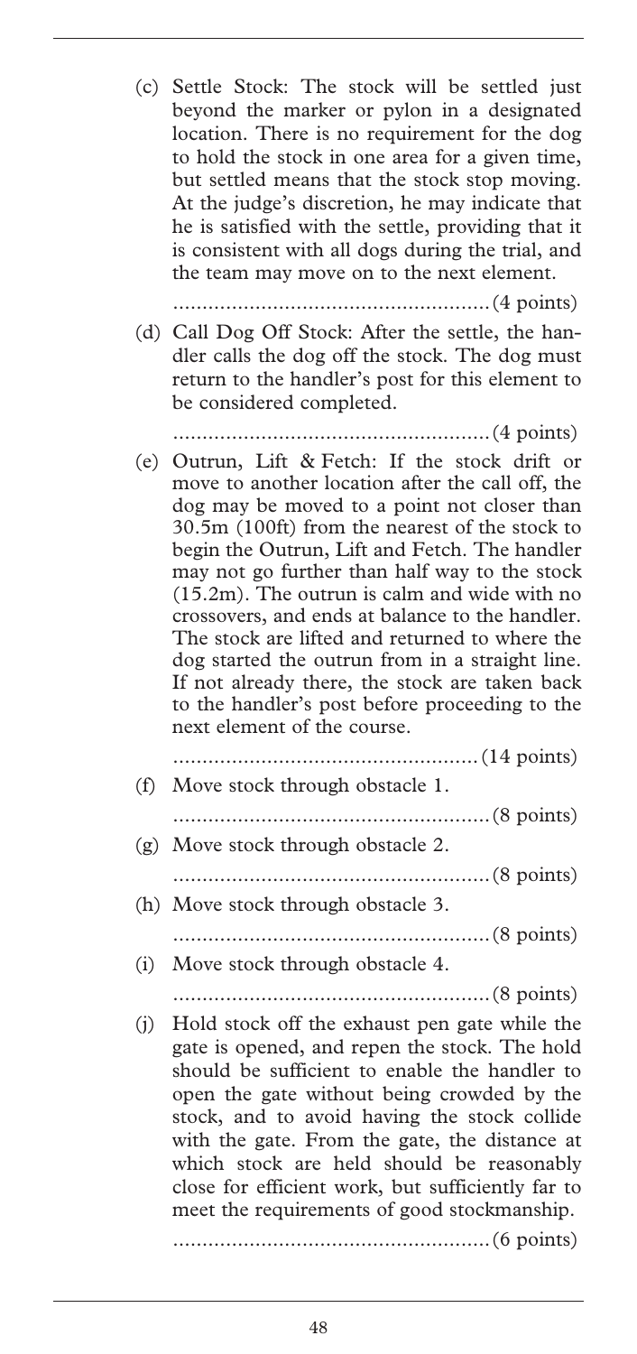(c) Settle Stock: The stock will be settled just beyond the marker or pylon in a designated location. There is no requirement for the dog to hold the stock in one area for a given time, but settled means that the stock stop moving. At the judge's discretion, he may indicate that he is satisfied with the settle, providing that it is consistent with all dogs during the trial, and the team may move on to the next element.

......................................................(4 points)

(d) Call Dog Off Stock: After the settle, the handler calls the dog off the stock. The dog must return to the handler's post for this element to be considered completed.

......................................................(4 points)

(e) Outrun, Lift & Fetch: If the stock drift or move to another location after the call off, the dog may be moved to a point not closer than 30.5m (100ft) from the nearest of the stock to begin the Outrun, Lift and Fetch. The handler may not go further than half way to the stock (15.2m). The outrun is calm and wide with no crossovers, and ends at balance to the handler. The stock are lifted and returned to where the dog started the outrun from in a straight line. If not already there, the stock are taken back to the handler's post before proceeding to the next element of the course.

....................................................(14 points)

(f) Move stock through obstacle 1.

......................................................(8 points)

(g) Move stock through obstacle 2.

......................................................(8 points)

(h) Move stock through obstacle 3.

......................................................(8 points)

(i) Move stock through obstacle 4.

......................................................(8 points)

(j) Hold stock off the exhaust pen gate while the gate is opened, and repen the stock. The hold should be sufficient to enable the handler to open the gate without being crowded by the stock, and to avoid having the stock collide with the gate. From the gate, the distance at which stock are held should be reasonably close for efficient work, but sufficiently far to meet the requirements of good stockmanship.

......................................................(6 points)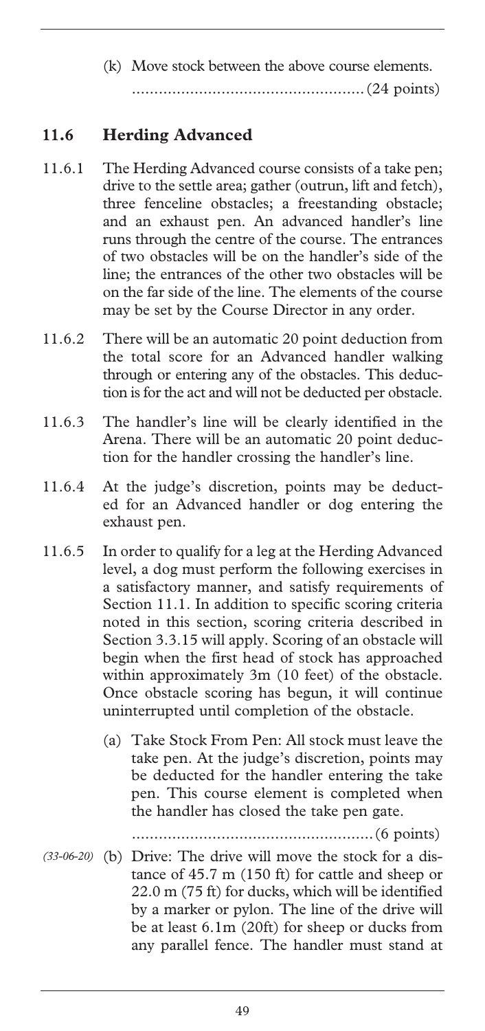(k) Move stock between the above course elements. ..................................................(24 points)

## 11.6 Herding Advanced

11.6.1 The Herding Advanced course consists of a take pen; drive to the settle area; gather (outrun, lift and fetch), three fenceline obstacles; a freestanding obstacle; and an exhaust pen. An advanced handler's line runs through the centre of the course. The entrances of two obstacles will be on the handler's side of the line; the entrances of the other two obstacles will be on the far side of the line. The elements of the course may be set by the Course Director in any order.

11.6.2 There will be an automatic 20 point deduction from the total score for an Advanced handler walking through or entering any of the obstacles. This deduction is for the act and will not be deducted per obstacle.

11.6.3 The handler's line will be clearly identified in the Arena. There will be an automatic 20 point deduction for the handler crossing the handler's line.

11.6.4 At the judge's discretion, points may be deducted for an Advanced handler or dog entering the exhaust pen.

11.6.5 In order to qualify for a leg at the Herding Advanced level, a dog must perform the following exercises in a satisfactory manner, and satisfy requirements of Section 11.1. In addition to specific scoring criteria noted in this section, scoring criteria described in Section 3.3.15 will apply. Scoring of an obstacle will begin when the first head of stock has approached within approximately 3m (10 feet) of the obstacle. Once obstacle scoring has begun, it will continue uninterrupted until completion of the obstacle.

(a) Take Stock From Pen: All stock must leave the take pen. At the judge's discretion, points may be deducted for the handler entering the take pen. This course element is completed when the handler has closed the take pen gate. ......................................................(6 points)

*(33-06-20)* (b) Drive: The drive will move the stock for a distance of 45.7 m (150 ft) for cattle and sheep or 22.0 m (75 ft) for ducks, which will be identified by a marker or pylon. The line of the drive will be at least 6.1m (20ft) for sheep or ducks from any parallel fence. The handler must stand at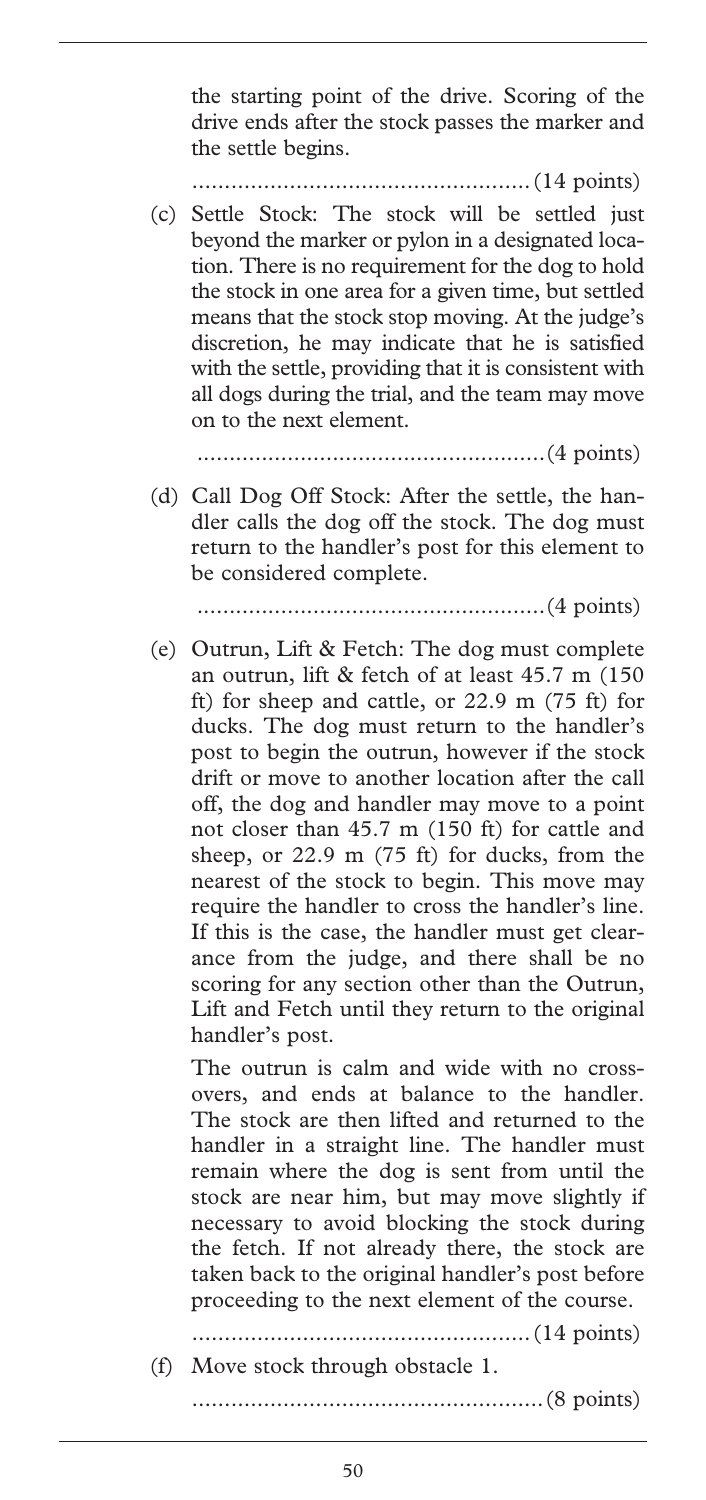the starting point of the drive. Scoring of the drive ends after the stock passes the marker and the settle begins.

....................................................(14 points)

(c) Settle Stock: The stock will be settled just beyond the marker or pylon in a designated location. There is no requirement for the dog to hold the stock in one area for a given time, but settled means that the stock stop moving. At the judge's discretion, he may indicate that he is satisfied with the settle, providing that it is consistent with all dogs during the trial, and the team may move on to the next element.

......................................................(4 points)

(d) Call Dog Off Stock: After the settle, the handler calls the dog off the stock. The dog must return to the handler's post for this element to be considered complete.

......................................................(4 points)

(e) Outrun, Lift & Fetch: The dog must complete an outrun, lift & fetch of at least 45.7 m (150 ft) for sheep and cattle, or 22.9 m (75 ft) for ducks. The dog must return to the handler's post to begin the outrun, however if the stock drift or move to another location after the call off, the dog and handler may move to a point not closer than 45.7 m (150 ft) for cattle and sheep, or 22.9 m (75 ft) for ducks, from the nearest of the stock to begin. This move may require the handler to cross the handler's line. If this is the case, the handler must get clearance from the judge, and there shall be no scoring for any section other than the Outrun, Lift and Fetch until they return to the original handler's post.

The outrun is calm and wide with no crossovers, and ends at balance to the handler. The stock are then lifted and returned to the handler in a straight line. The handler must remain where the dog is sent from until the stock are near him, but may move slightly if necessary to avoid blocking the stock during the fetch. If not already there, the stock are taken back to the original handler's post before proceeding to the next element of the course.

....................................................(14 points)

(f) Move stock through obstacle 1.

......................................................(8 points)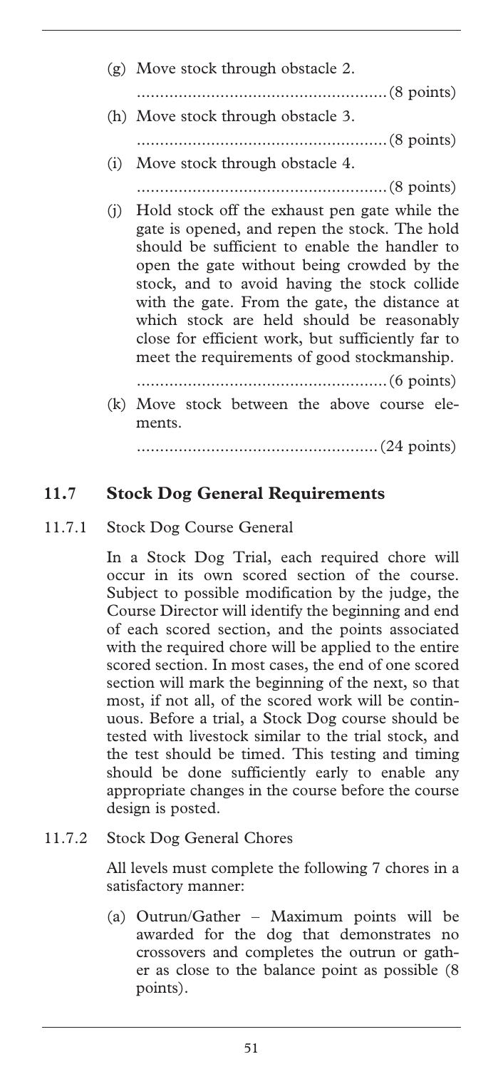(g) Move stock through obstacle 2.

...................................................... (8 points)

(h) Move stock through obstacle 3.

...................................................... (8 points)

(i) Move stock through obstacle 4.

...................................................... (8 points)

(j) Hold stock off the exhaust pen gate while the gate is opened, and repen the stock. The hold should be sufficient to enable the handler to open the gate without being crowded by the stock, and to avoid having the stock collide with the gate. From the gate, the distance at which stock are held should be reasonably close for efficient work, but sufficiently far to meet the requirements of good stockmanship.

...................................................... (6 points)

(k) Move stock between the above course elements.

.................................................... (24 points)

## 11.7 Stock Dog General Requirements

### 11.7.1 Stock Dog Course General

In a Stock Dog Trial, each required chore will occur in its own scored section of the course. Subject to possible modification by the judge, the Course Director will identify the beginning and end of each scored section, and the points associated with the required chore will be applied to the entire scored section. In most cases, the end of one scored section will mark the beginning of the next, so that most, if not all, of the scored work will be continuous. Before a trial, a Stock Dog course should be tested with livestock similar to the trial stock, and the test should be timed. This testing and timing should be done sufficiently early to enable any appropriate changes in the course before the course design is posted.

### 11.7.2 Stock Dog General Chores

All levels must complete the following 7 chores in a satisfactory manner:

(a) Outrun/Gather – Maximum points will be awarded for the dog that demonstrates no crossovers and completes the outrun or gather as close to the balance point as possible (8 points).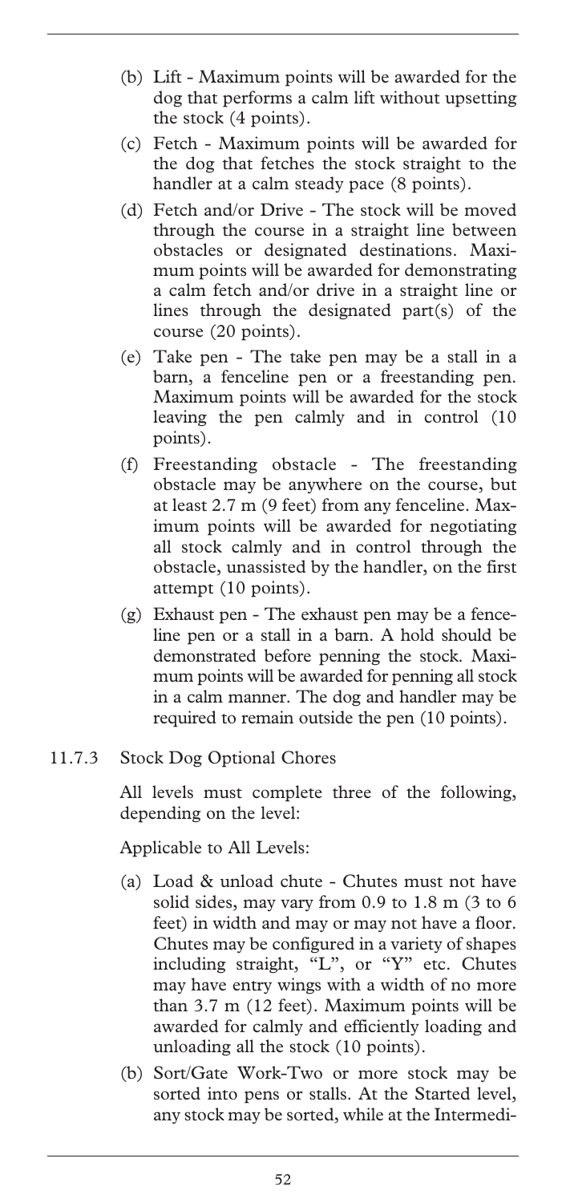(b) Lift - Maximum points will be awarded for the dog that performs a calm lift without upsetting the stock (4 points).

(c) Fetch - Maximum points will be awarded for the dog that fetches the stock straight to the handler at a calm steady pace (8 points).

(d) Fetch and/or Drive - The stock will be moved through the course in a straight line between obstacles or designated destinations. Maximum points will be awarded for demonstrating a calm fetch and/or drive in a straight line or lines through the designated part(s) of the course (20 points).

(e) Take pen - The take pen may be a stall in a barn, a fenceline pen or a freestanding pen. Maximum points will be awarded for the stock leaving the pen calmly and in control (10 points).

(f) Freestanding obstacle - The freestanding obstacle may be anywhere on the course, but at least 2.7 m (9 feet) from any fenceline. Maximum points will be awarded for negotiating all stock calmly and in control through the obstacle, unassisted by the handler, on the first attempt (10 points).

(g) Exhaust pen - The exhaust pen may be a fenceline pen or a stall in a barn. A hold should be demonstrated before penning the stock. Maximum points will be awarded for penning all stock in a calm manner. The dog and handler may be required to remain outside the pen (10 points).

### 11.7.3 Stock Dog Optional Chores

All levels must complete three of the following, depending on the level:

Applicable to All Levels:

(a) Load & unload chute - Chutes must not have solid sides, may vary from 0.9 to 1.8 m (3 to 6 feet) in width and may or may not have a floor. Chutes may be configured in a variety of shapes including straight, "L", or "Y" etc. Chutes may have entry wings with a width of no more than 3.7 m (12 feet). Maximum points will be awarded for calmly and efficiently loading and unloading all the stock (10 points).

(b) Sort/Gate Work-Two or more stock may be sorted into pens or stalls. At the Started level, any stock may be sorted, while at the Intermedi-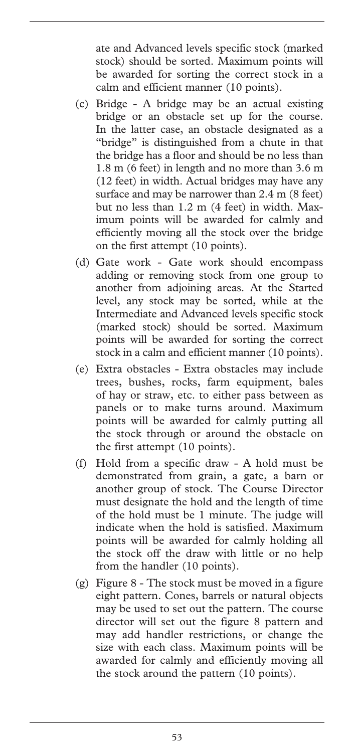ate and Advanced levels specific stock (marked stock) should be sorted. Maximum points will be awarded for sorting the correct stock in a calm and efficient manner (10 points).

(c) Bridge - A bridge may be an actual existing bridge or an obstacle set up for the course. In the latter case, an obstacle designated as a "bridge" is distinguished from a chute in that the bridge has a floor and should be no less than 1.8 m (6 feet) in length and no more than 3.6 m (12 feet) in width. Actual bridges may have any surface and may be narrower than 2.4 m (8 feet) but no less than 1.2 m (4 feet) in width. Maximum points will be awarded for calmly and efficiently moving all the stock over the bridge on the first attempt (10 points).

(d) Gate work - Gate work should encompass adding or removing stock from one group to another from adjoining areas. At the Started level, any stock may be sorted, while at the Intermediate and Advanced levels specific stock (marked stock) should be sorted. Maximum points will be awarded for sorting the correct stock in a calm and efficient manner (10 points).

(e) Extra obstacles - Extra obstacles may include trees, bushes, rocks, farm equipment, bales of hay or straw, etc. to either pass between as panels or to make turns around. Maximum points will be awarded for calmly putting all the stock through or around the obstacle on the first attempt (10 points).

(f) Hold from a specific draw - A hold must be demonstrated from grain, a gate, a barn or another group of stock. The Course Director must designate the hold and the length of time of the hold must be 1 minute. The judge will indicate when the hold is satisfied. Maximum points will be awarded for calmly holding all the stock off the draw with little or no help from the handler (10 points).

(g) Figure 8 - The stock must be moved in a figure eight pattern. Cones, barrels or natural objects may be used to set out the pattern. The course director will set out the figure 8 pattern and may add handler restrictions, or change the size with each class. Maximum points will be awarded for calmly and efficiently moving all the stock around the pattern (10 points).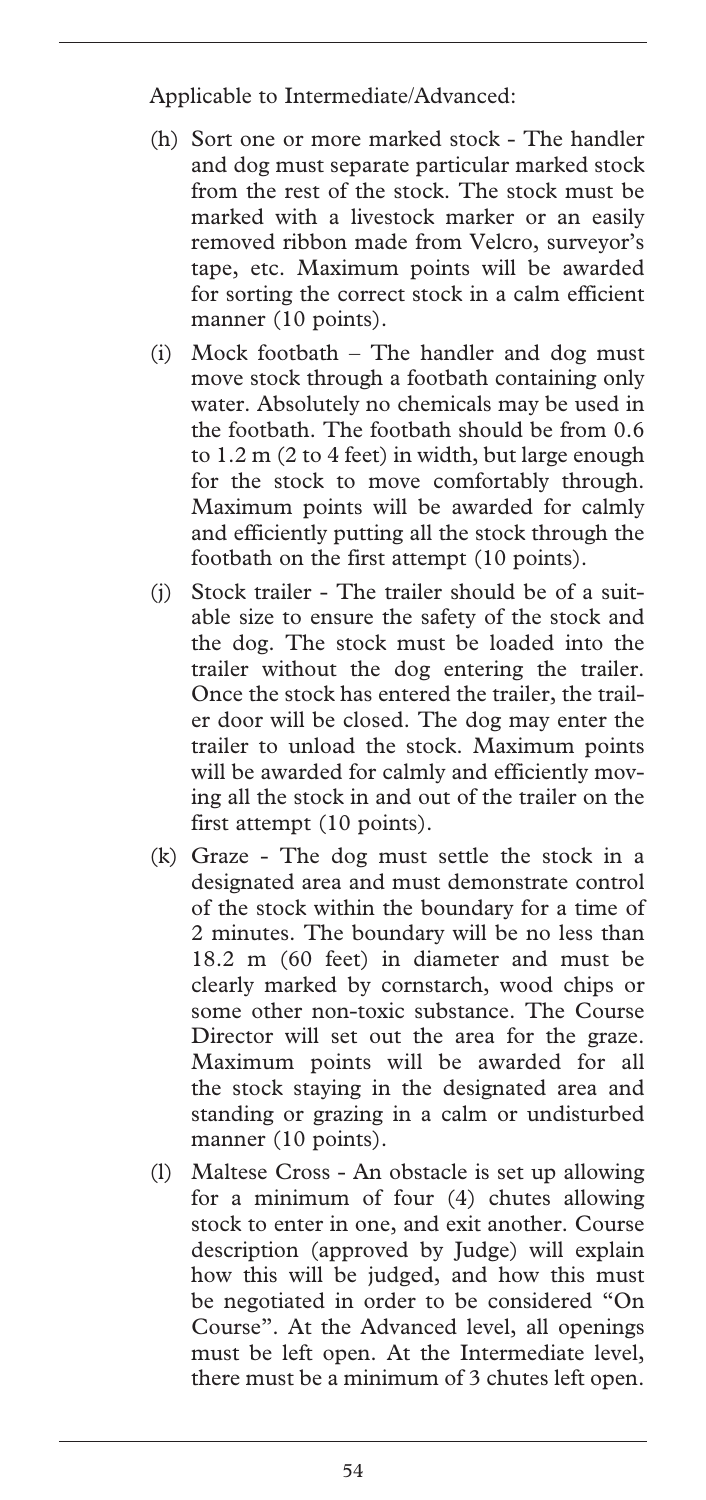Applicable to Intermediate/Advanced:

(h) Sort one or more marked stock - The handler and dog must separate particular marked stock from the rest of the stock. The stock must be marked with a livestock marker or an easily removed ribbon made from Velcro, surveyor's tape, etc. Maximum points will be awarded for sorting the correct stock in a calm efficient manner (10 points).

(i) Mock footbath – The handler and dog must move stock through a footbath containing only water. Absolutely no chemicals may be used in the footbath. The footbath should be from 0.6 to 1.2 m (2 to 4 feet) in width, but large enough for the stock to move comfortably through. Maximum points will be awarded for calmly and efficiently putting all the stock through the footbath on the first attempt (10 points).

(j) Stock trailer - The trailer should be of a suitable size to ensure the safety of the stock and the dog. The stock must be loaded into the trailer without the dog entering the trailer. Once the stock has entered the trailer, the trailer door will be closed. The dog may enter the trailer to unload the stock. Maximum points will be awarded for calmly and efficiently moving all the stock in and out of the trailer on the first attempt (10 points).

(k) Graze - The dog must settle the stock in a designated area and must demonstrate control of the stock within the boundary for a time of 2 minutes. The boundary will be no less than 18.2 m (60 feet) in diameter and must be clearly marked by cornstarch, wood chips or some other non-toxic substance. The Course Director will set out the area for the graze. Maximum points will be awarded for all the stock staying in the designated area and standing or grazing in a calm or undisturbed manner (10 points).

(l) Maltese Cross - An obstacle is set up allowing for a minimum of four (4) chutes allowing stock to enter in one, and exit another. Course description (approved by Judge) will explain how this will be judged, and how this must be negotiated in order to be considered "On Course". At the Advanced level, all openings must be left open. At the Intermediate level, there must be a minimum of 3 chutes left open.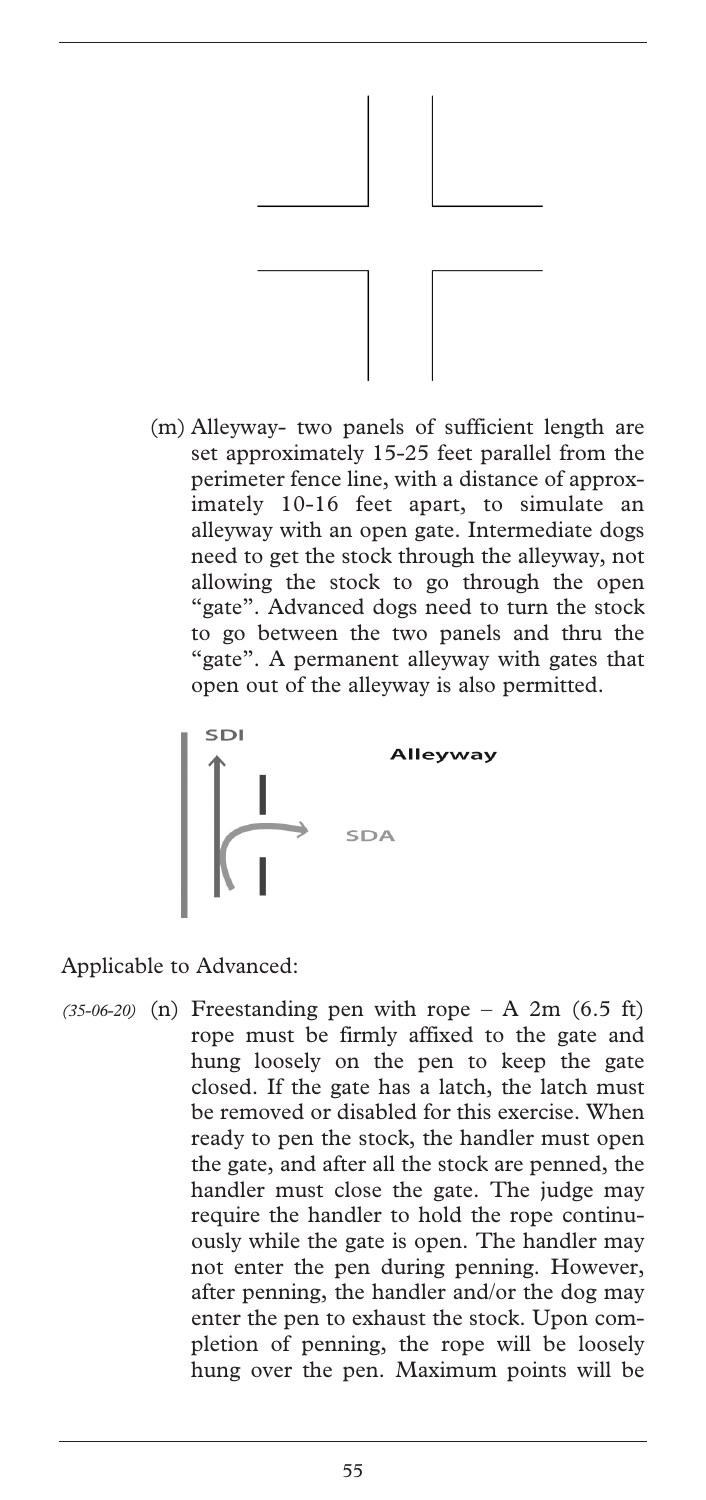(m) Alleyway- two panels of sufficient length are set approximately 15-25 feet parallel from the perimeter fence line, with a distance of approximately 10-16 feet apart, to simulate an alleyway with an open gate. Intermediate dogs need to get the stock through the alleyway, not allowing the stock to go through the open "gate". Advanced dogs need to turn the stock to go between the two panels and thru the "gate". A permanent alleyway with gates that open out of the alleyway is also permitted.

SDI

Alleyway

SDA

Applicable to Advanced:

*(35-06-20)* (n) Freestanding pen with rope – A 2m (6.5 ft) rope must be firmly affixed to the gate and hung loosely on the pen to keep the gate closed. If the gate has a latch, the latch must be removed or disabled for this exercise. When ready to pen the stock, the handler must open the gate, and after all the stock are penned, the handler must close the gate. The judge may require the handler to hold the rope continuously while the gate is open. The handler may not enter the pen during penning. However, after penning, the handler and/or the dog may enter the pen to exhaust the stock. Upon completion of penning, the rope will be loosely hung over the pen. Maximum points will be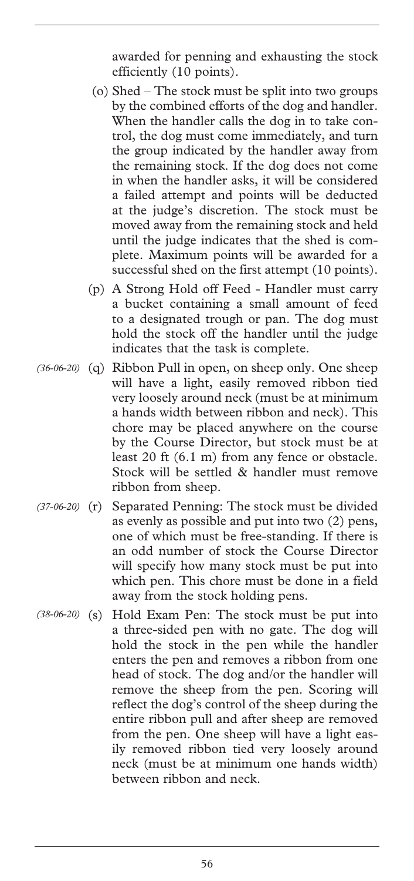awarded for penning and exhausting the stock efficiently (10 points).

(o) Shed – The stock must be split into two groups by the combined efforts of the dog and handler. When the handler calls the dog in to take control, the dog must come immediately, and turn the group indicated by the handler away from the remaining stock. If the dog does not come in when the handler asks, it will be considered a failed attempt and points will be deducted at the judge's discretion. The stock must be moved away from the remaining stock and held until the judge indicates that the shed is complete. Maximum points will be awarded for a successful shed on the first attempt (10 points).

(p) A Strong Hold off Feed - Handler must carry a bucket containing a small amount of feed to a designated trough or pan. The dog must hold the stock off the handler until the judge indicates that the task is complete.

*(36-06-20)* (q) Ribbon Pull in open, on sheep only. One sheep will have a light, easily removed ribbon tied very loosely around neck (must be at minimum a hands width between ribbon and neck). This chore may be placed anywhere on the course by the Course Director, but stock must be at least 20 ft (6.1 m) from any fence or obstacle. Stock will be settled & handler must remove ribbon from sheep.

*(37-06-20)* (r) Separated Penning: The stock must be divided as evenly as possible and put into two (2) pens, one of which must be free-standing. If there is an odd number of stock the Course Director will specify how many stock must be put into which pen. This chore must be done in a field away from the stock holding pens.

*(38-06-20)* (s) Hold Exam Pen: The stock must be put into a three-sided pen with no gate. The dog will hold the stock in the pen while the handler enters the pen and removes a ribbon from one head of stock. The dog and/or the handler will remove the sheep from the pen. Scoring will reflect the dog's control of the sheep during the entire ribbon pull and after sheep are removed from the pen. One sheep will have a light easily removed ribbon tied very loosely around neck (must be at minimum one hands width) between ribbon and neck.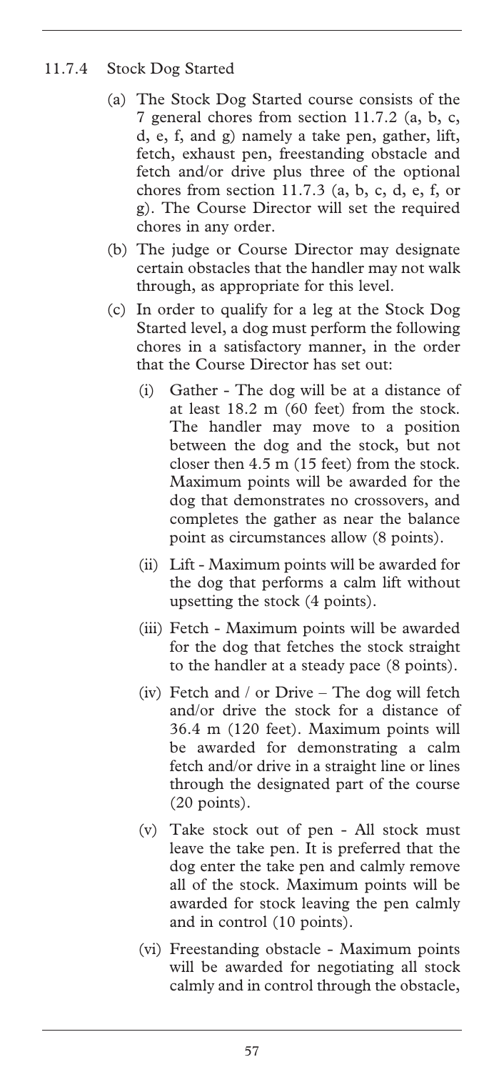### 11.7.4 Stock Dog Started

(a) The Stock Dog Started course consists of the 7 general chores from section 11.7.2 (a, b, c, d, e, f, and g) namely a take pen, gather, lift, fetch, exhaust pen, freestanding obstacle and fetch and/or drive plus three of the optional chores from section 11.7.3 (a, b, c, d, e, f, or g). The Course Director will set the required chores in any order.

(b) The judge or Course Director may designate certain obstacles that the handler may not walk through, as appropriate for this level.

(c) In order to qualify for a leg at the Stock Dog Started level, a dog must perform the following chores in a satisfactory manner, in the order that the Course Director has set out:

(i) Gather - The dog will be at a distance of at least 18.2 m (60 feet) from the stock. The handler may move to a position between the dog and the stock, but not closer then 4.5 m (15 feet) from the stock. Maximum points will be awarded for the dog that demonstrates no crossovers, and completes the gather as near the balance point as circumstances allow (8 points).

(ii) Lift - Maximum points will be awarded for the dog that performs a calm lift without upsetting the stock (4 points).

(iii) Fetch - Maximum points will be awarded for the dog that fetches the stock straight to the handler at a steady pace (8 points).

(iv) Fetch and / or Drive – The dog will fetch and/or drive the stock for a distance of 36.4 m (120 feet). Maximum points will be awarded for demonstrating a calm fetch and/or drive in a straight line or lines through the designated part of the course (20 points).

(v) Take stock out of pen - All stock must leave the take pen. It is preferred that the dog enter the take pen and calmly remove all of the stock. Maximum points will be awarded for stock leaving the pen calmly and in control (10 points).

(vi) Freestanding obstacle - Maximum points will be awarded for negotiating all stock calmly and in control through the obstacle,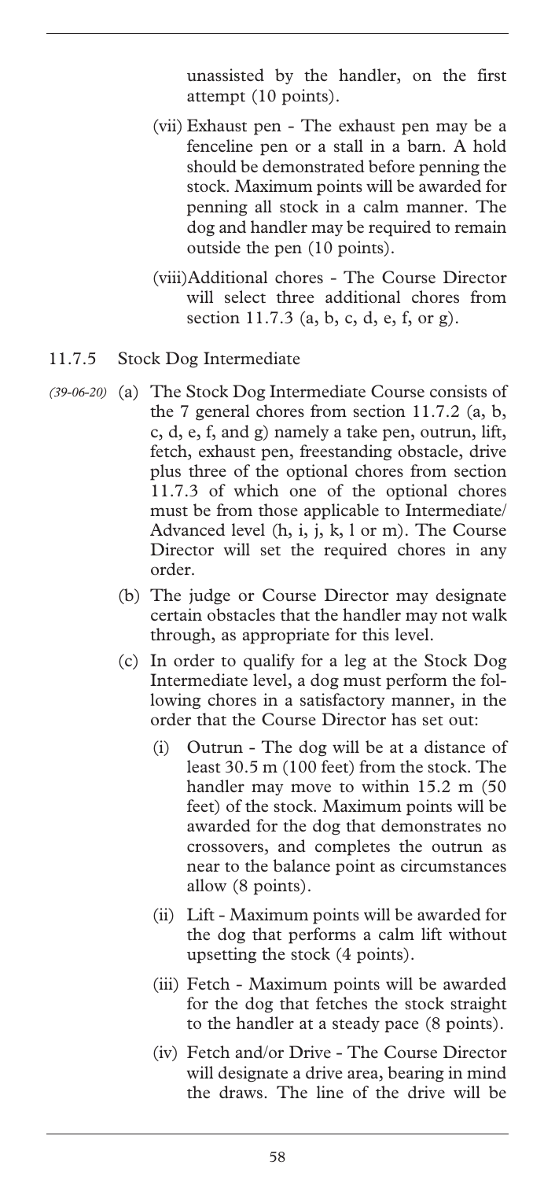unassisted by the handler, on the first attempt (10 points).

(vii) Exhaust pen - The exhaust pen may be a fenceline pen or a stall in a barn. A hold should be demonstrated before penning the stock. Maximum points will be awarded for penning all stock in a calm manner. The dog and handler may be required to remain outside the pen (10 points).

(viii) Additional chores - The Course Director will select three additional chores from section 11.7.3 (a, b, c, d, e, f, or g).

### 11.7.5 Stock Dog Intermediate

*(39-06-20)* (a) The Stock Dog Intermediate Course consists of the 7 general chores from section 11.7.2 (a, b, c, d, e, f, and g) namely a take pen, outrun, lift, fetch, exhaust pen, freestanding obstacle, drive plus three of the optional chores from section 11.7.3 of which one of the optional chores must be from those applicable to Intermediate/ Advanced level (h, i, j, k, l or m). The Course Director will set the required chores in any order.

(b) The judge or Course Director may designate certain obstacles that the handler may not walk through, as appropriate for this level.

(c) In order to qualify for a leg at the Stock Dog Intermediate level, a dog must perform the following chores in a satisfactory manner, in the order that the Course Director has set out:

(i) Outrun - The dog will be at a distance of least 30.5 m (100 feet) from the stock. The handler may move to within 15.2 m (50 feet) of the stock. Maximum points will be awarded for the dog that demonstrates no crossovers, and completes the outrun as near to the balance point as circumstances allow (8 points).

(ii) Lift - Maximum points will be awarded for the dog that performs a calm lift without upsetting the stock (4 points).

(iii) Fetch - Maximum points will be awarded for the dog that fetches the stock straight to the handler at a steady pace (8 points).

(iv) Fetch and/or Drive - The Course Director will designate a drive area, bearing in mind the draws. The line of the drive will be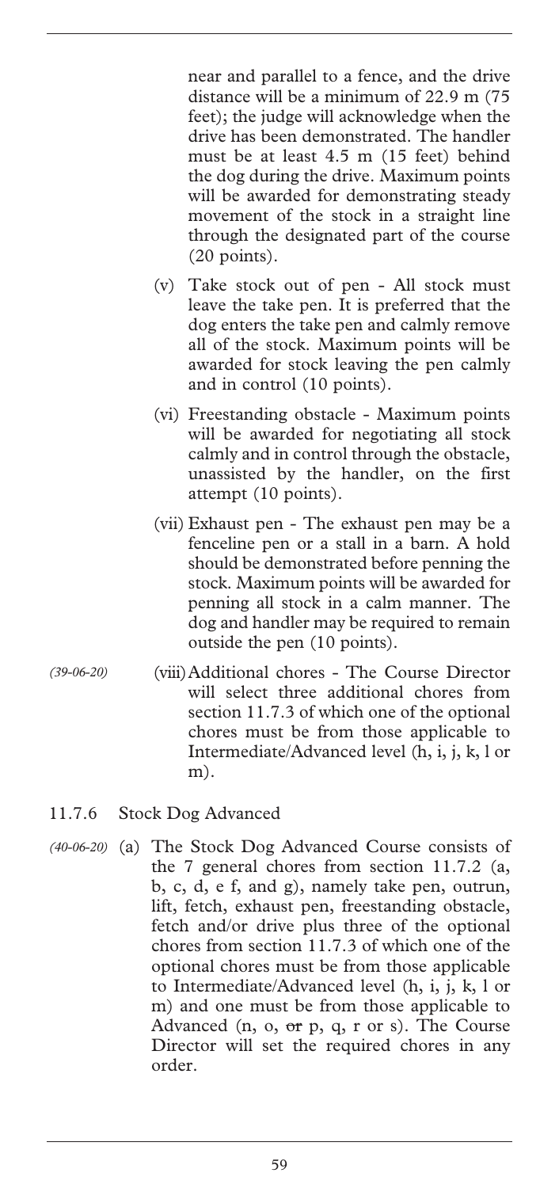near and parallel to a fence, and the drive distance will be a minimum of 22.9 m (75 feet); the judge will acknowledge when the drive has been demonstrated. The handler must be at least 4.5 m (15 feet) behind the dog during the drive. Maximum points will be awarded for demonstrating steady movement of the stock in a straight line through the designated part of the course (20 points).

(v) Take stock out of pen - All stock must leave the take pen. It is preferred that the dog enters the take pen and calmly remove all of the stock. Maximum points will be awarded for stock leaving the pen calmly and in control (10 points).

(vi) Freestanding obstacle - Maximum points will be awarded for negotiating all stock calmly and in control through the obstacle, unassisted by the handler, on the first attempt (10 points).

(vii) Exhaust pen - The exhaust pen may be a fenceline pen or a stall in a barn. A hold should be demonstrated before penning the stock. Maximum points will be awarded for penning all stock in a calm manner. The dog and handler may be required to remain outside the pen (10 points).

*(39-06-20)* (viii) Additional chores - The Course Director will select three additional chores from section 11.7.3 of which one of the optional chores must be from those applicable to Intermediate/Advanced level (h, i, j, k, l or m).

11.7.6 Stock Dog Advanced

*(40-06-20)* (a) The Stock Dog Advanced Course consists of the 7 general chores from section 11.7.2 (a, b, c, d, e f, and g), namely take pen, outrun, lift, fetch, exhaust pen, freestanding obstacle, fetch and/or drive plus three of the optional chores from section 11.7.3 of which one of the optional chores must be from those applicable to Intermediate/Advanced level (h, i, j, k, l or m) and one must be from those applicable to Advanced (n, o, ~~or~~ p, q, r or s). The Course Director will set the required chores in any order.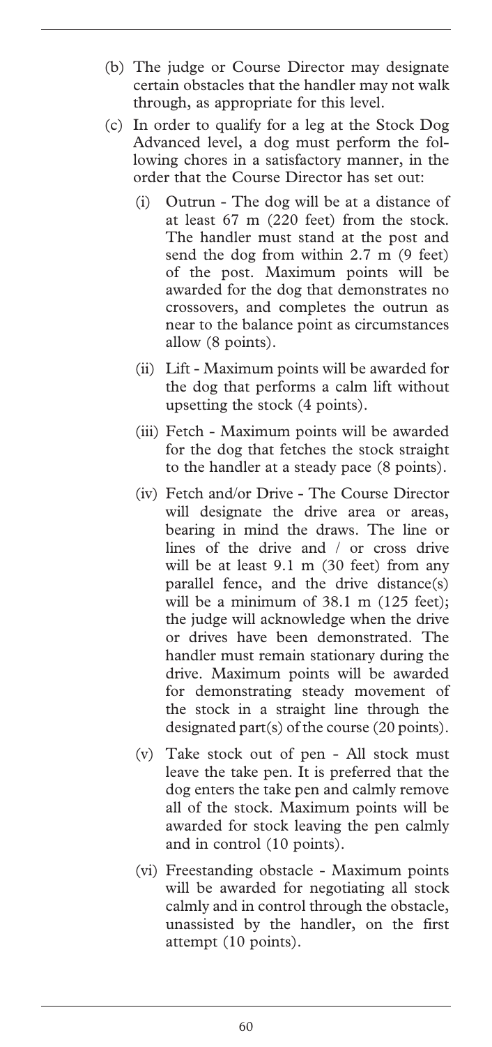(b) The judge or Course Director may designate certain obstacles that the handler may not walk through, as appropriate for this level.

(c) In order to qualify for a leg at the Stock Dog Advanced level, a dog must perform the following chores in a satisfactory manner, in the order that the Course Director has set out:

   (i) Outrun - The dog will be at a distance of at least 67 m (220 feet) from the stock. The handler must stand at the post and send the dog from within 2.7 m (9 feet) of the post. Maximum points will be awarded for the dog that demonstrates no crossovers, and completes the outrun as near to the balance point as circumstances allow (8 points).

   (ii) Lift - Maximum points will be awarded for the dog that performs a calm lift without upsetting the stock (4 points).

   (iii) Fetch - Maximum points will be awarded for the dog that fetches the stock straight to the handler at a steady pace (8 points).

   (iv) Fetch and/or Drive - The Course Director will designate the drive area or areas, bearing in mind the draws. The line or lines of the drive and / or cross drive will be at least 9.1 m (30 feet) from any parallel fence, and the drive distance(s) will be a minimum of 38.1 m (125 feet); the judge will acknowledge when the drive or drives have been demonstrated. The handler must remain stationary during the drive. Maximum points will be awarded for demonstrating steady movement of the stock in a straight line through the designated part(s) of the course (20 points).

   (v) Take stock out of pen - All stock must leave the take pen. It is preferred that the dog enters the take pen and calmly remove all of the stock. Maximum points will be awarded for stock leaving the pen calmly and in control (10 points).

   (vi) Freestanding obstacle - Maximum points will be awarded for negotiating all stock calmly and in control through the obstacle, unassisted by the handler, on the first attempt (10 points).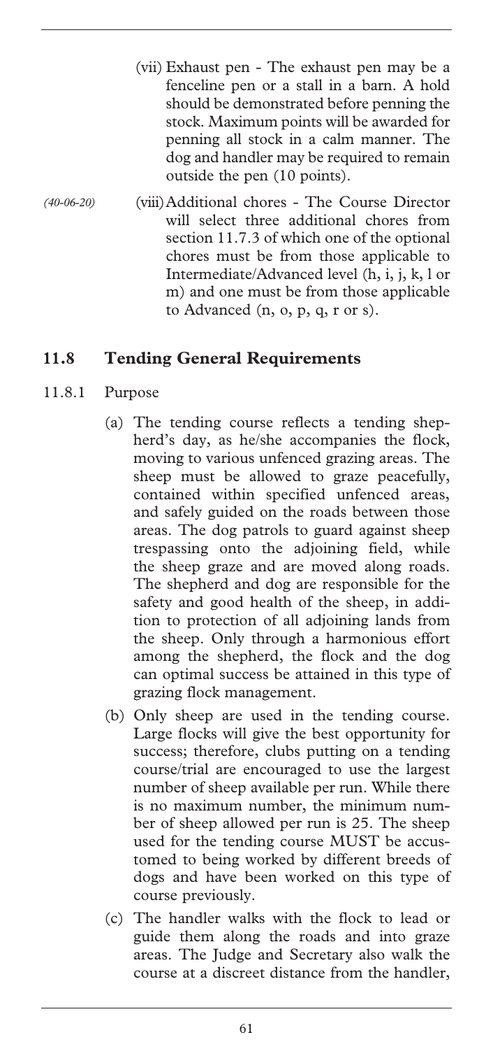(vii) Exhaust pen - The exhaust pen may be a fenceline pen or a stall in a barn. A hold should be demonstrated before penning the stock. Maximum points will be awarded for penning all stock in a calm manner. The dog and handler may be required to remain outside the pen (10 points).

*(40-06-20)* (viii) Additional chores - The Course Director will select three additional chores from section 11.7.3 of which one of the optional chores must be from those applicable to Intermediate/Advanced level (h, i, j, k, l or m) and one must be from those applicable to Advanced (n, o, p, q, r or s).

## 11.8 Tending General Requirements

11.8.1 Purpose

(a) The tending course reflects a tending shepherd's day, as he/she accompanies the flock, moving to various unfenced grazing areas. The sheep must be allowed to graze peacefully, contained within specified unfenced areas, and safely guided on the roads between those areas. The dog patrols to guard against sheep trespassing onto the adjoining field, while the sheep graze and are moved along roads. The shepherd and dog are responsible for the safety and good health of the sheep, in addition to protection of all adjoining lands from the sheep. Only through a harmonious effort among the shepherd, the flock and the dog can optimal success be attained in this type of grazing flock management.

(b) Only sheep are used in the tending course. Large flocks will give the best opportunity for success; therefore, clubs putting on a tending course/trial are encouraged to use the largest number of sheep available per run. While there is no maximum number, the minimum number of sheep allowed per run is 25. The sheep used for the tending course MUST be accustomed to being worked by different breeds of dogs and have been worked on this type of course previously.

(c) The handler walks with the flock to lead or guide them along the roads and into graze areas. The Judge and Secretary also walk the course at a discreet distance from the handler,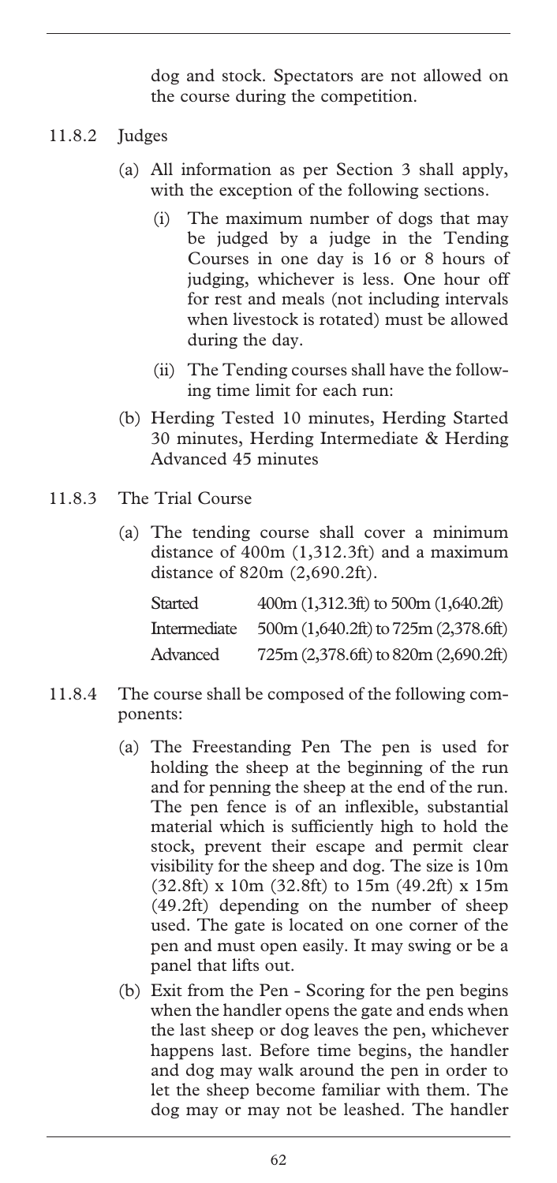dog and stock. Spectators are not allowed on the course during the competition.

11.8.2 Judges

(a) All information as per Section 3 shall apply, with the exception of the following sections.

   (i) The maximum number of dogs that may be judged by a judge in the Tending Courses in one day is 16 or 8 hours of judging, whichever is less. One hour off for rest and meals (not including intervals when livestock is rotated) must be allowed during the day.

   (ii) The Tending courses shall have the following time limit for each run:

(b) Herding Tested 10 minutes, Herding Started 30 minutes, Herding Intermediate & Herding Advanced 45 minutes

11.8.3 The Trial Course

(a) The tending course shall cover a minimum distance of 400m (1,312.3ft) and a maximum distance of 820m (2,690.2ft).

| | |
|---|---|
| Started | 400m (1,312.3ft) to 500m (1,640.2ft) |
| Intermediate | 500m (1,640.2ft) to 725m (2,378.6ft) |
| Advanced | 725m (2,378.6ft) to 820m (2,690.2ft) |

11.8.4 The course shall be composed of the following components:

(a) The Freestanding Pen The pen is used for holding the sheep at the beginning of the run and for penning the sheep at the end of the run. The pen fence is of an inflexible, substantial material which is sufficiently high to hold the stock, prevent their escape and permit clear visibility for the sheep and dog. The size is 10m (32.8ft) x 10m (32.8ft) to 15m (49.2ft) x 15m (49.2ft) depending on the number of sheep used. The gate is located on one corner of the pen and must open easily. It may swing or be a panel that lifts out.

(b) Exit from the Pen - Scoring for the pen begins when the handler opens the gate and ends when the last sheep or dog leaves the pen, whichever happens last. Before time begins, the handler and dog may walk around the pen in order to let the sheep become familiar with them. The dog may or may not be leashed. The handler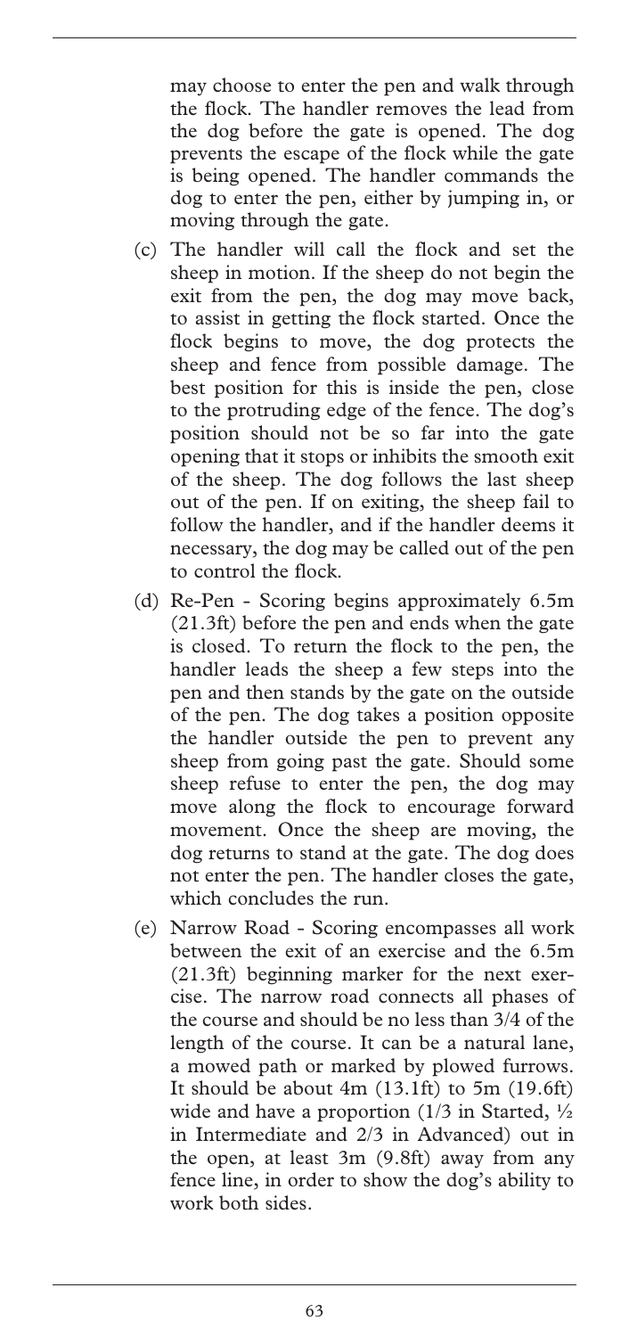may choose to enter the pen and walk through the flock. The handler removes the lead from the dog before the gate is opened. The dog prevents the escape of the flock while the gate is being opened. The handler commands the dog to enter the pen, either by jumping in, or moving through the gate.

(c) The handler will call the flock and set the sheep in motion. If the sheep do not begin the exit from the pen, the dog may move back, to assist in getting the flock started. Once the flock begins to move, the dog protects the sheep and fence from possible damage. The best position for this is inside the pen, close to the protruding edge of the fence. The dog's position should not be so far into the gate opening that it stops or inhibits the smooth exit of the sheep. The dog follows the last sheep out of the pen. If on exiting, the sheep fail to follow the handler, and if the handler deems it necessary, the dog may be called out of the pen to control the flock.

(d) Re-Pen - Scoring begins approximately 6.5m (21.3ft) before the pen and ends when the gate is closed. To return the flock to the pen, the handler leads the sheep a few steps into the pen and then stands by the gate on the outside of the pen. The dog takes a position opposite the handler outside the pen to prevent any sheep from going past the gate. Should some sheep refuse to enter the pen, the dog may move along the flock to encourage forward movement. Once the sheep are moving, the dog returns to stand at the gate. The dog does not enter the pen. The handler closes the gate, which concludes the run.

(e) Narrow Road - Scoring encompasses all work between the exit of an exercise and the 6.5m (21.3ft) beginning marker for the next exercise. The narrow road connects all phases of the course and should be no less than 3/4 of the length of the course. It can be a natural lane, a mowed path or marked by plowed furrows. It should be about 4m (13.1ft) to 5m (19.6ft) wide and have a proportion (1/3 in Started, ½ in Intermediate and 2/3 in Advanced) out in the open, at least 3m (9.8ft) away from any fence line, in order to show the dog's ability to work both sides.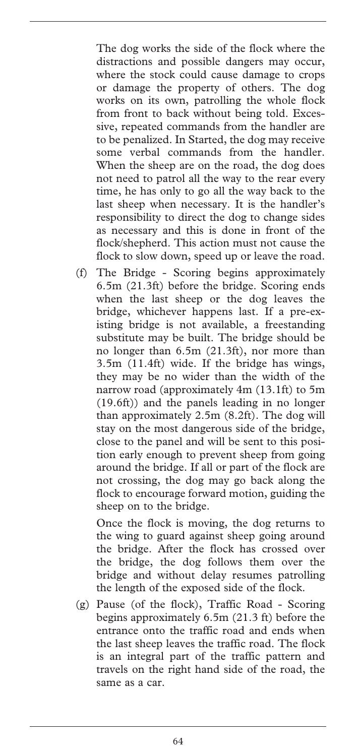The dog works the side of the flock where the distractions and possible dangers may occur, where the stock could cause damage to crops or damage the property of others. The dog works on its own, patrolling the whole flock from front to back without being told. Excessive, repeated commands from the handler are to be penalized. In Started, the dog may receive some verbal commands from the handler. When the sheep are on the road, the dog does not need to patrol all the way to the rear every time, he has only to go all the way back to the last sheep when necessary. It is the handler's responsibility to direct the dog to change sides as necessary and this is done in front of the flock/shepherd. This action must not cause the flock to slow down, speed up or leave the road.

(f) The Bridge - Scoring begins approximately 6.5m (21.3ft) before the bridge. Scoring ends when the last sheep or the dog leaves the bridge, whichever happens last. If a pre-existing bridge is not available, a freestanding substitute may be built. The bridge should be no longer than 6.5m (21.3ft), nor more than 3.5m (11.4ft) wide. If the bridge has wings, they may be no wider than the width of the narrow road (approximately 4m (13.1ft) to 5m (19.6ft)) and the panels leading in no longer than approximately 2.5m (8.2ft). The dog will stay on the most dangerous side of the bridge, close to the panel and will be sent to this position early enough to prevent sheep from going around the bridge. If all or part of the flock are not crossing, the dog may go back along the flock to encourage forward motion, guiding the sheep on to the bridge.

    Once the flock is moving, the dog returns to the wing to guard against sheep going around the bridge. After the flock has crossed over the bridge, the dog follows them over the bridge and without delay resumes patrolling the length of the exposed side of the flock.

(g) Pause (of the flock), Traffic Road - Scoring begins approximately 6.5m (21.3 ft) before the entrance onto the traffic road and ends when the last sheep leaves the traffic road. The flock is an integral part of the traffic pattern and travels on the right hand side of the road, the same as a car.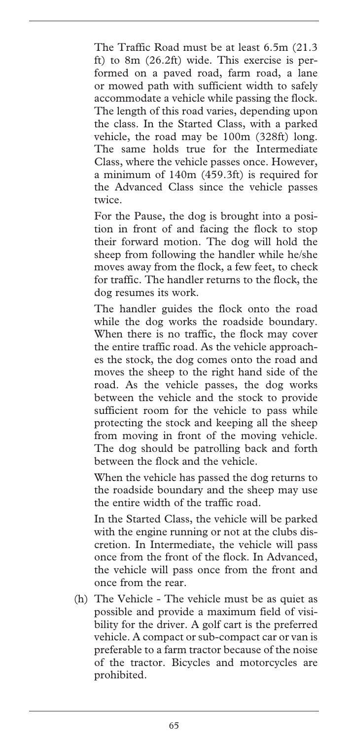The Traffic Road must be at least 6.5m (21.3 ft) to 8m (26.2ft) wide. This exercise is performed on a paved road, farm road, a lane or mowed path with sufficient width to safely accommodate a vehicle while passing the flock. The length of this road varies, depending upon the class. In the Started Class, with a parked vehicle, the road may be 100m (328ft) long. The same holds true for the Intermediate Class, where the vehicle passes once. However, a minimum of 140m (459.3ft) is required for the Advanced Class since the vehicle passes twice.

For the Pause, the dog is brought into a position in front of and facing the flock to stop their forward motion. The dog will hold the sheep from following the handler while he/she moves away from the flock, a few feet, to check for traffic. The handler returns to the flock, the dog resumes its work.

The handler guides the flock onto the road while the dog works the roadside boundary. When there is no traffic, the flock may cover the entire traffic road. As the vehicle approaches the stock, the dog comes onto the road and moves the sheep to the right hand side of the road. As the vehicle passes, the dog works between the vehicle and the stock to provide sufficient room for the vehicle to pass while protecting the stock and keeping all the sheep from moving in front of the moving vehicle. The dog should be patrolling back and forth between the flock and the vehicle.

When the vehicle has passed the dog returns to the roadside boundary and the sheep may use the entire width of the traffic road.

In the Started Class, the vehicle will be parked with the engine running or not at the clubs discretion. In Intermediate, the vehicle will pass once from the front of the flock. In Advanced, the vehicle will pass once from the front and once from the rear.

(h) The Vehicle - The vehicle must be as quiet as possible and provide a maximum field of visibility for the driver. A golf cart is the preferred vehicle. A compact or sub-compact car or van is preferable to a farm tractor because of the noise of the tractor. Bicycles and motorcycles are prohibited.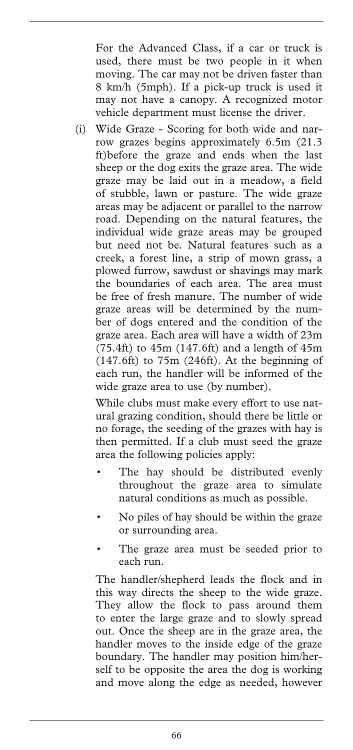For the Advanced Class, if a car or truck is used, there must be two people in it when moving. The car may not be driven faster than 8 km/h (5mph). If a pick-up truck is used it may not have a canopy. A recognized motor vehicle department must license the driver.

(i) Wide Graze - Scoring for both wide and narrow grazes begins approximately 6.5m (21.3 ft)before the graze and ends when the last sheep or the dog exits the graze area. The wide graze may be laid out in a meadow, a field of stubble, lawn or pasture. The wide graze areas may be adjacent or parallel to the narrow road. Depending on the natural features, the individual wide graze areas may be grouped but need not be. Natural features such as a creek, a forest line, a strip of mown grass, a plowed furrow, sawdust or shavings may mark the boundaries of each area. The area must be free of fresh manure. The number of wide graze areas will be determined by the number of dogs entered and the condition of the graze area. Each area will have a width of 23m (75.4ft) to 45m (147.6ft) and a length of 45m (147.6ft) to 75m (246ft). At the beginning of each run, the handler will be informed of the wide graze area to use (by number).

While clubs must make every effort to use natural grazing condition, should there be little or no forage, the seeding of the grazes with hay is then permitted. If a club must seed the graze area the following policies apply:

- The hay should be distributed evenly throughout the graze area to simulate natural conditions as much as possible.
- No piles of hay should be within the graze or surrounding area.
- The graze area must be seeded prior to each run.

The handler/shepherd leads the flock and in this way directs the sheep to the wide graze. They allow the flock to pass around them to enter the large graze and to slowly spread out. Once the sheep are in the graze area, the handler moves to the inside edge of the graze boundary. The handler may position him/herself to be opposite the area the dog is working and move along the edge as needed, however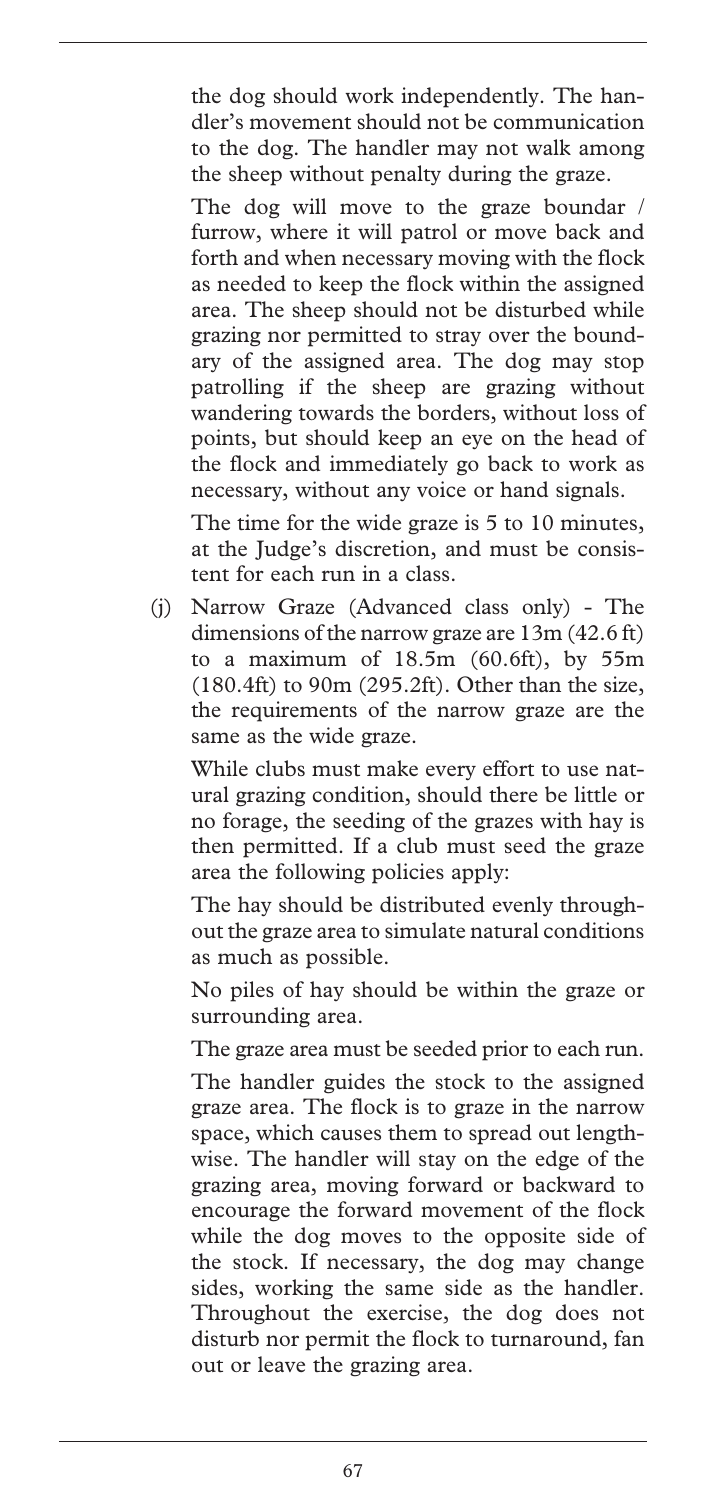the dog should work independently. The handler's movement should not be communication to the dog. The handler may not walk among the sheep without penalty during the graze.

The dog will move to the graze boundar / furrow, where it will patrol or move back and forth and when necessary moving with the flock as needed to keep the flock within the assigned area. The sheep should not be disturbed while grazing nor permitted to stray over the boundary of the assigned area. The dog may stop patrolling if the sheep are grazing without wandering towards the borders, without loss of points, but should keep an eye on the head of the flock and immediately go back to work as necessary, without any voice or hand signals.

The time for the wide graze is 5 to 10 minutes, at the Judge's discretion, and must be consistent for each run in a class.

(j) Narrow Graze (Advanced class only) - The dimensions of the narrow graze are 13m (42.6 ft) to a maximum of 18.5m (60.6ft), by 55m (180.4ft) to 90m (295.2ft). Other than the size, the requirements of the narrow graze are the same as the wide graze.

While clubs must make every effort to use natural grazing condition, should there be little or no forage, the seeding of the grazes with hay is then permitted. If a club must seed the graze area the following policies apply:

The hay should be distributed evenly throughout the graze area to simulate natural conditions as much as possible.

No piles of hay should be within the graze or surrounding area.

The graze area must be seeded prior to each run.

The handler guides the stock to the assigned graze area. The flock is to graze in the narrow space, which causes them to spread out lengthwise. The handler will stay on the edge of the grazing area, moving forward or backward to encourage the forward movement of the flock while the dog moves to the opposite side of the stock. If necessary, the dog may change sides, working the same side as the handler. Throughout the exercise, the dog does not disturb nor permit the flock to turnaround, fan out or leave the grazing area.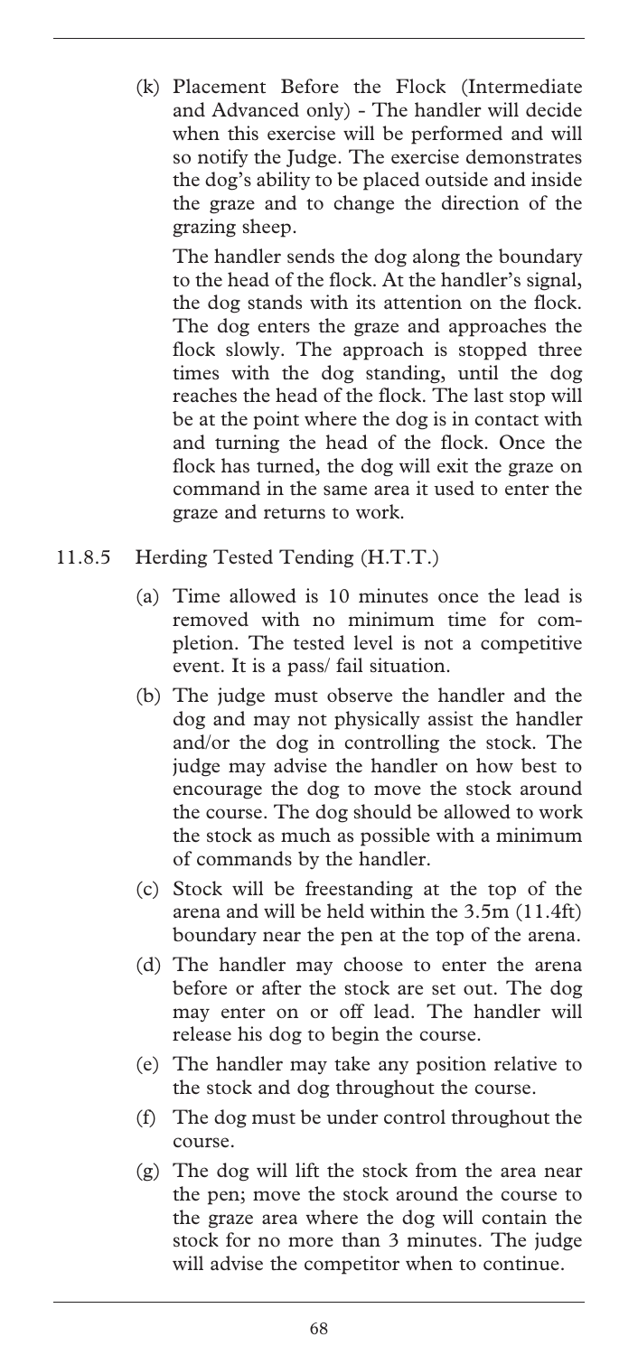(k) Placement Before the Flock (Intermediate and Advanced only) - The handler will decide when this exercise will be performed and will so notify the Judge. The exercise demonstrates the dog's ability to be placed outside and inside the graze and to change the direction of the grazing sheep.

The handler sends the dog along the boundary to the head of the flock. At the handler's signal, the dog stands with its attention on the flock. The dog enters the graze and approaches the flock slowly. The approach is stopped three times with the dog standing, until the dog reaches the head of the flock. The last stop will be at the point where the dog is in contact with and turning the head of the flock. Once the flock has turned, the dog will exit the graze on command in the same area it used to enter the graze and returns to work.

11.8.5 Herding Tested Tending (H.T.T.)

(a) Time allowed is 10 minutes once the lead is removed with no minimum time for completion. The tested level is not a competitive event. It is a pass/ fail situation.

(b) The judge must observe the handler and the dog and may not physically assist the handler and/or the dog in controlling the stock. The judge may advise the handler on how best to encourage the dog to move the stock around the course. The dog should be allowed to work the stock as much as possible with a minimum of commands by the handler.

(c) Stock will be freestanding at the top of the arena and will be held within the 3.5m (11.4ft) boundary near the pen at the top of the arena.

(d) The handler may choose to enter the arena before or after the stock are set out. The dog may enter on or off lead. The handler will release his dog to begin the course.

(e) The handler may take any position relative to the stock and dog throughout the course.

(f) The dog must be under control throughout the course.

(g) The dog will lift the stock from the area near the pen; move the stock around the course to the graze area where the dog will contain the stock for no more than 3 minutes. The judge will advise the competitor when to continue.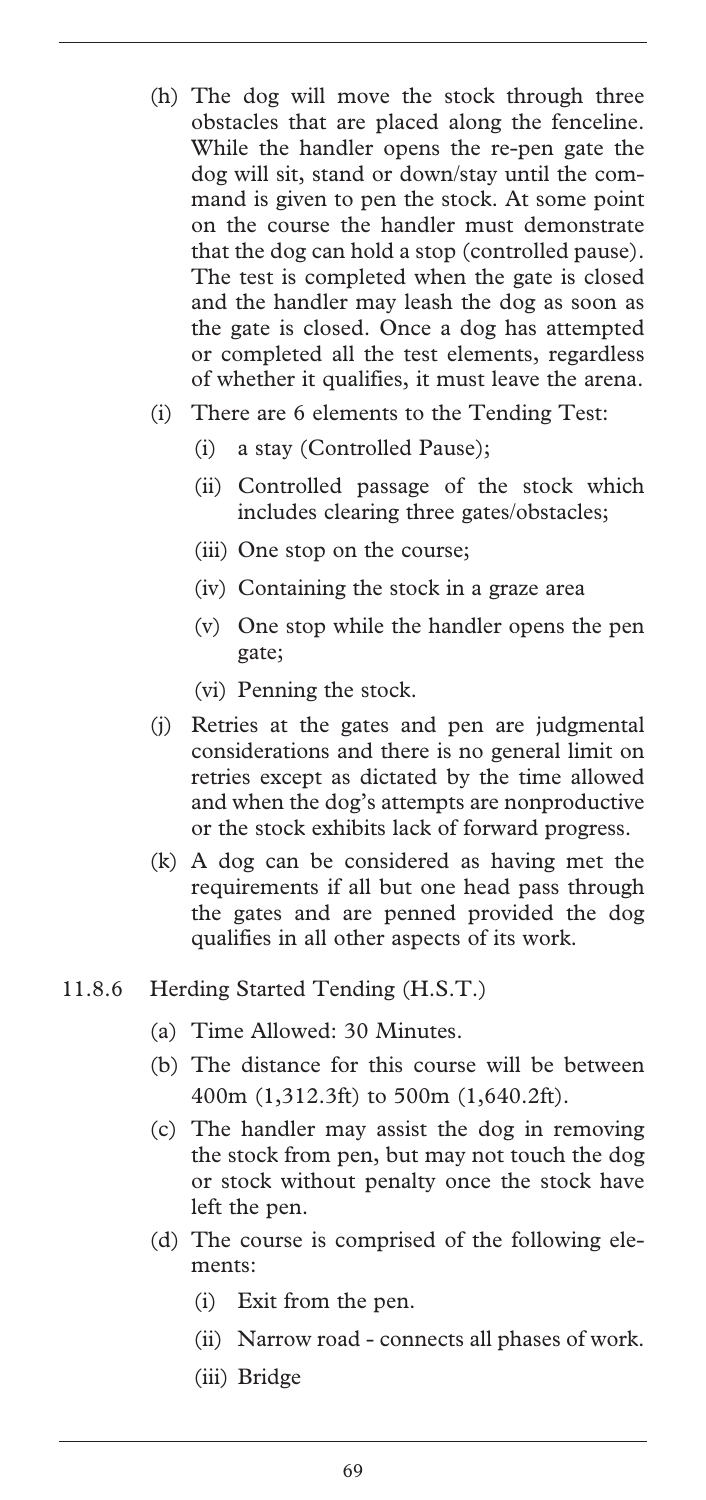(h) The dog will move the stock through three obstacles that are placed along the fenceline. While the handler opens the re-pen gate the dog will sit, stand or down/stay until the command is given to pen the stock. At some point on the course the handler must demonstrate that the dog can hold a stop (controlled pause). The test is completed when the gate is closed and the handler may leash the dog as soon as the gate is closed. Once a dog has attempted or completed all the test elements, regardless of whether it qualifies, it must leave the arena.

(i) There are 6 elements to the Tending Test:

- (i) a stay (Controlled Pause);
- (ii) Controlled passage of the stock which includes clearing three gates/obstacles;
- (iii) One stop on the course;
- (iv) Containing the stock in a graze area
- (v) One stop while the handler opens the pen gate;
- (vi) Penning the stock.

(j) Retries at the gates and pen are judgmental considerations and there is no general limit on retries except as dictated by the time allowed and when the dog's attempts are nonproductive or the stock exhibits lack of forward progress.

(k) A dog can be considered as having met the requirements if all but one head pass through the gates and are penned provided the dog qualifies in all other aspects of its work.

11.8.6 Herding Started Tending (H.S.T.)

(a) Time Allowed: 30 Minutes.

(b) The distance for this course will be between 400m (1,312.3ft) to 500m (1,640.2ft).

(c) The handler may assist the dog in removing the stock from pen, but may not touch the dog or stock without penalty once the stock have left the pen.

(d) The course is comprised of the following elements:

- (i) Exit from the pen.
- (ii) Narrow road - connects all phases of work.
- (iii) Bridge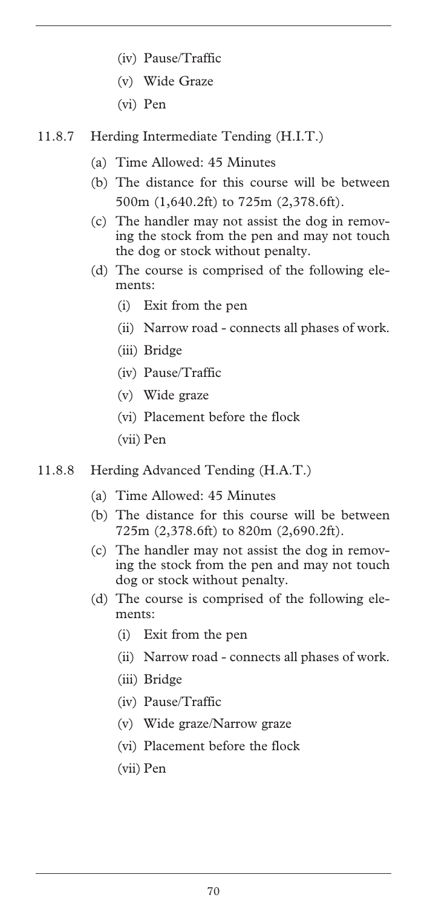- (iv) Pause/Traffic
- (v) Wide Graze
- (vi) Pen

11.8.7 Herding Intermediate Tending (H.I.T.)

- (a) Time Allowed: 45 Minutes
- (b) The distance for this course will be between 500m (1,640.2ft) to 725m (2,378.6ft).
- (c) The handler may not assist the dog in removing the stock from the pen and may not touch the dog or stock without penalty.
- (d) The course is comprised of the following elements:
  - (i) Exit from the pen
  - (ii) Narrow road - connects all phases of work.
  - (iii) Bridge
  - (iv) Pause/Traffic
  - (v) Wide graze
  - (vi) Placement before the flock
  - (vii) Pen

11.8.8 Herding Advanced Tending (H.A.T.)

- (a) Time Allowed: 45 Minutes
- (b) The distance for this course will be between 725m (2,378.6ft) to 820m (2,690.2ft).
- (c) The handler may not assist the dog in removing the stock from the pen and may not touch dog or stock without penalty.
- (d) The course is comprised of the following elements:
  - (i) Exit from the pen
  - (ii) Narrow road - connects all phases of work.
  - (iii) Bridge
  - (iv) Pause/Traffic
  - (v) Wide graze/Narrow graze
  - (vi) Placement before the flock
  - (vii) Pen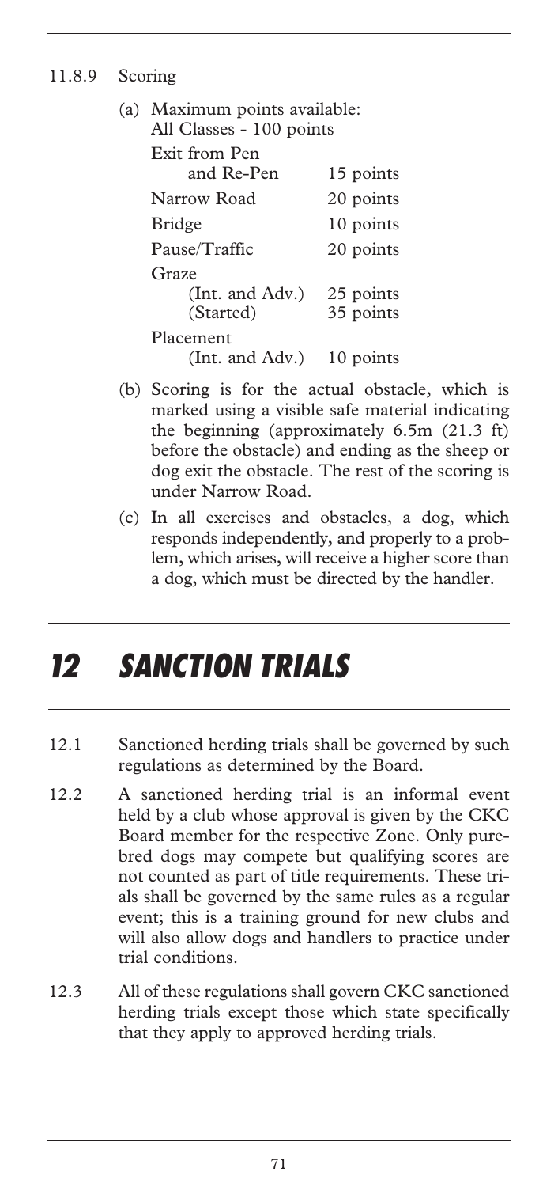11.8.9 Scoring

(a) Maximum points available:
All Classes - 100 points

| | |
|---|---|
| Exit from Pen and Re-Pen | 15 points |
| Narrow Road | 20 points |
| Bridge | 10 points |
| Pause/Traffic | 20 points |
| Graze | |
| (Int. and Adv.) | 25 points |
| (Started) | 35 points |
| Placement | |
| (Int. and Adv.) | 10 points |

(b) Scoring is for the actual obstacle, which is marked using a visible safe material indicating the beginning (approximately 6.5m (21.3 ft) before the obstacle) and ending as the sheep or dog exit the obstacle. The rest of the scoring is under Narrow Road.

(c) In all exercises and obstacles, a dog, which responds independently, and properly to a problem, which arises, will receive a higher score than a dog, which must be directed by the handler.

# 12 SANCTION TRIALS

12.1 Sanctioned herding trials shall be governed by such regulations as determined by the Board.

12.2 A sanctioned herding trial is an informal event held by a club whose approval is given by the CKC Board member for the respective Zone. Only purebred dogs may compete but qualifying scores are not counted as part of title requirements. These trials shall be governed by the same rules as a regular event; this is a training ground for new clubs and will also allow dogs and handlers to practice under trial conditions.

12.3 All of these regulations shall govern CKC sanctioned herding trials except those which state specifically that they apply to approved herding trials.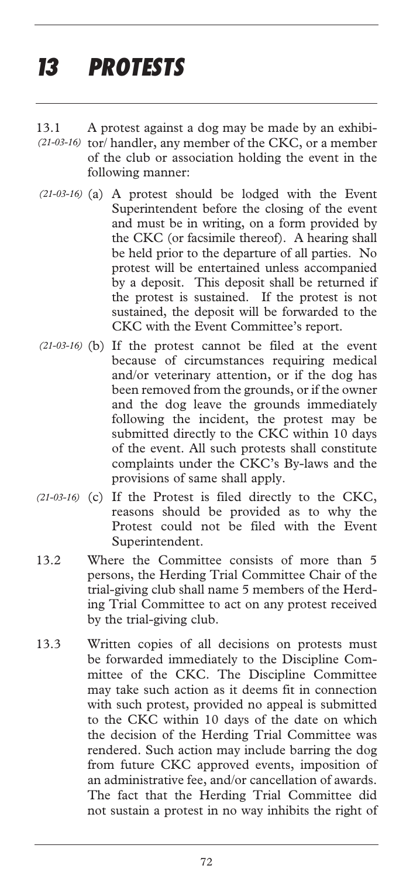# 13 PROTESTS

13.1 *(21-03-16)* A protest against a dog may be made by an exhibitor/ handler, any member of the CKC, or a member of the club or association holding the event in the following manner:

*(21-03-16)* (a) A protest should be lodged with the Event Superintendent before the closing of the event and must be in writing, on a form provided by the CKC (or facsimile thereof). A hearing shall be held prior to the departure of all parties. No protest will be entertained unless accompanied by a deposit. This deposit shall be returned if the protest is sustained. If the protest is not sustained, the deposit will be forwarded to the CKC with the Event Committee's report.

*(21-03-16)* (b) If the protest cannot be filed at the event because of circumstances requiring medical and/or veterinary attention, or if the dog has been removed from the grounds, or if the owner and the dog leave the grounds immediately following the incident, the protest may be submitted directly to the CKC within 10 days of the event. All such protests shall constitute complaints under the CKC's By-laws and the provisions of same shall apply.

*(21-03-16)* (c) If the Protest is filed directly to the CKC, reasons should be provided as to why the Protest could not be filed with the Event Superintendent.

13.2 Where the Committee consists of more than 5 persons, the Herding Trial Committee Chair of the trial-giving club shall name 5 members of the Herding Trial Committee to act on any protest received by the trial-giving club.

13.3 Written copies of all decisions on protests must be forwarded immediately to the Discipline Committee of the CKC. The Discipline Committee may take such action as it deems fit in connection with such protest, provided no appeal is submitted to the CKC within 10 days of the date on which the decision of the Herding Trial Committee was rendered. Such action may include barring the dog from future CKC approved events, imposition of an administrative fee, and/or cancellation of awards. The fact that the Herding Trial Committee did not sustain a protest in no way inhibits the right of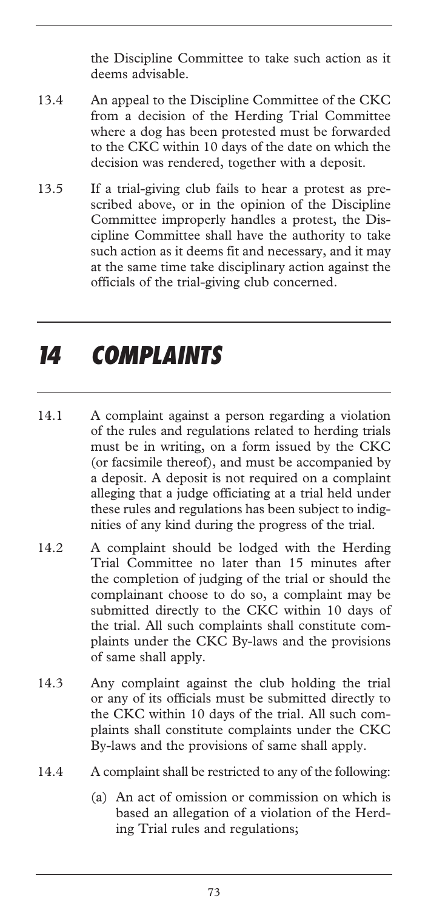the Discipline Committee to take such action as it deems advisable.

13.4 An appeal to the Discipline Committee of the CKC from a decision of the Herding Trial Committee where a dog has been protested must be forwarded to the CKC within 10 days of the date on which the decision was rendered, together with a deposit.

13.5 If a trial-giving club fails to hear a protest as prescribed above, or in the opinion of the Discipline Committee improperly handles a protest, the Discipline Committee shall have the authority to take such action as it deems fit and necessary, and it may at the same time take disciplinary action against the officials of the trial-giving club concerned.

# 14 COMPLAINTS

14.1 A complaint against a person regarding a violation of the rules and regulations related to herding trials must be in writing, on a form issued by the CKC (or facsimile thereof), and must be accompanied by a deposit. A deposit is not required on a complaint alleging that a judge officiating at a trial held under these rules and regulations has been subject to indignities of any kind during the progress of the trial.

14.2 A complaint should be lodged with the Herding Trial Committee no later than 15 minutes after the completion of judging of the trial or should the complainant choose to do so, a complaint may be submitted directly to the CKC within 10 days of the trial. All such complaints shall constitute complaints under the CKC By-laws and the provisions of same shall apply.

14.3 Any complaint against the club holding the trial or any of its officials must be submitted directly to the CKC within 10 days of the trial. All such complaints shall constitute complaints under the CKC By-laws and the provisions of same shall apply.

14.4 A complaint shall be restricted to any of the following:

(a) An act of omission or commission on which is based an allegation of a violation of the Herding Trial rules and regulations;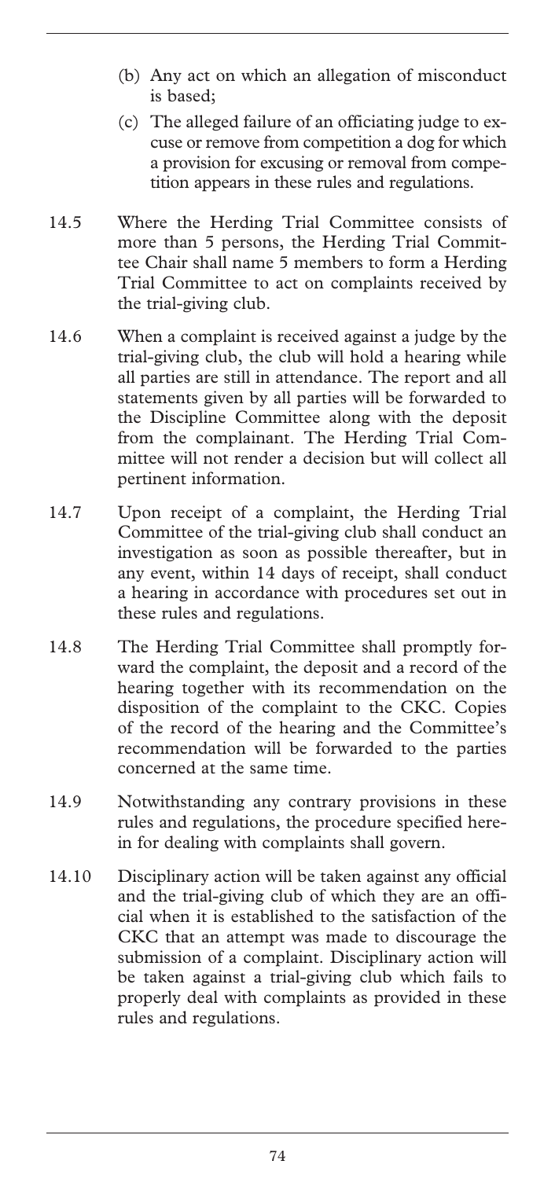(b) Any act on which an allegation of misconduct is based;

(c) The alleged failure of an officiating judge to excuse or remove from competition a dog for which a provision for excusing or removal from competition appears in these rules and regulations.

14.5 Where the Herding Trial Committee consists of more than 5 persons, the Herding Trial Committee Chair shall name 5 members to form a Herding Trial Committee to act on complaints received by the trial-giving club.

14.6 When a complaint is received against a judge by the trial-giving club, the club will hold a hearing while all parties are still in attendance. The report and all statements given by all parties will be forwarded to the Discipline Committee along with the deposit from the complainant. The Herding Trial Committee will not render a decision but will collect all pertinent information.

14.7 Upon receipt of a complaint, the Herding Trial Committee of the trial-giving club shall conduct an investigation as soon as possible thereafter, but in any event, within 14 days of receipt, shall conduct a hearing in accordance with procedures set out in these rules and regulations.

14.8 The Herding Trial Committee shall promptly forward the complaint, the deposit and a record of the hearing together with its recommendation on the disposition of the complaint to the CKC. Copies of the record of the hearing and the Committee's recommendation will be forwarded to the parties concerned at the same time.

14.9 Notwithstanding any contrary provisions in these rules and regulations, the procedure specified herein for dealing with complaints shall govern.

14.10 Disciplinary action will be taken against any official and the trial-giving club of which they are an official when it is established to the satisfaction of the CKC that an attempt was made to discourage the submission of a complaint. Disciplinary action will be taken against a trial-giving club which fails to properly deal with complaints as provided in these rules and regulations.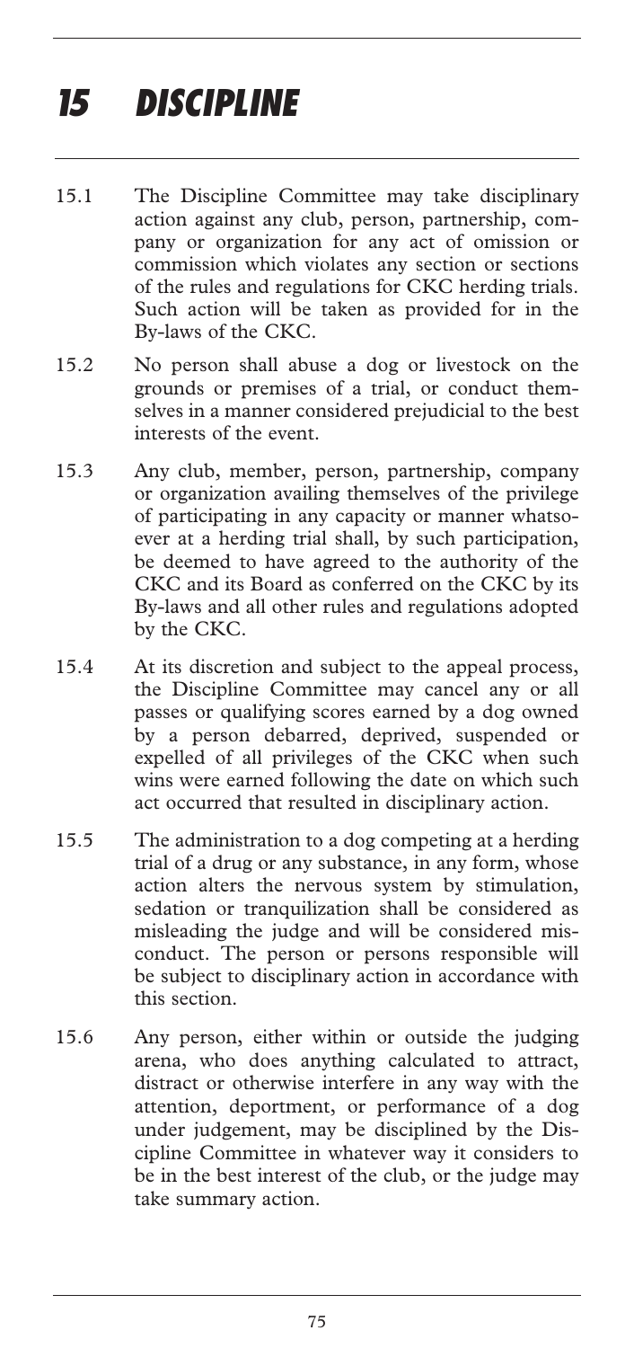# 15 DISCIPLINE

15.1 The Discipline Committee may take disciplinary action against any club, person, partnership, company or organization for any act of omission or commission which violates any section or sections of the rules and regulations for CKC herding trials. Such action will be taken as provided for in the By-laws of the CKC.

15.2 No person shall abuse a dog or livestock on the grounds or premises of a trial, or conduct themselves in a manner considered prejudicial to the best interests of the event.

15.3 Any club, member, person, partnership, company or organization availing themselves of the privilege of participating in any capacity or manner whatsoever at a herding trial shall, by such participation, be deemed to have agreed to the authority of the CKC and its Board as conferred on the CKC by its By-laws and all other rules and regulations adopted by the CKC.

15.4 At its discretion and subject to the appeal process, the Discipline Committee may cancel any or all passes or qualifying scores earned by a dog owned by a person debarred, deprived, suspended or expelled of all privileges of the CKC when such wins were earned following the date on which such act occurred that resulted in disciplinary action.

15.5 The administration to a dog competing at a herding trial of a drug or any substance, in any form, whose action alters the nervous system by stimulation, sedation or tranquilization shall be considered as misleading the judge and will be considered misconduct. The person or persons responsible will be subject to disciplinary action in accordance with this section.

15.6 Any person, either within or outside the judging arena, who does anything calculated to attract, distract or otherwise interfere in any way with the attention, deportment, or performance of a dog under judgement, may be disciplined by the Discipline Committee in whatever way it considers to be in the best interest of the club, or the judge may take summary action.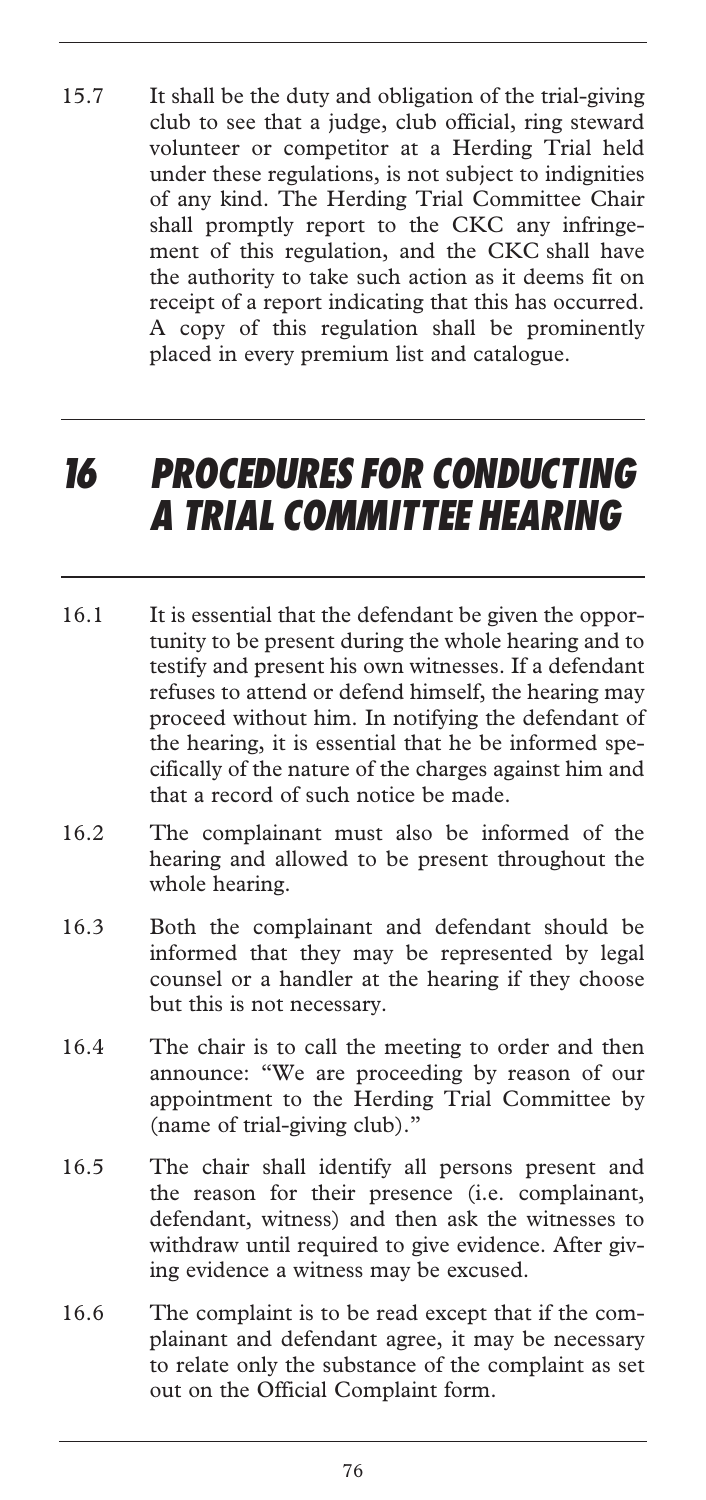15.7 It shall be the duty and obligation of the trial-giving club to see that a judge, club official, ring steward volunteer or competitor at a Herding Trial held under these regulations, is not subject to indignities of any kind. The Herding Trial Committee Chair shall promptly report to the CKC any infringement of this regulation, and the CKC shall have the authority to take such action as it deems fit on receipt of a report indicating that this has occurred. A copy of this regulation shall be prominently placed in every premium list and catalogue.

# *16 PROCEDURES FOR CONDUCTING A TRIAL COMMITTEE HEARING*

16.1 It is essential that the defendant be given the opportunity to be present during the whole hearing and to testify and present his own witnesses. If a defendant refuses to attend or defend himself, the hearing may proceed without him. In notifying the defendant of the hearing, it is essential that he be informed specifically of the nature of the charges against him and that a record of such notice be made.

16.2 The complainant must also be informed of the hearing and allowed to be present throughout the whole hearing.

16.3 Both the complainant and defendant should be informed that they may be represented by legal counsel or a handler at the hearing if they choose but this is not necessary.

16.4 The chair is to call the meeting to order and then announce: "We are proceeding by reason of our appointment to the Herding Trial Committee by (name of trial-giving club)."

16.5 The chair shall identify all persons present and the reason for their presence (i.e. complainant, defendant, witness) and then ask the witnesses to withdraw until required to give evidence. After giving evidence a witness may be excused.

16.6 The complaint is to be read except that if the complainant and defendant agree, it may be necessary to relate only the substance of the complaint as set out on the Official Complaint form.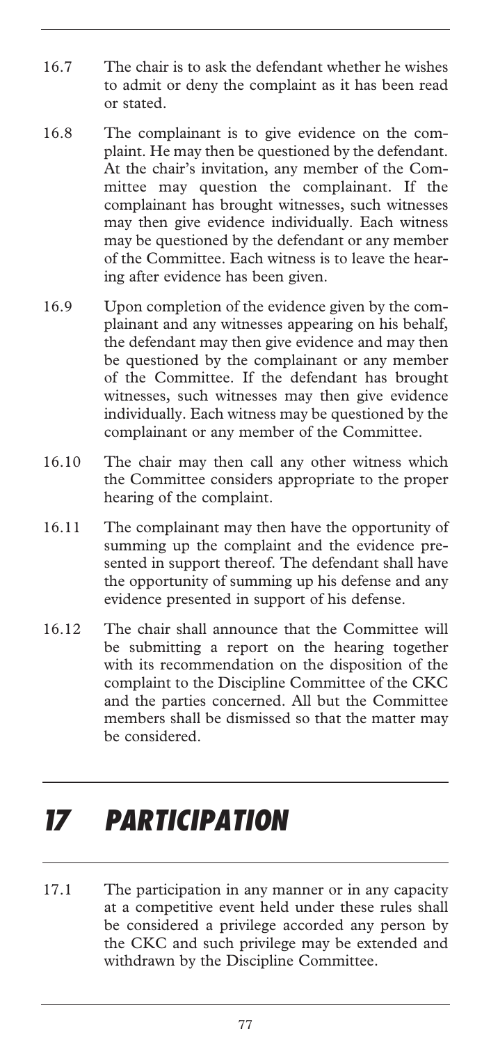16.7 The chair is to ask the defendant whether he wishes to admit or deny the complaint as it has been read or stated.

16.8 The complainant is to give evidence on the complaint. He may then be questioned by the defendant. At the chair's invitation, any member of the Committee may question the complainant. If the complainant has brought witnesses, such witnesses may then give evidence individually. Each witness may be questioned by the defendant or any member of the Committee. Each witness is to leave the hearing after evidence has been given.

16.9 Upon completion of the evidence given by the complainant and any witnesses appearing on his behalf, the defendant may then give evidence and may then be questioned by the complainant or any member of the Committee. If the defendant has brought witnesses, such witnesses may then give evidence individually. Each witness may be questioned by the complainant or any member of the Committee.

16.10 The chair may then call any other witness which the Committee considers appropriate to the proper hearing of the complaint.

16.11 The complainant may then have the opportunity of summing up the complaint and the evidence presented in support thereof. The defendant shall have the opportunity of summing up his defense and any evidence presented in support of his defense.

16.12 The chair shall announce that the Committee will be submitting a report on the hearing together with its recommendation on the disposition of the complaint to the Discipline Committee of the CKC and the parties concerned. All but the Committee members shall be dismissed so that the matter may be considered.

# *17 PARTICIPATION*

17.1 The participation in any manner or in any capacity at a competitive event held under these rules shall be considered a privilege accorded any person by the CKC and such privilege may be extended and withdrawn by the Discipline Committee.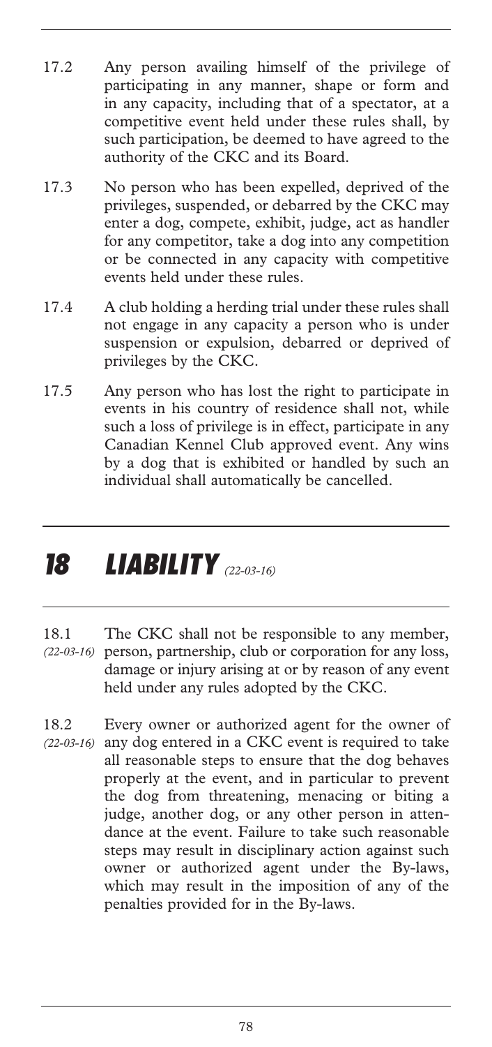17.2 Any person availing himself of the privilege of participating in any manner, shape or form and in any capacity, including that of a spectator, at a competitive event held under these rules shall, by such participation, be deemed to have agreed to the authority of the CKC and its Board.

17.3 No person who has been expelled, deprived of the privileges, suspended, or debarred by the CKC may enter a dog, compete, exhibit, judge, act as handler for any competitor, take a dog into any competition or be connected in any capacity with competitive events held under these rules.

17.4 A club holding a herding trial under these rules shall not engage in any capacity a person who is under suspension or expulsion, debarred or deprived of privileges by the CKC.

17.5 Any person who has lost the right to participate in events in his country of residence shall not, while such a loss of privilege is in effect, participate in any Canadian Kennel Club approved event. Any wins by a dog that is exhibited or handled by such an individual shall automatically be cancelled.

# 18 LIABILITY *(22-03-16)*

18.1 *(22-03-16)* The CKC shall not be responsible to any member, person, partnership, club or corporation for any loss, damage or injury arising at or by reason of any event held under any rules adopted by the CKC.

18.2 *(22-03-16)* Every owner or authorized agent for the owner of any dog entered in a CKC event is required to take all reasonable steps to ensure that the dog behaves properly at the event, and in particular to prevent the dog from threatening, menacing or biting a judge, another dog, or any other person in attendance at the event. Failure to take such reasonable steps may result in disciplinary action against such owner or authorized agent under the By-laws, which may result in the imposition of any of the penalties provided for in the By-laws.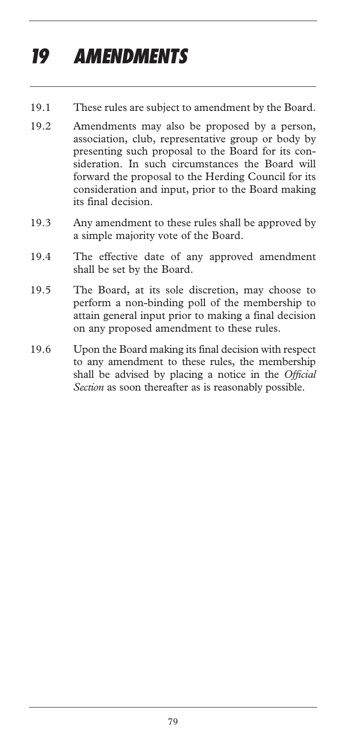# 19 AMENDMENTS

19.1 These rules are subject to amendment by the Board.

19.2 Amendments may also be proposed by a person, association, club, representative group or body by presenting such proposal to the Board for its consideration. In such circumstances the Board will forward the proposal to the Herding Council for its consideration and input, prior to the Board making its final decision.

19.3 Any amendment to these rules shall be approved by a simple majority vote of the Board.

19.4 The effective date of any approved amendment shall be set by the Board.

19.5 The Board, at its sole discretion, may choose to perform a non-binding poll of the membership to attain general input prior to making a final decision on any proposed amendment to these rules.

19.6 Upon the Board making its final decision with respect to any amendment to these rules, the membership shall be advised by placing a notice in the *Official Section* as soon thereafter as is reasonably possible.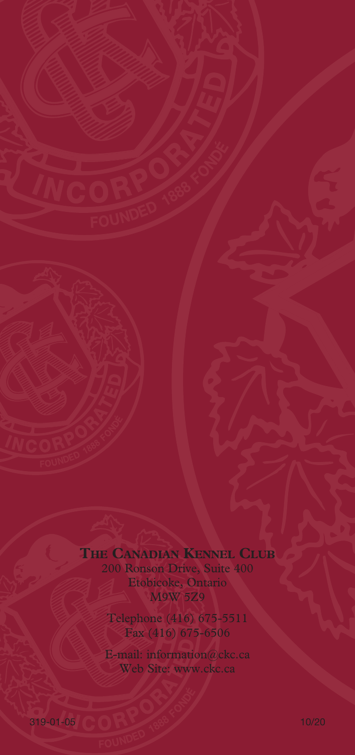**THE CANADIAN KENNEL CLUB**

200 Ronson Drive, Suite 400
Etobicoke, Ontario
M9W 5Z9

Telephone (416) 675-5511
Fax (416) 675-6506

E-mail: information@ckc.ca
Web Site: www.ckc.ca

319-01-05 10/20